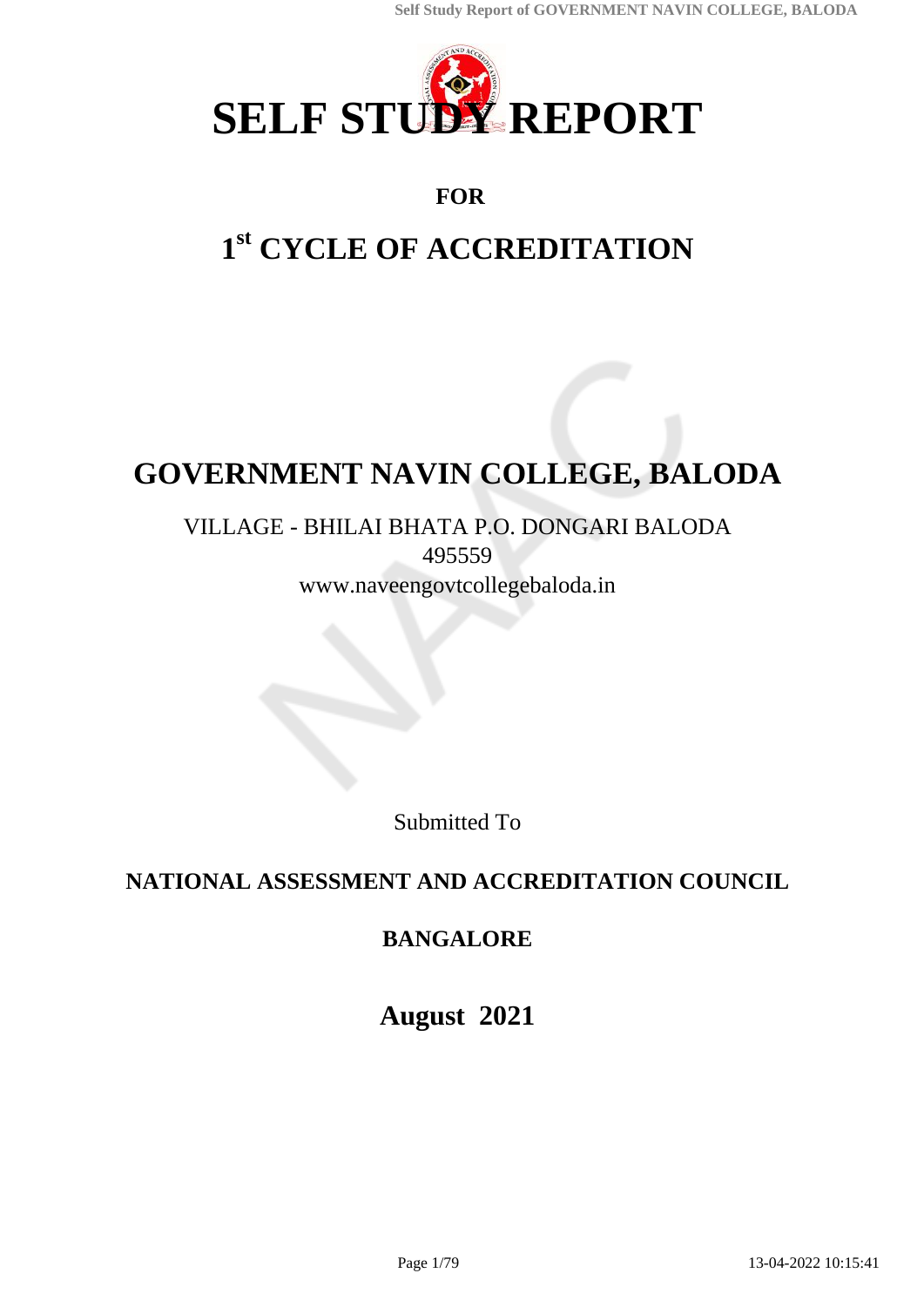# SELF STUDY REPORT

**FOR**

## 1st CYCLE OF ACCREDITATION

## GOVERNMENT NAVIN COLLEGE, BALODA

VILLAGE - BHILAI BHATA P.O. DONGARI BALODA
495559
www.naveengovtcollegebaloda.in

Submitted To

**NATIONAL ASSESSMENT AND ACCREDITATION COUNCIL**

**BANGALORE**

**August 2021**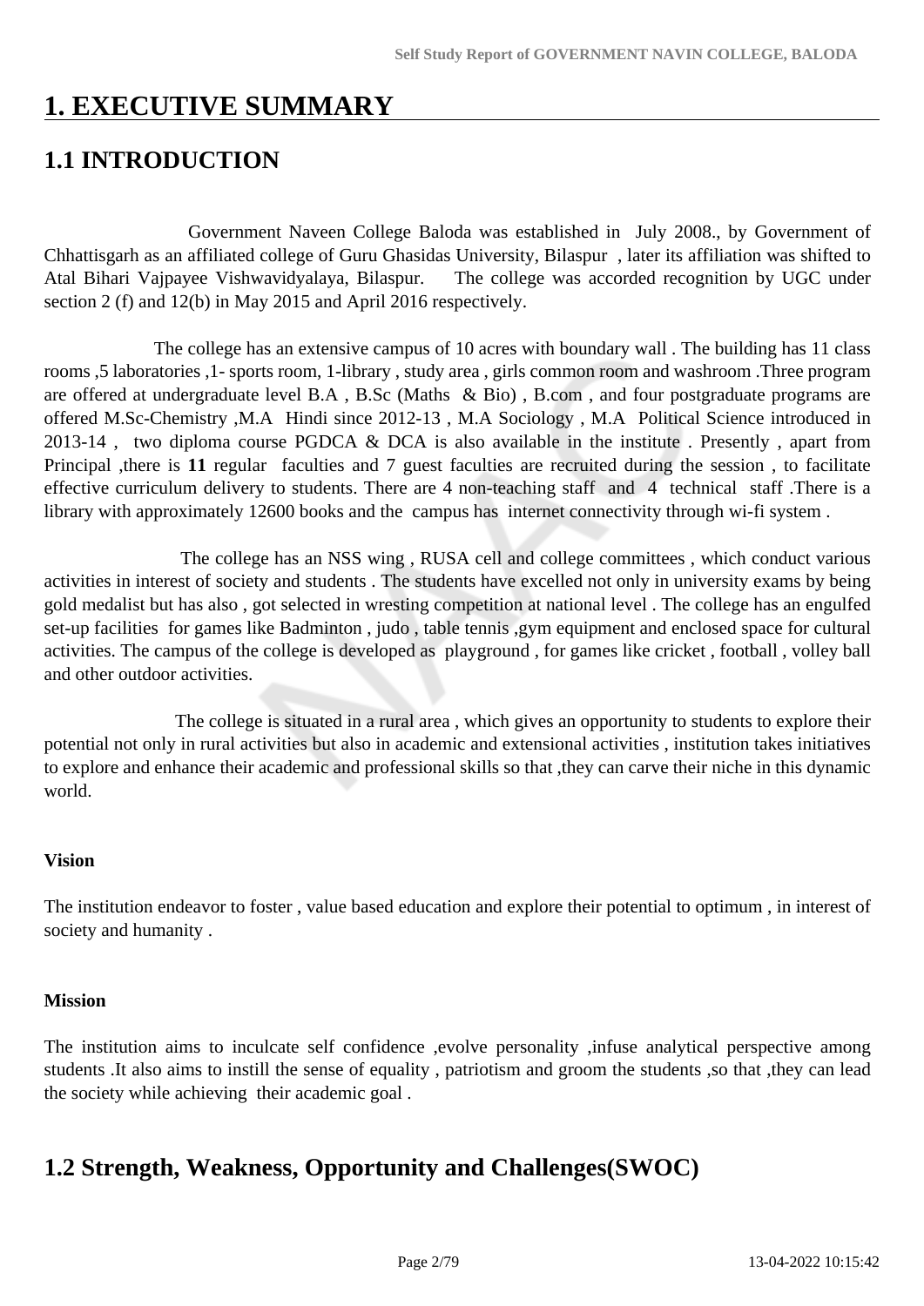# 1. EXECUTIVE SUMMARY

## 1.1 INTRODUCTION

Government Naveen College Baloda was established in July 2008., by Government of Chhattisgarh as an affiliated college of Guru Ghasidas University, Bilaspur , later its affiliation was shifted to Atal Bihari Vajpayee Vishwavidyalaya, Bilaspur. The college was accorded recognition by UGC under section 2 (f) and 12(b) in May 2015 and April 2016 respectively.

The college has an extensive campus of 10 acres with boundary wall . The building has 11 class rooms ,5 laboratories ,1- sports room, 1-library , study area , girls common room and washroom .Three program are offered at undergraduate level B.A , B.Sc (Maths & Bio) , B.com , and four postgraduate programs are offered M.Sc-Chemistry ,M.A Hindi since 2012-13 , M.A Sociology , M.A Political Science introduced in 2013-14 , two diploma course PGDCA & DCA is also available in the institute . Presently , apart from Principal ,there is **11** regular faculties and 7 guest faculties are recruited during the session , to facilitate effective curriculum delivery to students. There are 4 non-teaching staff and 4 technical staff .There is a library with approximately 12600 books and the campus has internet connectivity through wi-fi system .

The college has an NSS wing , RUSA cell and college committees , which conduct various activities in interest of society and students . The students have excelled not only in university exams by being gold medalist but has also , got selected in wresting competition at national level . The college has an engulfed set-up facilities for games like Badminton , judo , table tennis ,gym equipment and enclosed space for cultural activities. The campus of the college is developed as playground , for games like cricket , football , volley ball and other outdoor activities.

The college is situated in a rural area , which gives an opportunity to students to explore their potential not only in rural activities but also in academic and extensional activities , institution takes initiatives to explore and enhance their academic and professional skills so that ,they can carve their niche in this dynamic world.

**Vision**

The institution endeavor to foster , value based education and explore their potential to optimum , in interest of society and humanity .

**Mission**

The institution aims to inculcate self confidence ,evolve personality ,infuse analytical perspective among students .It also aims to instill the sense of equality , patriotism and groom the students ,so that ,they can lead the society while achieving their academic goal .

## 1.2 Strength, Weakness, Opportunity and Challenges(SWOC)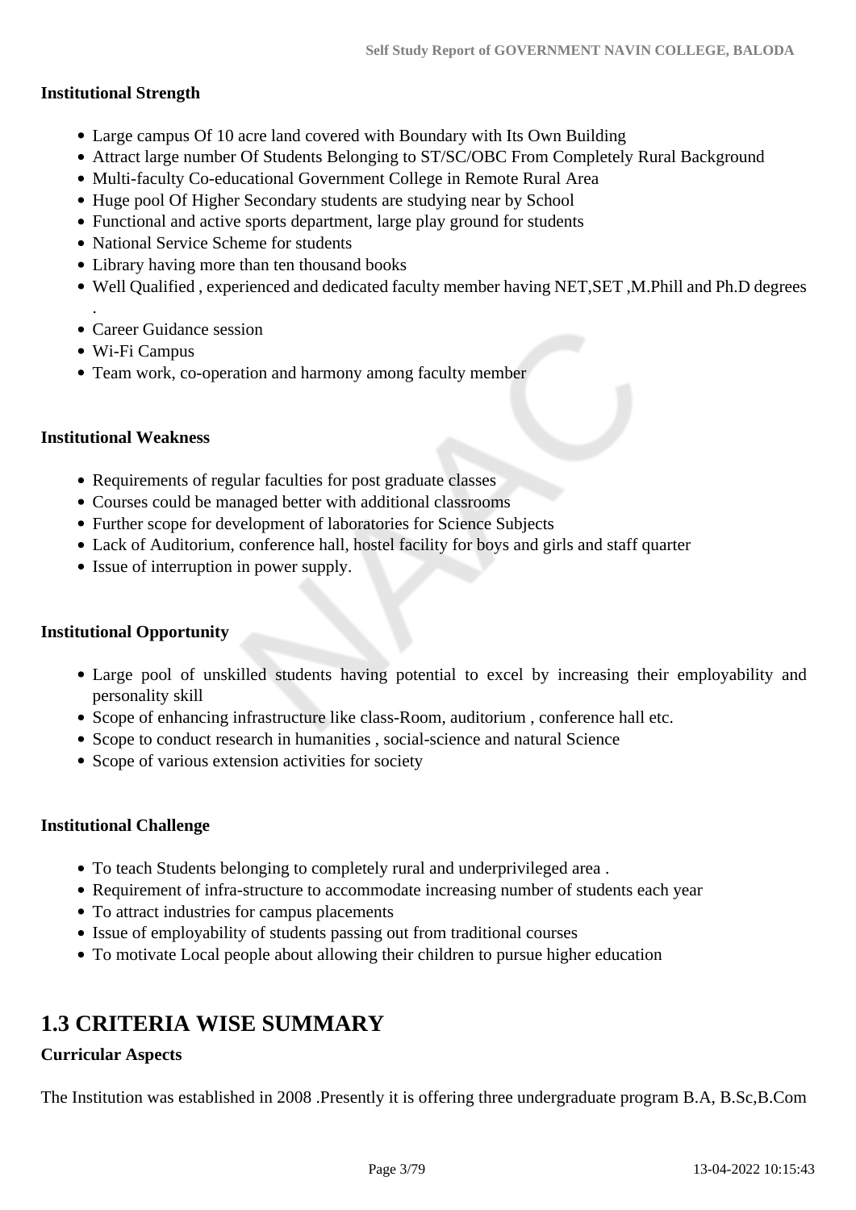**Institutional Strength**

- Large campus Of 10 acre land covered with Boundary with Its Own Building
- Attract large number Of Students Belonging to ST/SC/OBC From Completely Rural Background
- Multi-faculty Co-educational Government College in Remote Rural Area
- Huge pool Of Higher Secondary students are studying near by School
- Functional and active sports department, large play ground for students
- National Service Scheme for students
- Library having more than ten thousand books
- Well Qualified , experienced and dedicated faculty member having NET,SET ,M.Phill and Ph.D degrees .
- Career Guidance session
- Wi-Fi Campus
- Team work, co-operation and harmony among faculty member

**Institutional Weakness**

- Requirements of regular faculties for post graduate classes
- Courses could be managed better with additional classrooms
- Further scope for development of laboratories for Science Subjects
- Lack of Auditorium, conference hall, hostel facility for boys and girls and staff quarter
- Issue of interruption in power supply.

**Institutional Opportunity**

- Large pool of unskilled students having potential to excel by increasing their employability and personality skill
- Scope of enhancing infrastructure like class-Room, auditorium , conference hall etc.
- Scope to conduct research in humanities , social-science and natural Science
- Scope of various extension activities for society

**Institutional Challenge**

- To teach Students belonging to completely rural and underprivileged area .
- Requirement of infra-structure to accommodate increasing number of students each year
- To attract industries for campus placements
- Issue of employability of students passing out from traditional courses
- To motivate Local people about allowing their children to pursue higher education

## 1.3 CRITERIA WISE SUMMARY

**Curricular Aspects**

The Institution was established in 2008 .Presently it is offering three undergraduate program B.A, B.Sc,B.Com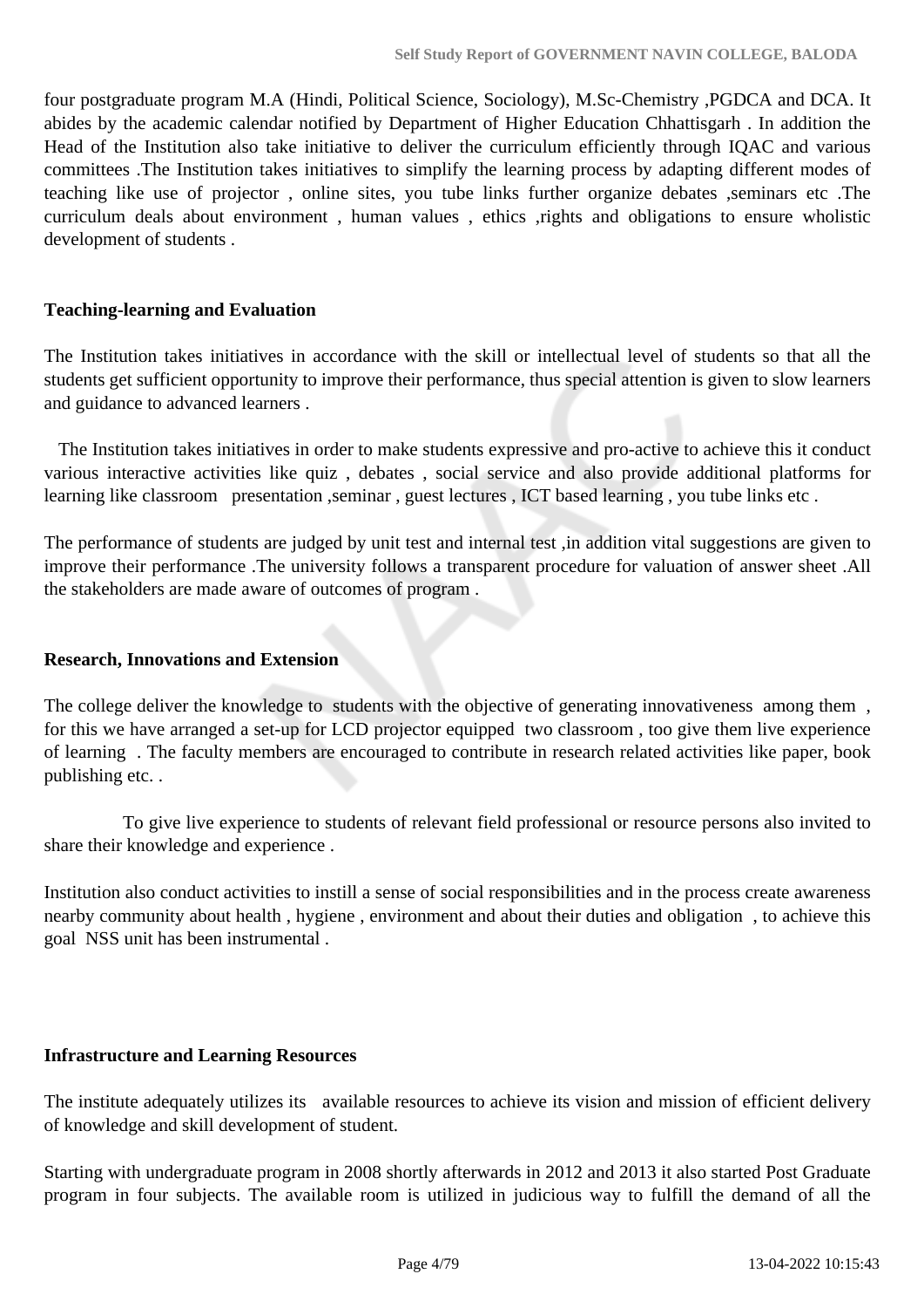four postgraduate program M.A (Hindi, Political Science, Sociology), M.Sc-Chemistry ,PGDCA and DCA. It abides by the academic calendar notified by Department of Higher Education Chhattisgarh . In addition the Head of the Institution also take initiative to deliver the curriculum efficiently through IQAC and various committees .The Institution takes initiatives to simplify the learning process by adapting different modes of teaching like use of projector , online sites, you tube links further organize debates ,seminars etc .The curriculum deals about environment , human values , ethics ,rights and obligations to ensure wholistic development of students .

**Teaching-learning and Evaluation**

The Institution takes initiatives in accordance with the skill or intellectual level of students so that all the students get sufficient opportunity to improve their performance, thus special attention is given to slow learners and guidance to advanced learners .

The Institution takes initiatives in order to make students expressive and pro-active to achieve this it conduct various interactive activities like quiz , debates , social service and also provide additional platforms for learning like classroom presentation ,seminar , guest lectures , ICT based learning , you tube links etc .

The performance of students are judged by unit test and internal test ,in addition vital suggestions are given to improve their performance .The university follows a transparent procedure for valuation of answer sheet .All the stakeholders are made aware of outcomes of program .

**Research, Innovations and Extension**

The college deliver the knowledge to students with the objective of generating innovativeness among them , for this we have arranged a set-up for LCD projector equipped two classroom , too give them live experience of learning . The faculty members are encouraged to contribute in research related activities like paper, book publishing etc. .

To give live experience to students of relevant field professional or resource persons also invited to share their knowledge and experience .

Institution also conduct activities to instill a sense of social responsibilities and in the process create awareness nearby community about health , hygiene , environment and about their duties and obligation , to achieve this goal NSS unit has been instrumental .

**Infrastructure and Learning Resources**

The institute adequately utilizes its available resources to achieve its vision and mission of efficient delivery of knowledge and skill development of student.

Starting with undergraduate program in 2008 shortly afterwards in 2012 and 2013 it also started Post Graduate program in four subjects. The available room is utilized in judicious way to fulfill the demand of all the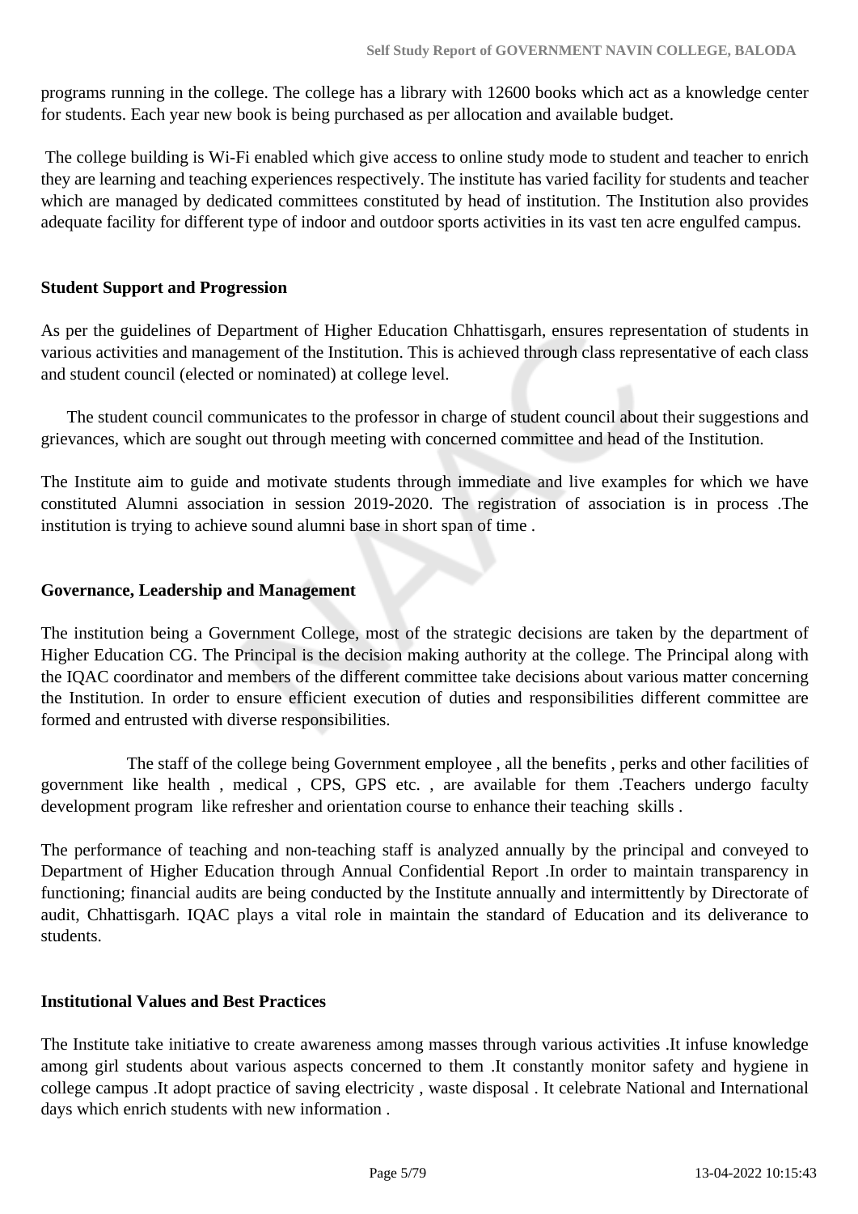programs running in the college. The college has a library with 12600 books which act as a knowledge center for students. Each year new book is being purchased as per allocation and available budget.

The college building is Wi-Fi enabled which give access to online study mode to student and teacher to enrich they are learning and teaching experiences respectively. The institute has varied facility for students and teacher which are managed by dedicated committees constituted by head of institution. The Institution also provides adequate facility for different type of indoor and outdoor sports activities in its vast ten acre engulfed campus.

**Student Support and Progression**

As per the guidelines of Department of Higher Education Chhattisgarh, ensures representation of students in various activities and management of the Institution. This is achieved through class representative of each class and student council (elected or nominated) at college level.

The student council communicates to the professor in charge of student council about their suggestions and grievances, which are sought out through meeting with concerned committee and head of the Institution.

The Institute aim to guide and motivate students through immediate and live examples for which we have constituted Alumni association in session 2019-2020. The registration of association is in process .The institution is trying to achieve sound alumni base in short span of time .

**Governance, Leadership and Management**

The institution being a Government College, most of the strategic decisions are taken by the department of Higher Education CG. The Principal is the decision making authority at the college. The Principal along with the IQAC coordinator and members of the different committee take decisions about various matter concerning the Institution. In order to ensure efficient execution of duties and responsibilities different committee are formed and entrusted with diverse responsibilities.

The staff of the college being Government employee , all the benefits , perks and other facilities of government like health , medical , CPS, GPS etc. , are available for them .Teachers undergo faculty development program like refresher and orientation course to enhance their teaching skills .

The performance of teaching and non-teaching staff is analyzed annually by the principal and conveyed to Department of Higher Education through Annual Confidential Report .In order to maintain transparency in functioning; financial audits are being conducted by the Institute annually and intermittently by Directorate of audit, Chhattisgarh. IQAC plays a vital role in maintain the standard of Education and its deliverance to students.

**Institutional Values and Best Practices**

The Institute take initiative to create awareness among masses through various activities .It infuse knowledge among girl students about various aspects concerned to them .It constantly monitor safety and hygiene in college campus .It adopt practice of saving electricity , waste disposal . It celebrate National and International days which enrich students with new information .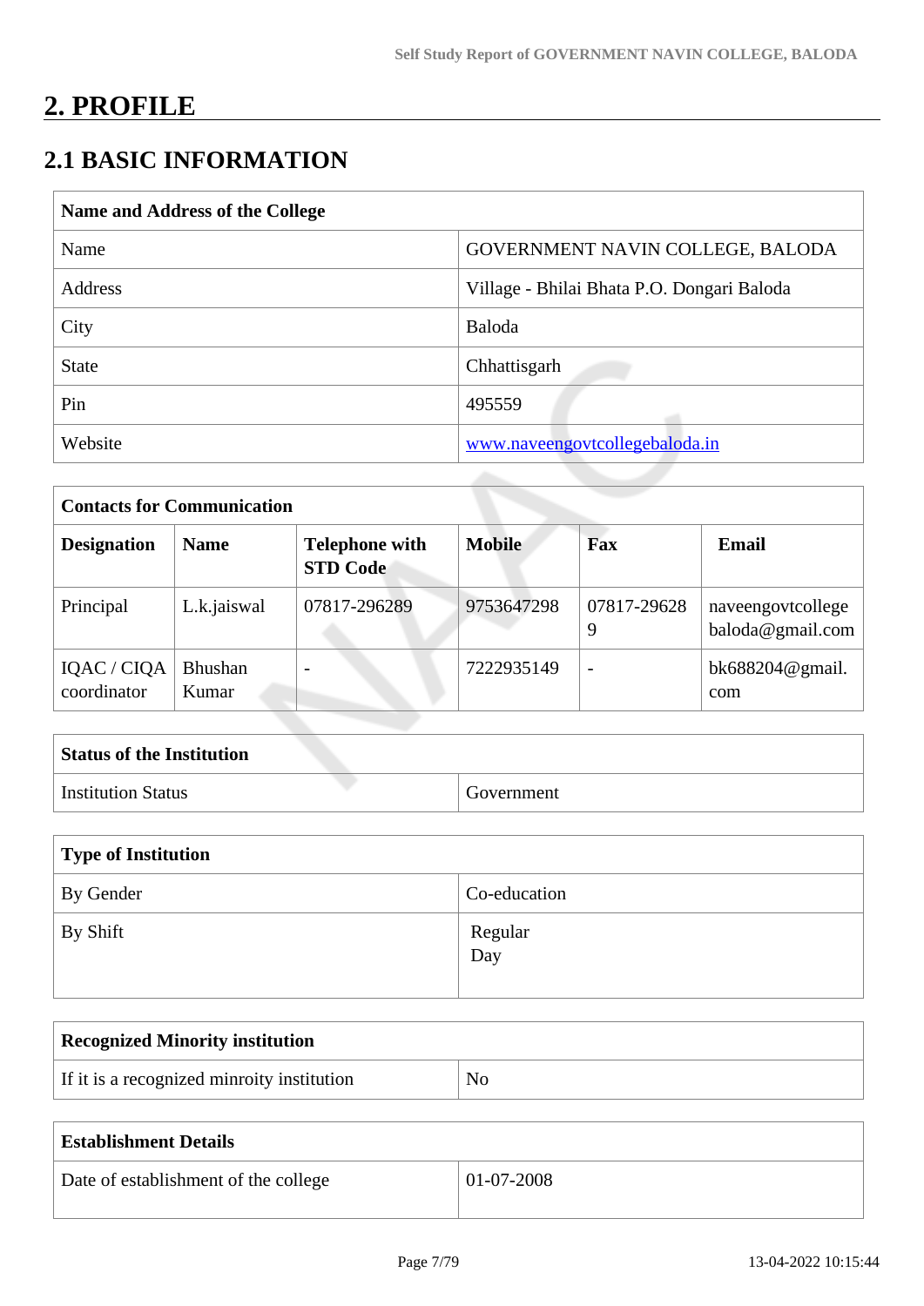# 2. PROFILE

## 2.1 BASIC INFORMATION

| Name and Address of the College | |
|---|---|
| Name | GOVERNMENT NAVIN COLLEGE, BALODA |
| Address | Village - Bhilai Bhata P.O. Dongari Baloda |
| City | Baloda |
| State | Chhattisgarh |
| Pin | 495559 |
| Website | www.naveengovtcollegebaloda.in |

| Contacts for Communication | | | | | |
|---|---|---|---|---|---|
| **Designation** | **Name** | **Telephone with STD Code** | **Mobile** | **Fax** | **Email** |
| Principal | L.k.jaiswal | 07817-296289 | 9753647298 | 07817-296289 | naveengovtcollegebaloda@gmail.com |
| IQAC / CIQA coordinator | Bhushan Kumar | - | 7222935149 | - | bk688204@gmail.com |

| Status of the Institution | |
|---|---|
| Institution Status | Government |

| Type of Institution | |
|---|---|
| By Gender | Co-education |
| By Shift | Regular<br>Day |

| Recognized Minority institution | |
|---|---|
| If it is a recognized minroity institution | No |

| Establishment Details | |
|---|---|
| Date of establishment of the college | 01-07-2008 |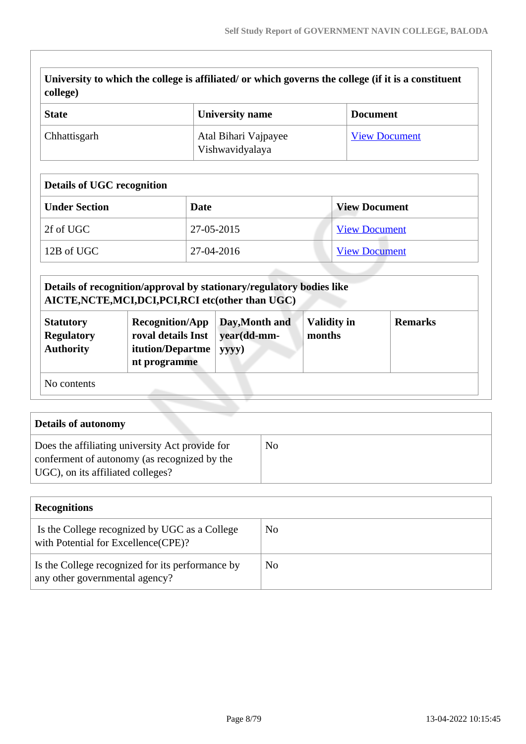| University to which the college is affiliated/ or which governs the college (if it is a constituent college) | | |
|---|---|---|
| **State** | **University name** | **Document** |
| Chhattisgarh | Atal Bihari Vajpayee Vishwavidyalaya | View Document |

| Details of UGC recognition | | |
|---|---|---|
| **Under Section** | **Date** | **View Document** |
| 2f of UGC | 27-05-2015 | View Document |
| 12B of UGC | 27-04-2016 | View Document |

| Details of recognition/approval by stationary/regulatory bodies like AICTE,NCTE,MCI,DCI,PCI,RCI etc(other than UGC) | | | | |
|---|---|---|---|---|
| **Statutory Regulatory Authority** | **Recognition/Approval details Institution/Department programme** | **Day,Month and year(dd-mm-yyyy)** | **Validity in months** | **Remarks** |
| No contents | | | | |

| Details of autonomy | |
|---|---|
| Does the affiliating university Act provide for conferment of autonomy (as recognized by the UGC), on its affiliated colleges? | No |

| Recognitions | |
|---|---|
| Is the College recognized by UGC as a College with Potential for Excellence(CPE)? | No |
| Is the College recognized for its performance by any other governmental agency? | No |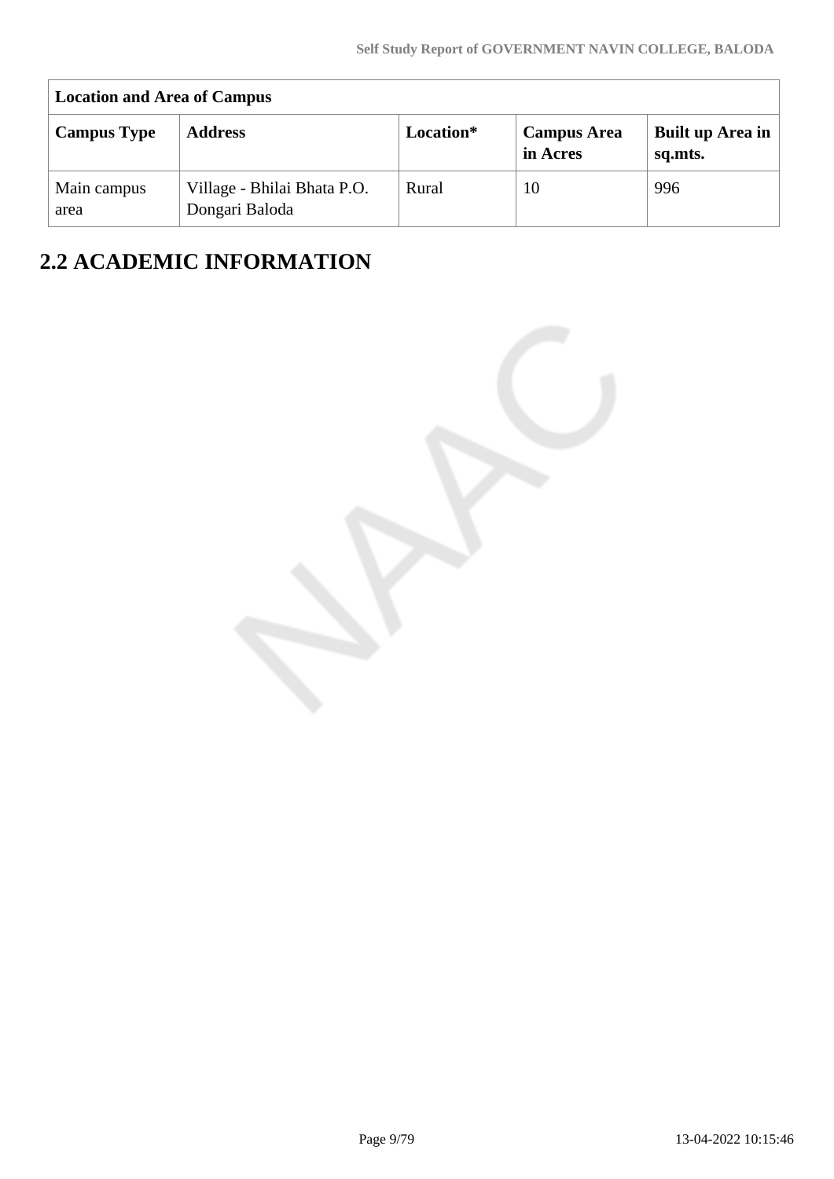| Location and Area of Campus | | | | |
|---|---|---|---|---|
| **Campus Type** | **Address** | **Location*** | **Campus Area in Acres** | **Built up Area in sq.mts.** |
| Main campus area | Village - Bhilai Bhata P.O. Dongari Baloda | Rural | 10 | 996 |

# 2.2 ACADEMIC INFORMATION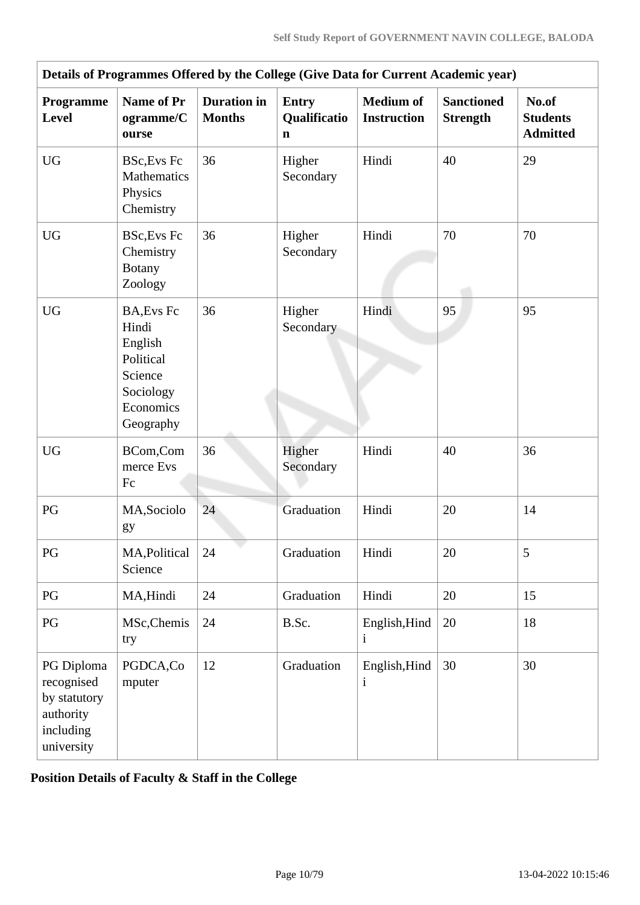| Details of Programmes Offered by the College (Give Data for Current Academic year) | | | | | | |
|---|---|---|---|---|---|---|
| **Programme Level** | **Name of Programme/Course** | **Duration in Months** | **Entry Qualification** | **Medium of Instruction** | **Sanctioned Strength** | **No.of Students Admitted** |
| UG | BSc,Evs Fc Mathematics Physics Chemistry | 36 | Higher Secondary | Hindi | 40 | 29 |
| UG | BSc,Evs Fc Chemistry Botany Zoology | 36 | Higher Secondary | Hindi | 70 | 70 |
| UG | BA,Evs Fc Hindi English Political Science Sociology Economics Geography | 36 | Higher Secondary | Hindi | 95 | 95 |
| UG | BCom,Commerce Evs Fc | 36 | Higher Secondary | Hindi | 40 | 36 |
| PG | MA,Sociology | 24 | Graduation | Hindi | 20 | 14 |
| PG | MA,Political Science | 24 | Graduation | Hindi | 20 | 5 |
| PG | MA,Hindi | 24 | Graduation | Hindi | 20 | 15 |
| PG | MSc,Chemistry | 24 | B.Sc. | English,Hindi | 20 | 18 |
| PG Diploma recognised by statutory authority including university | PGDCA,Computer | 12 | Graduation | English,Hindi | 30 | 30 |

**Position Details of Faculty & Staff in the College**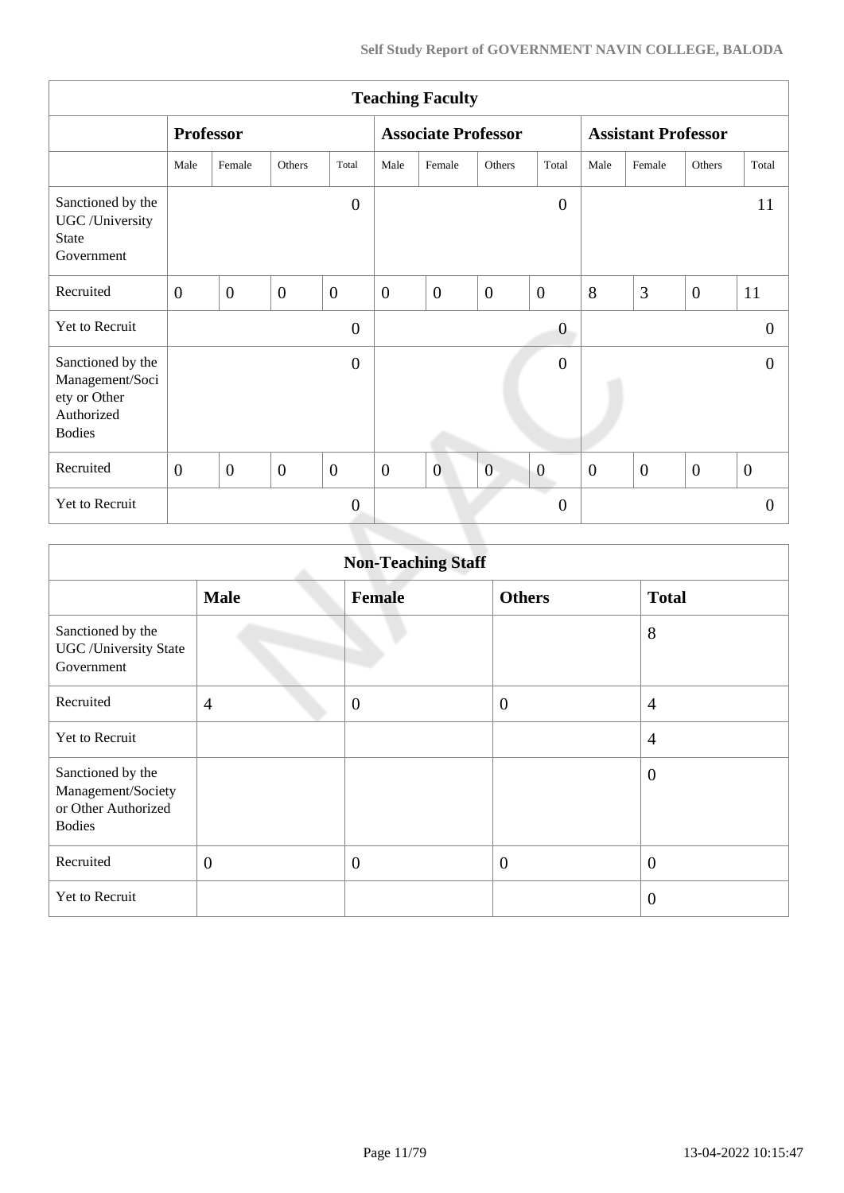| Teaching Faculty | | | | | | | | | | | | |
|---|---|---|---|---|---|---|---|---|---|---|---|---|
| | Professor | | | | Associate Professor | | | | Assistant Professor | | | |
| | Male | Female | Others | Total | Male | Female | Others | Total | Male | Female | Others | Total |
| Sanctioned by the UGC /University State Government | | | | 0 | | | | 0 | | | | 11 |
| Recruited | 0 | 0 | 0 | 0 | 0 | 0 | 0 | 0 | 8 | 3 | 0 | 11 |
| Yet to Recruit | | | | 0 | | | | 0 | | | | 0 |
| Sanctioned by the Management/Society or Other Authorized Bodies | | | | 0 | | | | 0 | | | | 0 |
| Recruited | 0 | 0 | 0 | 0 | 0 | 0 | 0 | 0 | 0 | 0 | 0 | 0 |
| Yet to Recruit | | | | 0 | | | | 0 | | | | 0 |

| Non-Teaching Staff | | | | |
|---|---|---|---|---|
| | Male | Female | Others | Total |
| Sanctioned by the UGC /University State Government | | | | 8 |
| Recruited | 4 | 0 | 0 | 4 |
| Yet to Recruit | | | | 4 |
| Sanctioned by the Management/Society or Other Authorized Bodies | | | | 0 |
| Recruited | 0 | 0 | 0 | 0 |
| Yet to Recruit | | | | 0 |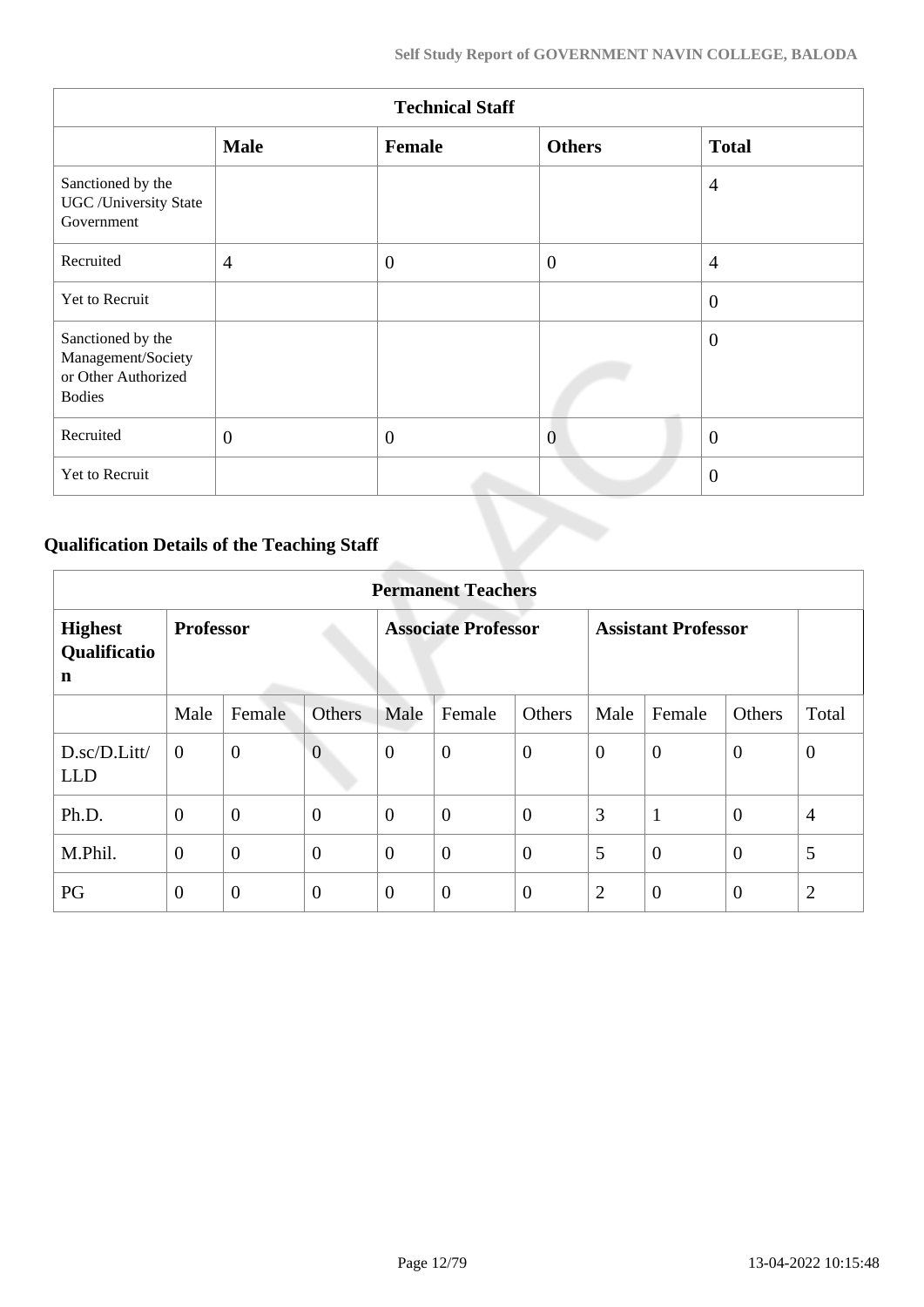| Technical Staff | | | | |
|---|---|---|---|---|
| | **Male** | **Female** | **Others** | **Total** |
| Sanctioned by the UGC /University State Government | | | | 4 |
| Recruited | 4 | 0 | 0 | 4 |
| Yet to Recruit | | | | 0 |
| Sanctioned by the Management/Society or Other Authorized Bodies | | | | 0 |
| Recruited | 0 | 0 | 0 | 0 |
| Yet to Recruit | | | | 0 |

## Qualification Details of the Teaching Staff

| Permanent Teachers | | | | | | | | | | |
|---|---|---|---|---|---|---|---|---|---|---|
| **Highest Qualification** | **Professor** | | | **Associate Professor** | | | **Assistant Professor** | | | |
| | Male | Female | Others | Male | Female | Others | Male | Female | Others | Total |
| D.sc/D.Litt/ LLD | 0 | 0 | 0 | 0 | 0 | 0 | 0 | 0 | 0 | 0 |
| Ph.D. | 0 | 0 | 0 | 0 | 0 | 0 | 3 | 1 | 0 | 4 |
| M.Phil. | 0 | 0 | 0 | 0 | 0 | 0 | 5 | 0 | 0 | 5 |
| PG | 0 | 0 | 0 | 0 | 0 | 0 | 2 | 0 | 0 | 2 |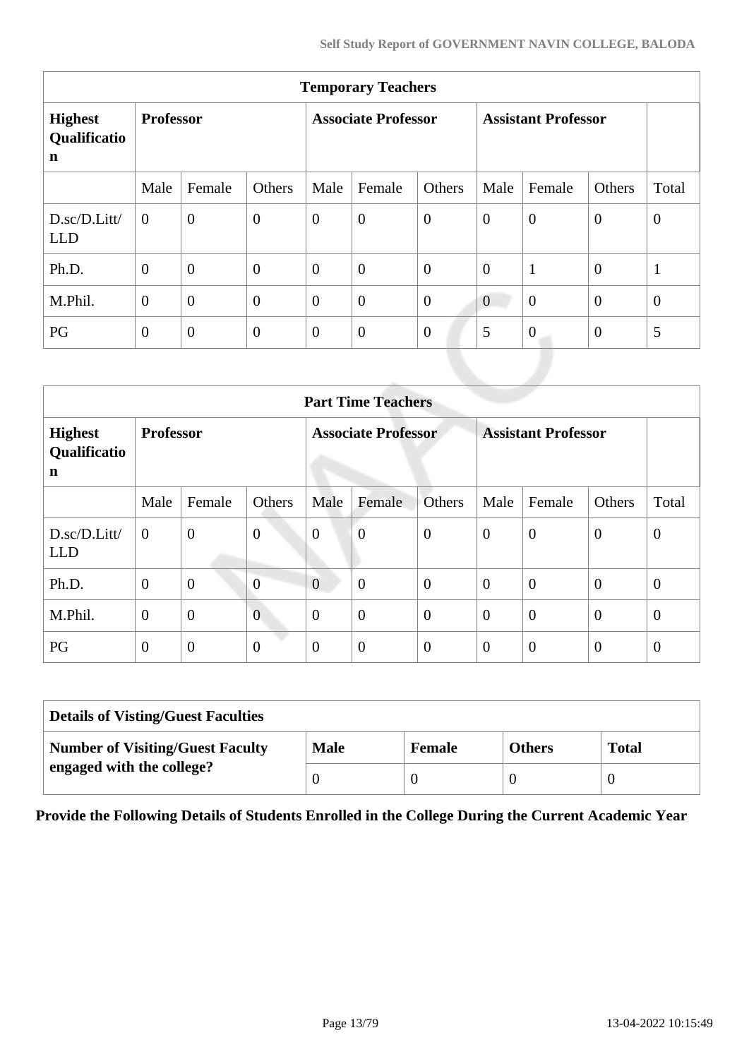| Temporary Teachers | | | | | | | | | |
|---|---|---|---|---|---|---|---|---|---|
| **Highest Qualification** | **Professor** | | | **Associate Professor** | | | **Assistant Professor** | | |
| | Male | Female | Others | Male | Female | Others | Male | Female | Others | Total |
| D.sc/D.Litt/ LLD | 0 | 0 | 0 | 0 | 0 | 0 | 0 | 0 | 0 | 0 |
| Ph.D. | 0 | 0 | 0 | 0 | 0 | 0 | 0 | 1 | 0 | 1 |
| M.Phil. | 0 | 0 | 0 | 0 | 0 | 0 | 0 | 0 | 0 | 0 |
| PG | 0 | 0 | 0 | 0 | 0 | 0 | 5 | 0 | 0 | 5 |

| Part Time Teachers | | | | | | | | | | |
|---|---|---|---|---|---|---|---|---|---|---|
| **Highest Qualification** | **Professor** | | | **Associate Professor** | | | **Assistant Professor** | | | |
| | Male | Female | Others | Male | Female | Others | Male | Female | Others | Total |
| D.sc/D.Litt/ LLD | 0 | 0 | 0 | 0 | 0 | 0 | 0 | 0 | 0 | 0 |
| Ph.D. | 0 | 0 | 0 | 0 | 0 | 0 | 0 | 0 | 0 | 0 |
| M.Phil. | 0 | 0 | 0 | 0 | 0 | 0 | 0 | 0 | 0 | 0 |
| PG | 0 | 0 | 0 | 0 | 0 | 0 | 0 | 0 | 0 | 0 |

| Details of Visting/Guest Faculties | | | | |
|---|---|---|---|---|
| **Number of Visiting/Guest Faculty engaged with the college?** | **Male** | **Female** | **Others** | **Total** |
| | 0 | 0 | 0 | 0 |

**Provide the Following Details of Students Enrolled in the College During the Current Academic Year**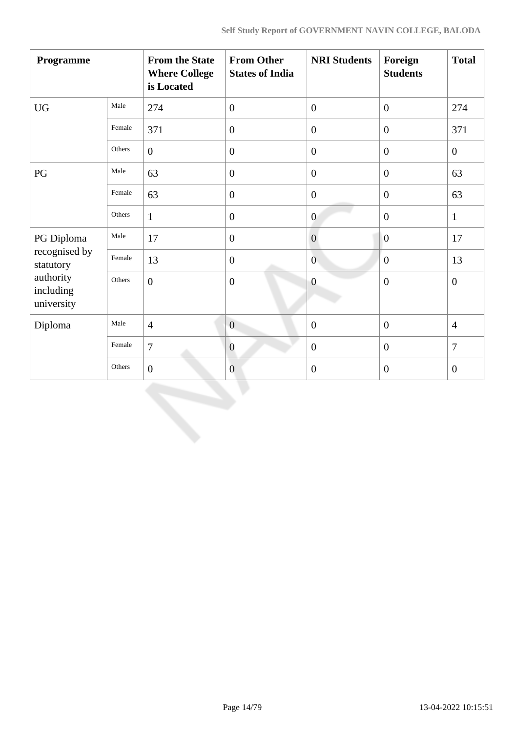| Programme | | From the State Where College is Located | From Other States of India | NRI Students | Foreign Students | Total |
|---|---|---|---|---|---|---|
| UG | Male | 274 | 0 | 0 | 0 | 274 |
| | Female | 371 | 0 | 0 | 0 | 371 |
| | Others | 0 | 0 | 0 | 0 | 0 |
| PG | Male | 63 | 0 | 0 | 0 | 63 |
| | Female | 63 | 0 | 0 | 0 | 63 |
| | Others | 1 | 0 | 0 | 0 | 1 |
| PG Diploma recognised by statutory authority including university | Male | 17 | 0 | 0 | 0 | 17 |
| | Female | 13 | 0 | 0 | 0 | 13 |
| | Others | 0 | 0 | 0 | 0 | 0 |
| Diploma | Male | 4 | 0 | 0 | 0 | 4 |
| | Female | 7 | 0 | 0 | 0 | 7 |
| | Others | 0 | 0 | 0 | 0 | 0 |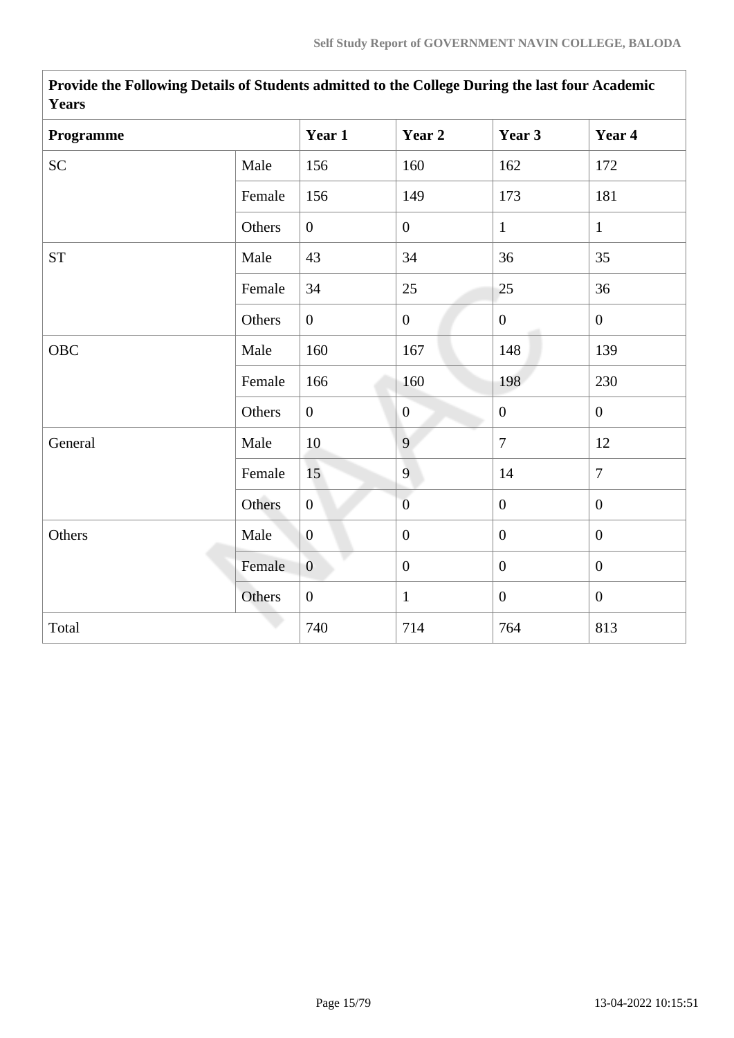| Provide the Following Details of Students admitted to the College During the last four Academic Years | | | | | |
|---|---|---|---|---|---|
| **Programme** | | **Year 1** | **Year 2** | **Year 3** | **Year 4** |
| SC | Male | 156 | 160 | 162 | 172 |
| | Female | 156 | 149 | 173 | 181 |
| | Others | 0 | 0 | 1 | 1 |
| ST | Male | 43 | 34 | 36 | 35 |
| | Female | 34 | 25 | 25 | 36 |
| | Others | 0 | 0 | 0 | 0 |
| OBC | Male | 160 | 167 | 148 | 139 |
| | Female | 166 | 160 | 198 | 230 |
| | Others | 0 | 0 | 0 | 0 |
| General | Male | 10 | 9 | 7 | 12 |
| | Female | 15 | 9 | 14 | 7 |
| | Others | 0 | 0 | 0 | 0 |
| Others | Male | 0 | 0 | 0 | 0 |
| | Female | 0 | 0 | 0 | 0 |
| | Others | 0 | 1 | 0 | 0 |
| Total | | 740 | 714 | 764 | 813 |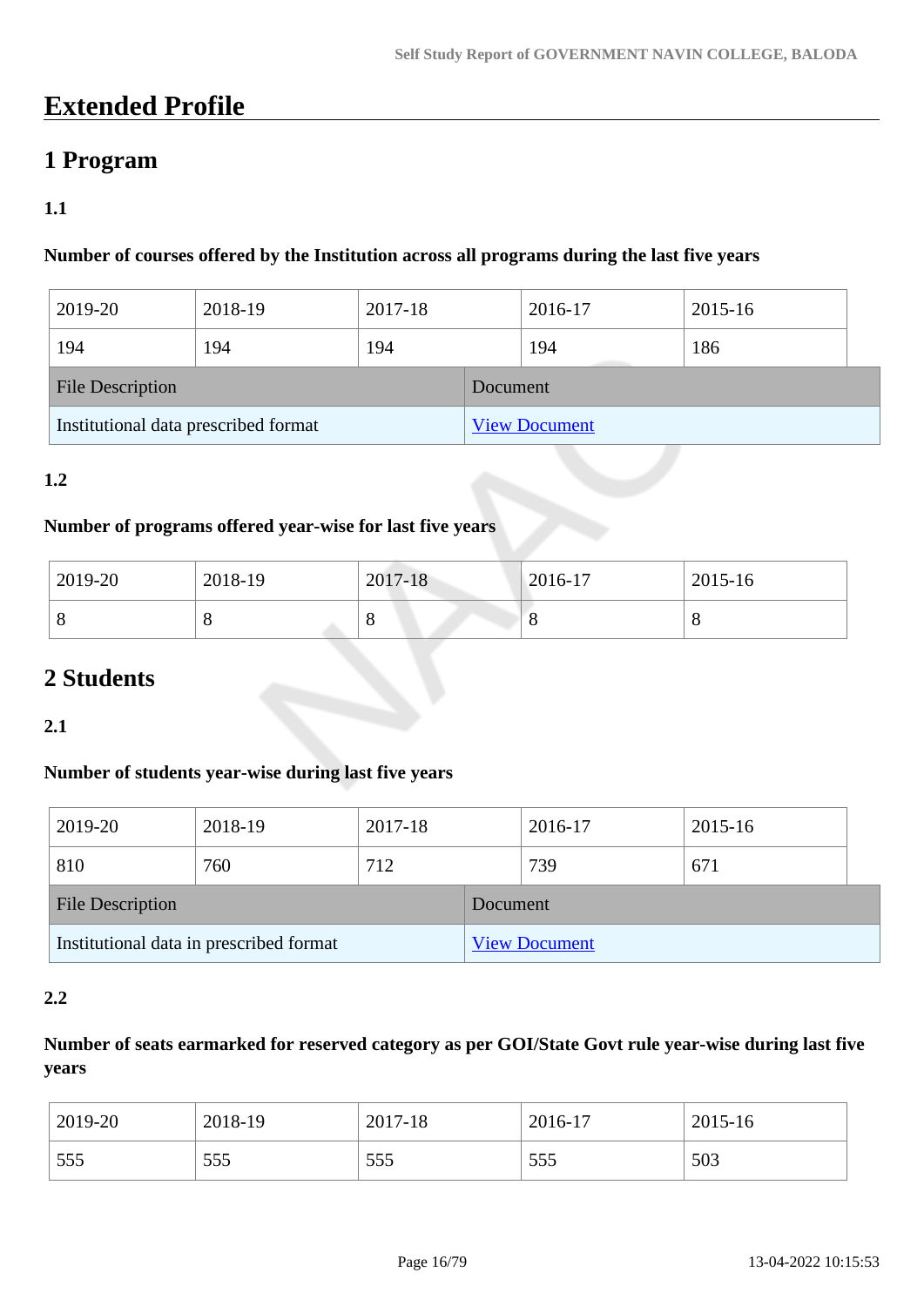# Extended Profile

## 1 Program

### 1.1

**Number of courses offered by the Institution across all programs during the last five years**

| 2019-20 | 2018-19 | 2017-18 | 2016-17 | 2015-16 |
|---|---|---|---|---|
| 194 | 194 | 194 | 194 | 186 |

| File Description | Document |
|---|---|
| Institutional data prescribed format | [View Document] |

### 1.2

**Number of programs offered year-wise for last five years**

| 2019-20 | 2018-19 | 2017-18 | 2016-17 | 2015-16 |
|---|---|---|---|---|
| 8 | 8 | 8 | 8 | 8 |

## 2 Students

### 2.1

**Number of students year-wise during last five years**

| 2019-20 | 2018-19 | 2017-18 | 2016-17 | 2015-16 |
|---|---|---|---|---|
| 810 | 760 | 712 | 739 | 671 |

| File Description | Document |
|---|---|
| Institutional data in prescribed format | [View Document] |

### 2.2

**Number of seats earmarked for reserved category as per GOI/State Govt rule year-wise during last five years**

| 2019-20 | 2018-19 | 2017-18 | 2016-17 | 2015-16 |
|---|---|---|---|---|
| 555 | 555 | 555 | 555 | 503 |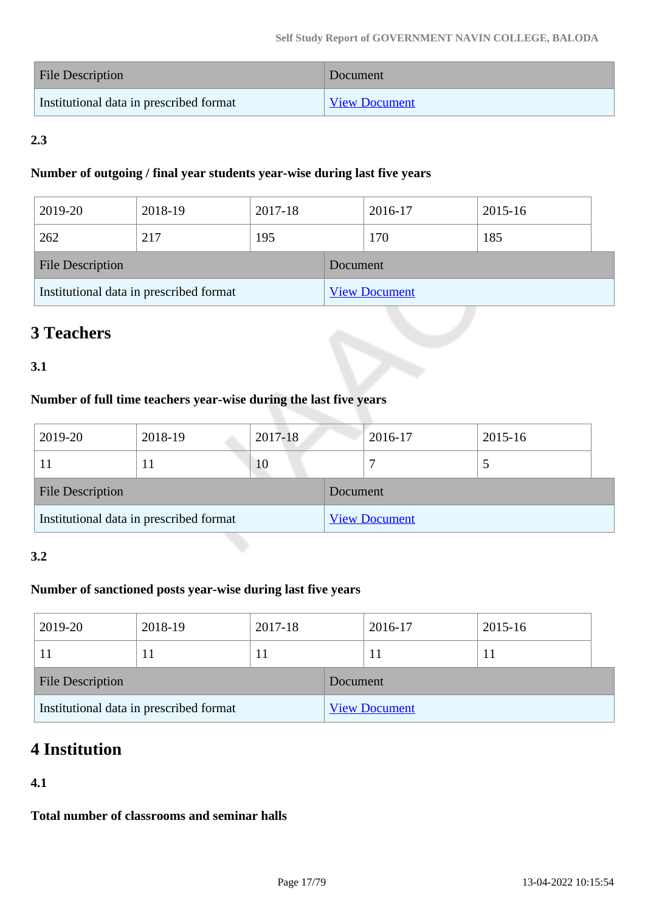| File Description | Document |
| --- | --- |
| Institutional data in prescribed format | View Document |

**2.3**

**Number of outgoing / final year students year-wise during last five years**

| 2019-20 | 2018-19 | 2017-18 | 2016-17 | 2015-16 |
| --- | --- | --- | --- | --- |
| 262 | 217 | 195 | 170 | 185 |

| File Description | Document |
| --- | --- |
| Institutional data in prescribed format | View Document |

## 3 Teachers

**3.1**

**Number of full time teachers year-wise during the last five years**

| 2019-20 | 2018-19 | 2017-18 | 2016-17 | 2015-16 |
| --- | --- | --- | --- | --- |
| 11 | 11 | 10 | 7 | 5 |

| File Description | Document |
| --- | --- |
| Institutional data in prescribed format | View Document |

**3.2**

**Number of sanctioned posts year-wise during last five years**

| 2019-20 | 2018-19 | 2017-18 | 2016-17 | 2015-16 |
| --- | --- | --- | --- | --- |
| 11 | 11 | 11 | 11 | 11 |

| File Description | Document |
| --- | --- |
| Institutional data in prescribed format | View Document |

## 4 Institution

**4.1**

**Total number of classrooms and seminar halls**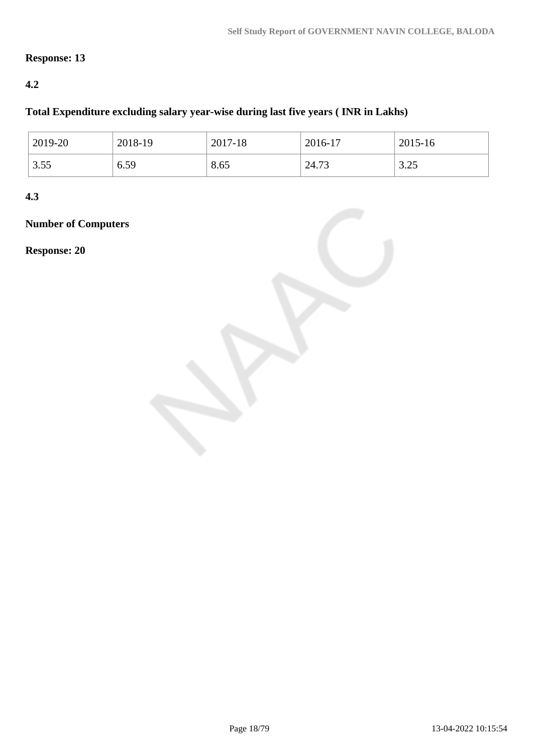**Response: 13**

**4.2**

**Total Expenditure excluding salary year-wise during last five years ( INR in Lakhs)**

| 2019-20 | 2018-19 | 2017-18 | 2016-17 | 2015-16 |
|---|---|---|---|---|
| 3.55 | 6.59 | 8.65 | 24.73 | 3.25 |

**4.3**

**Number of Computers**

**Response: 20**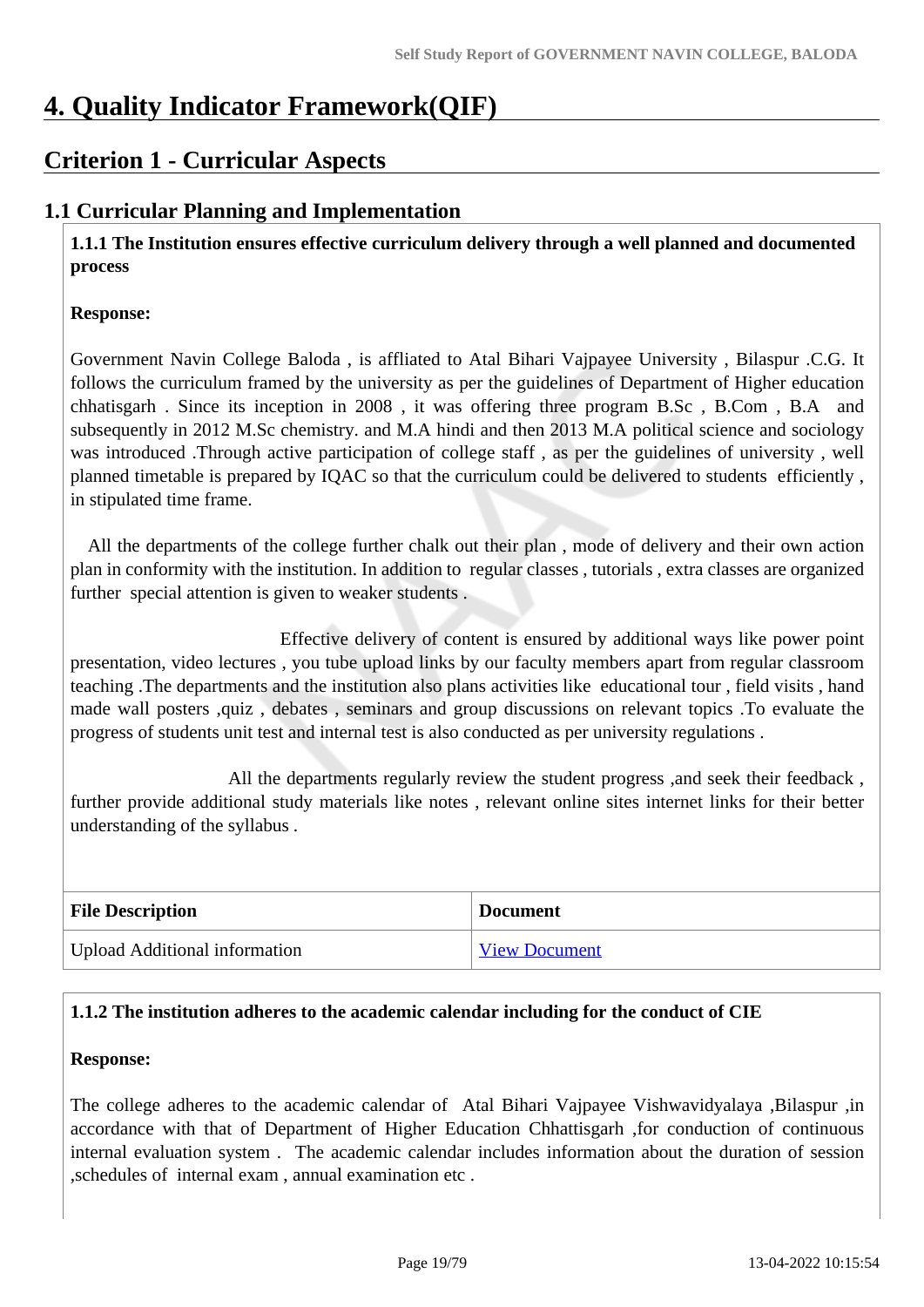# 4. Quality Indicator Framework(QIF)

## Criterion 1 - Curricular Aspects

### 1.1 Curricular Planning and Implementation

**1.1.1 The Institution ensures effective curriculum delivery through a well planned and documented process**

**Response:**

Government Navin College Baloda , is affliated to Atal Bihari Vajpayee University , Bilaspur .C.G. It follows the curriculum framed by the university as per the guidelines of Department of Higher education chhatisgarh . Since its inception in 2008 , it was offering three program B.Sc , B.Com , B.A and subsequently in 2012 M.Sc chemistry. and M.A hindi and then 2013 M.A political science and sociology was introduced .Through active participation of college staff , as per the guidelines of university , well planned timetable is prepared by IQAC so that the curriculum could be delivered to students efficiently , in stipulated time frame.

All the departments of the college further chalk out their plan , mode of delivery and their own action plan in conformity with the institution. In addition to regular classes , tutorials , extra classes are organized further special attention is given to weaker students .

Effective delivery of content is ensured by additional ways like power point presentation, video lectures , you tube upload links by our faculty members apart from regular classroom teaching .The departments and the institution also plans activities like educational tour , field visits , hand made wall posters ,quiz , debates , seminars and group discussions on relevant topics .To evaluate the progress of students unit test and internal test is also conducted as per university regulations .

All the departments regularly review the student progress ,and seek their feedback , further provide additional study materials like notes , relevant online sites internet links for their better understanding of the syllabus .

| File Description | Document |
|---|---|
| Upload Additional information | View Document |

**1.1.2 The institution adheres to the academic calendar including for the conduct of CIE**

**Response:**

The college adheres to the academic calendar of Atal Bihari Vajpayee Vishwavidyalaya ,Bilaspur ,in accordance with that of Department of Higher Education Chhattisgarh ,for conduction of continuous internal evaluation system . The academic calendar includes information about the duration of session ,schedules of internal exam , annual examination etc .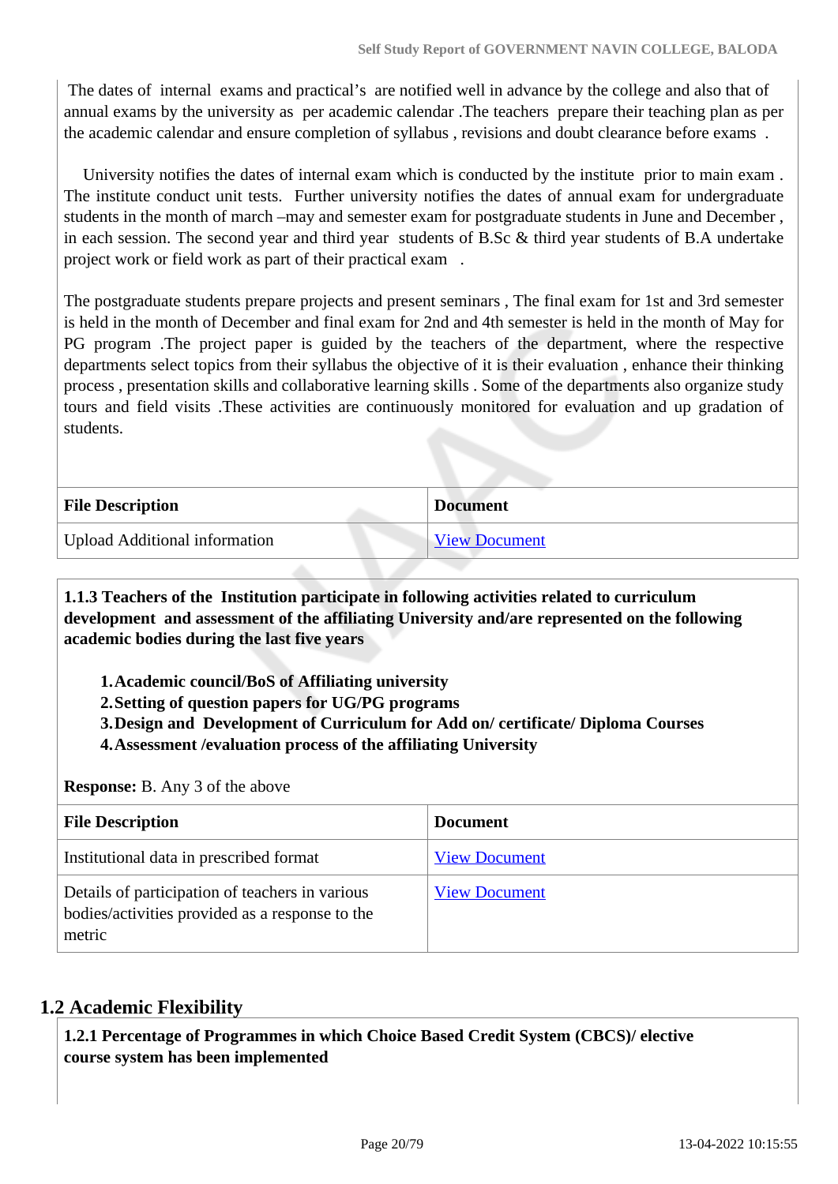The dates of internal exams and practical's are notified well in advance by the college and also that of annual exams by the university as per academic calendar .The teachers prepare their teaching plan as per the academic calendar and ensure completion of syllabus , revisions and doubt clearance before exams .

University notifies the dates of internal exam which is conducted by the institute prior to main exam . The institute conduct unit tests. Further university notifies the dates of annual exam for undergraduate students in the month of march –may and semester exam for postgraduate students in June and December , in each session. The second year and third year students of B.Sc & third year students of B.A undertake project work or field work as part of their practical exam .

The postgraduate students prepare projects and present seminars , The final exam for 1st and 3rd semester is held in the month of December and final exam for 2nd and 4th semester is held in the month of May for PG program .The project paper is guided by the teachers of the department, where the respective departments select topics from their syllabus the objective of it is their evaluation , enhance their thinking process , presentation skills and collaborative learning skills . Some of the departments also organize study tours and field visits .These activities are continuously monitored for evaluation and up gradation of students.

| File Description | Document |
| --- | --- |
| Upload Additional information | View Document |

**1.1.3 Teachers of the Institution participate in following activities related to curriculum development and assessment of the affiliating University and/are represented on the following academic bodies during the last five years**

1. **Academic council/BoS of Affiliating university**
2. **Setting of question papers for UG/PG programs**
3. **Design and Development of Curriculum for Add on/ certificate/ Diploma Courses**
4. **Assessment /evaluation process of the affiliating University**

**Response:** B. Any 3 of the above

| File Description | Document |
| --- | --- |
| Institutional data in prescribed format | View Document |
| Details of participation of teachers in various bodies/activities provided as a response to the metric | View Document |

## 1.2 Academic Flexibility

**1.2.1 Percentage of Programmes in which Choice Based Credit System (CBCS)/ elective course system has been implemented**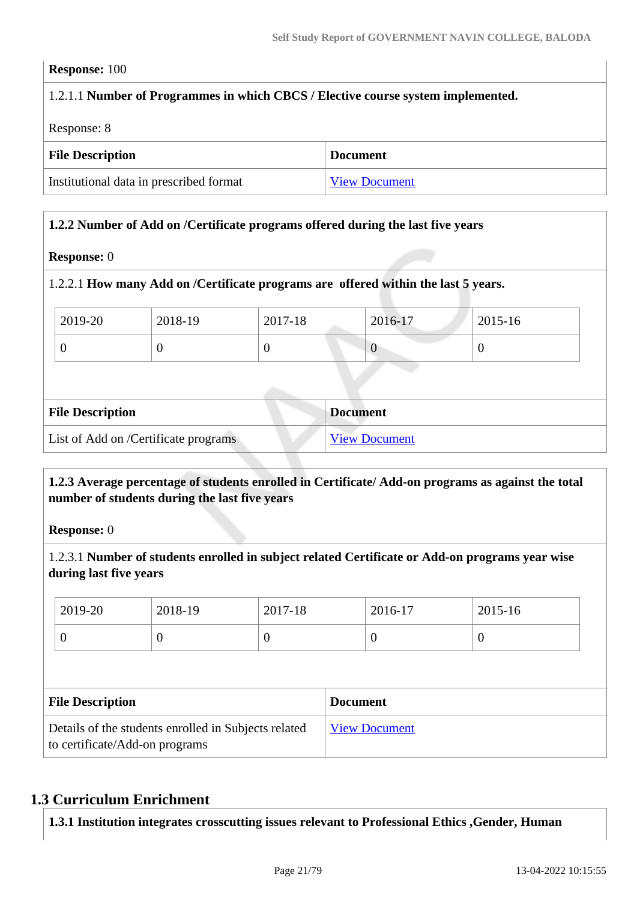**Response:** 100

1.2.1.1 **Number of Programmes in which CBCS / Elective course system implemented.**

Response: 8

| File Description | Document |
| --- | --- |
| Institutional data in prescribed format | View Document |

**1.2.2 Number of Add on /Certificate programs offered during the last five years**

**Response:** 0

1.2.2.1 **How many Add on /Certificate programs are offered within the last 5 years.**

| 2019-20 | 2018-19 | 2017-18 | 2016-17 | 2015-16 |
| --- | --- | --- | --- | --- |
| 0 | 0 | 0 | 0 | 0 |

| File Description | Document |
| --- | --- |
| List of Add on /Certificate programs | View Document |

**1.2.3 Average percentage of students enrolled in Certificate/ Add-on programs as against the total number of students during the last five years**

**Response:** 0

1.2.3.1 **Number of students enrolled in subject related Certificate or Add-on programs year wise during last five years**

| 2019-20 | 2018-19 | 2017-18 | 2016-17 | 2015-16 |
| --- | --- | --- | --- | --- |
| 0 | 0 | 0 | 0 | 0 |

| File Description | Document |
| --- | --- |
| Details of the students enrolled in Subjects related to certificate/Add-on programs | View Document |

## 1.3 Curriculum Enrichment

**1.3.1 Institution integrates crosscutting issues relevant to Professional Ethics ,Gender, Human**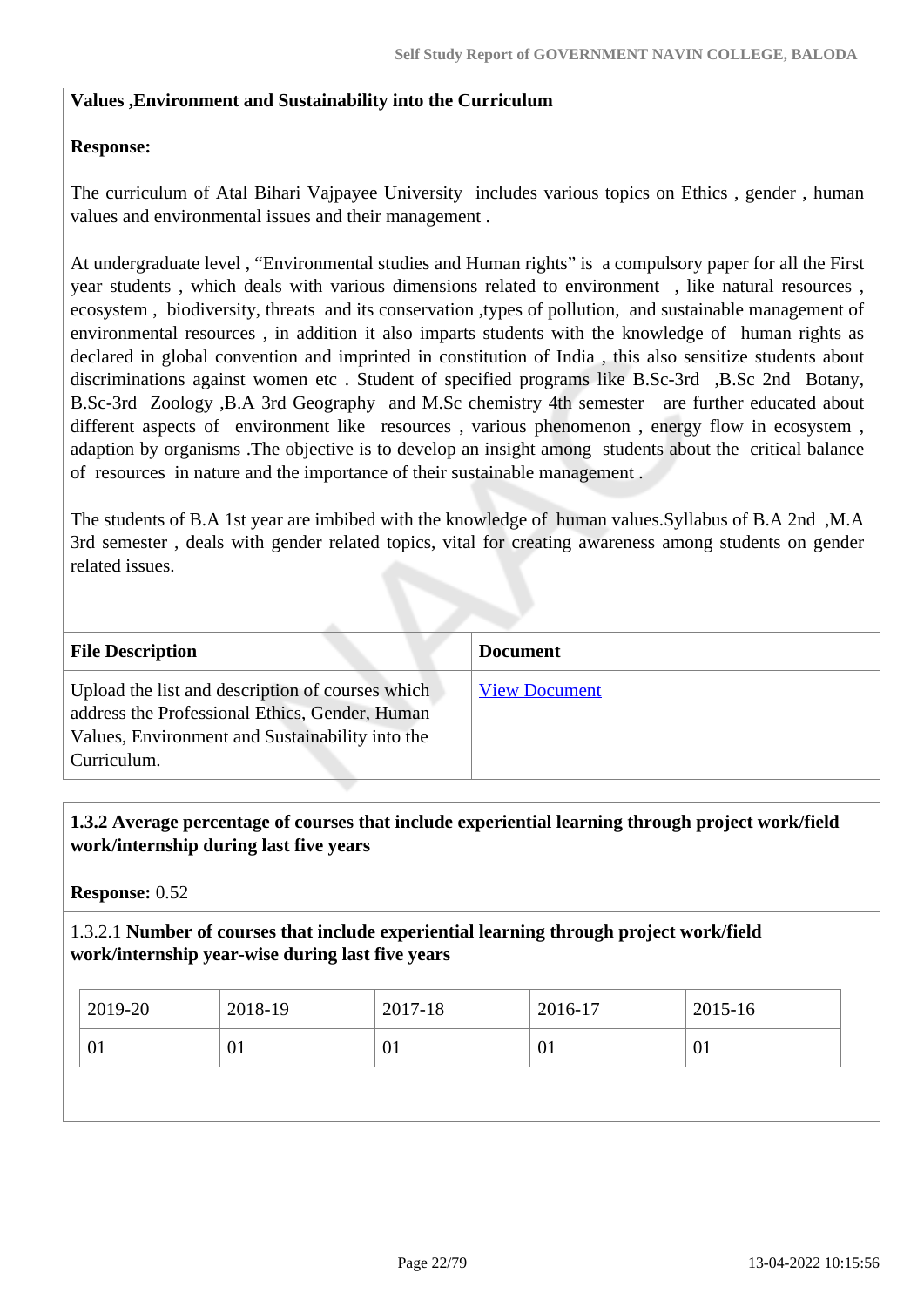**Values ,Environment and Sustainability into the Curriculum**

**Response:**

The curriculum of Atal Bihari Vajpayee University includes various topics on Ethics , gender , human values and environmental issues and their management .

At undergraduate level , “Environmental studies and Human rights” is a compulsory paper for all the First year students , which deals with various dimensions related to environment , like natural resources , ecosystem , biodiversity, threats and its conservation ,types of pollution, and sustainable management of environmental resources , in addition it also imparts students with the knowledge of human rights as declared in global convention and imprinted in constitution of India , this also sensitize students about discriminations against women etc . Student of specified programs like B.Sc-3rd ,B.Sc 2nd Botany, B.Sc-3rd Zoology ,B.A 3rd Geography and M.Sc chemistry 4th semester are further educated about different aspects of environment like resources , various phenomenon , energy flow in ecosystem , adaption by organisms .The objective is to develop an insight among students about the critical balance of resources in nature and the importance of their sustainable management .

The students of B.A 1st year are imbibed with the knowledge of human values.Syllabus of B.A 2nd ,M.A 3rd semester , deals with gender related topics, vital for creating awareness among students on gender related issues.

| File Description | Document |
|---|---|
| Upload the list and description of courses which address the Professional Ethics, Gender, Human Values, Environment and Sustainability into the Curriculum. | View Document |

**1.3.2 Average percentage of courses that include experiential learning through project work/field work/internship during last five years**

**Response:** 0.52

1.3.2.1 **Number of courses that include experiential learning through project work/field work/internship year-wise during last five years**

| 2019-20 | 2018-19 | 2017-18 | 2016-17 | 2015-16 |
|---|---|---|---|---|
| 01 | 01 | 01 | 01 | 01 |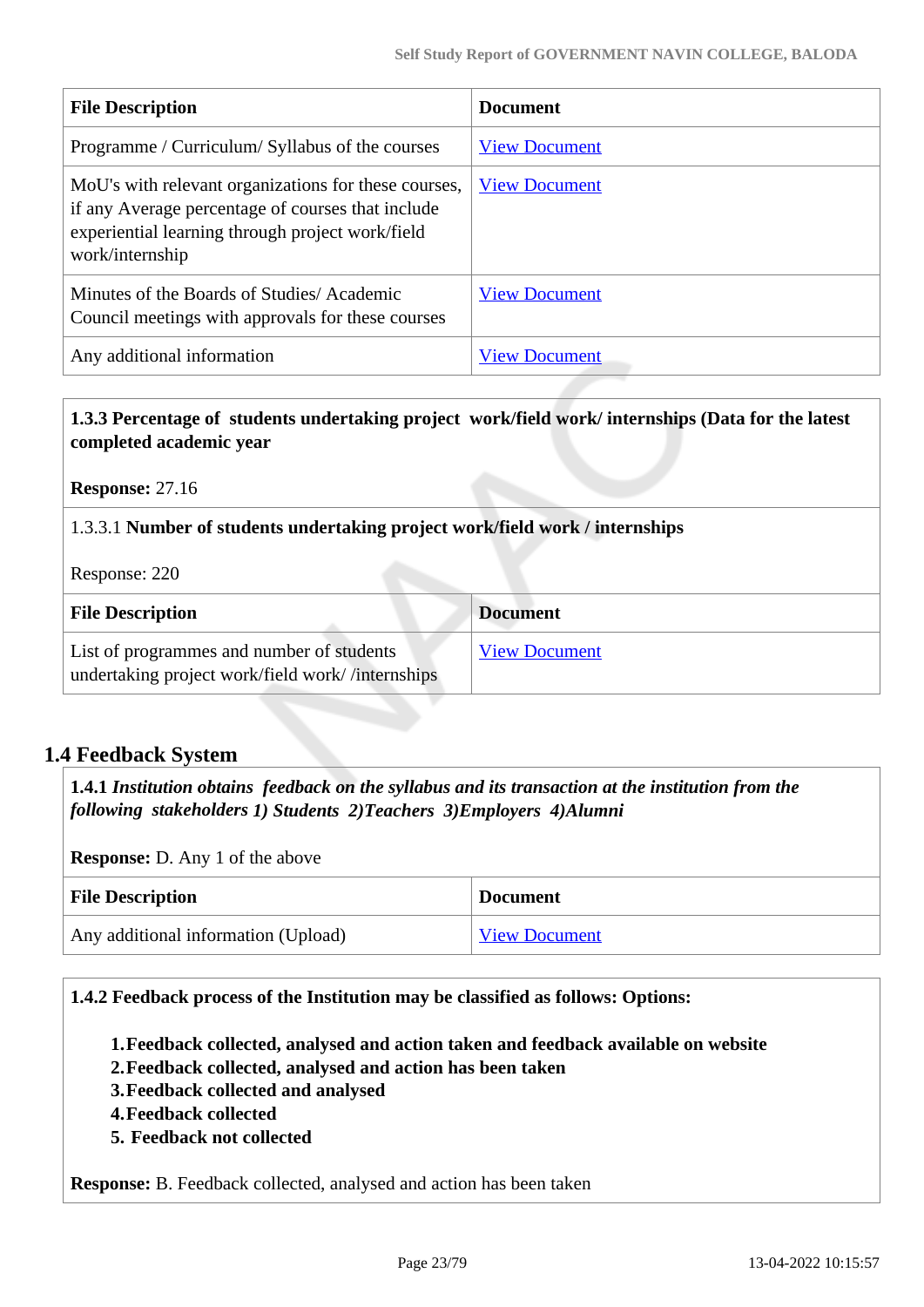| File Description | Document |
|---|---|
| Programme / Curriculum/ Syllabus of the courses | View Document |
| MoU's with relevant organizations for these courses, if any Average percentage of courses that include experiential learning through project work/field work/internship | View Document |
| Minutes of the Boards of Studies/ Academic Council meetings with approvals for these courses | View Document |
| Any additional information | View Document |

**1.3.3 Percentage of students undertaking project work/field work/ internships (Data for the latest completed academic year**

**Response:** 27.16

1.3.3.1 **Number of students undertaking project work/field work / internships**

Response: 220

| File Description | Document |
|---|---|
| List of programmes and number of students undertaking project work/field work/ /internships | View Document |

## 1.4 Feedback System

**1.4.1** ***Institution obtains feedback on the syllabus and its transaction at the institution from the following stakeholders 1) Students 2)Teachers 3)Employers 4)Alumni***

**Response:** D. Any 1 of the above

| File Description | Document |
|---|---|
| Any additional information (Upload) | View Document |

**1.4.2 Feedback process of the Institution may be classified as follows: Options:**

1. **Feedback collected, analysed and action taken and feedback available on website**
2. **Feedback collected, analysed and action has been taken**
3. **Feedback collected and analysed**
4. **Feedback collected**
5. **Feedback not collected**

**Response:** B. Feedback collected, analysed and action has been taken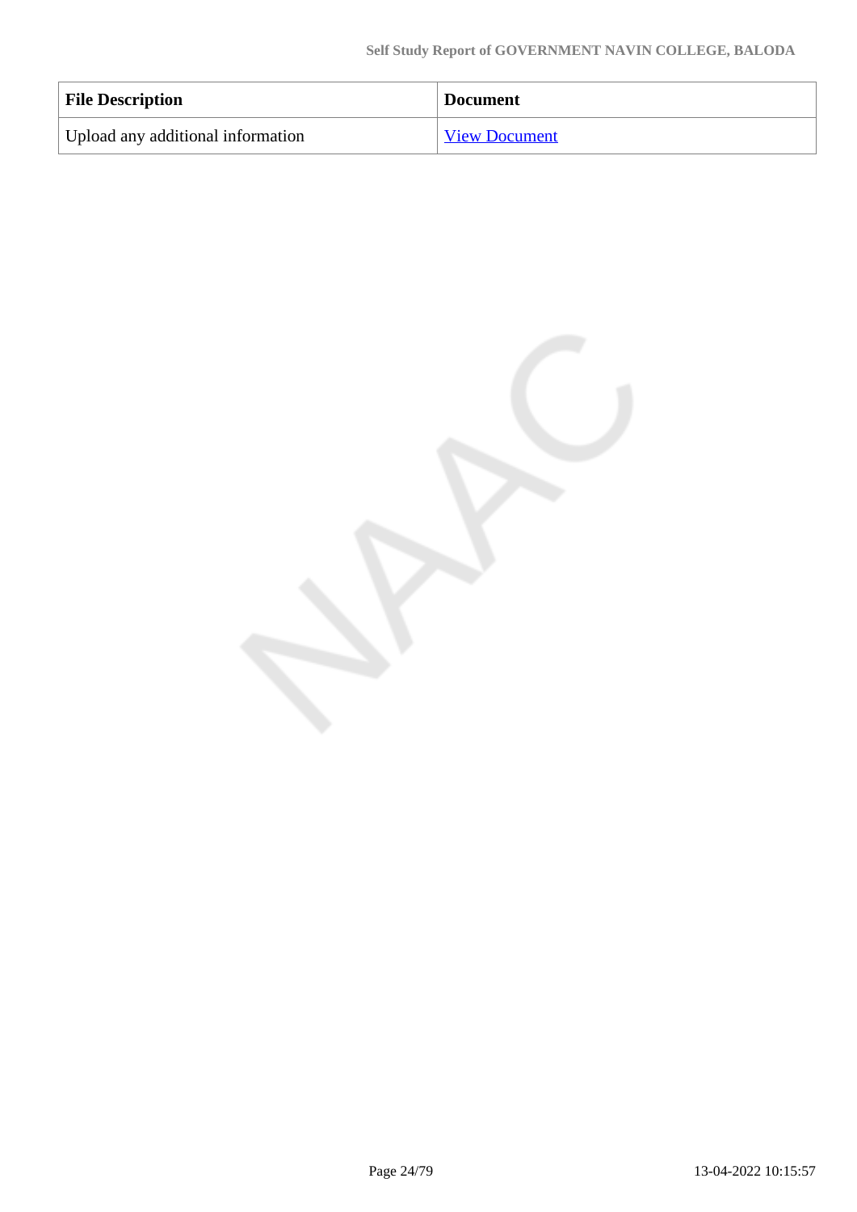| File Description | Document |
| --- | --- |
| Upload any additional information | View Document |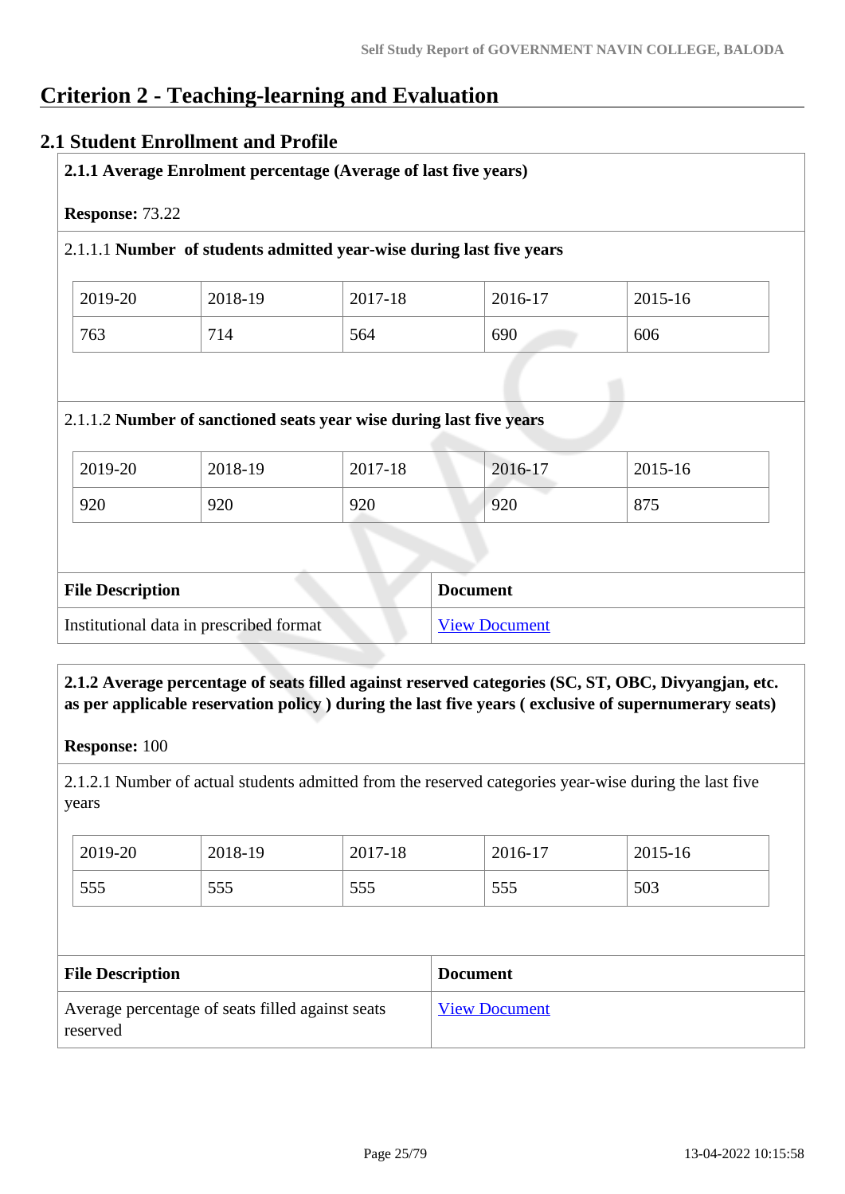# Criterion 2 - Teaching-learning and Evaluation

## 2.1 Student Enrollment and Profile

**2.1.1 Average Enrolment percentage (Average of last five years)**

**Response:** 73.22

2.1.1.1 **Number of students admitted year-wise during last five years**

| 2019-20 | 2018-19 | 2017-18 | 2016-17 | 2015-16 |
|---|---|---|---|---|
| 763 | 714 | 564 | 690 | 606 |

2.1.1.2 **Number of sanctioned seats year wise during last five years**

| 2019-20 | 2018-19 | 2017-18 | 2016-17 | 2015-16 |
|---|---|---|---|---|
| 920 | 920 | 920 | 920 | 875 |

| File Description | Document |
|---|---|
| Institutional data in prescribed format | View Document |

**2.1.2 Average percentage of seats filled against reserved categories (SC, ST, OBC, Divyangjan, etc. as per applicable reservation policy ) during the last five years ( exclusive of supernumerary seats)**

**Response:** 100

2.1.2.1 Number of actual students admitted from the reserved categories year-wise during the last five years

| 2019-20 | 2018-19 | 2017-18 | 2016-17 | 2015-16 |
|---|---|---|---|---|
| 555 | 555 | 555 | 555 | 503 |

| File Description | Document |
|---|---|
| Average percentage of seats filled against seats reserved | View Document |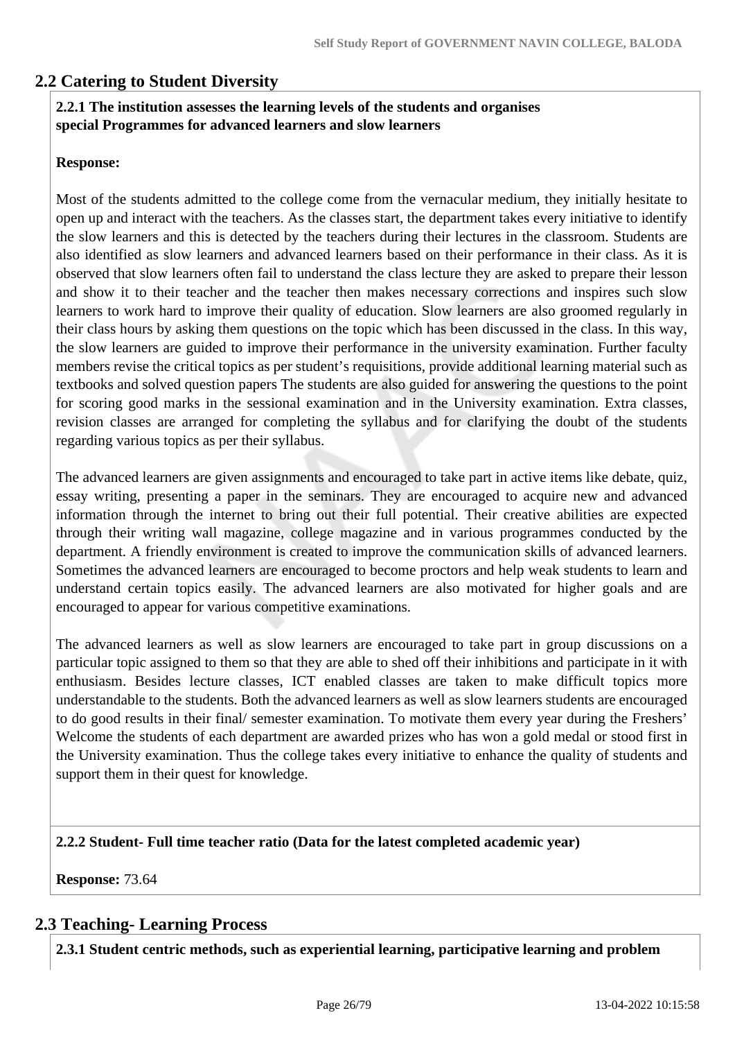## 2.2 Catering to Student Diversity

**2.2.1 The institution assesses the learning levels of the students and organises special Programmes for advanced learners and slow learners**

**Response:**

Most of the students admitted to the college come from the vernacular medium, they initially hesitate to open up and interact with the teachers. As the classes start, the department takes every initiative to identify the slow learners and this is detected by the teachers during their lectures in the classroom. Students are also identified as slow learners and advanced learners based on their performance in their class. As it is observed that slow learners often fail to understand the class lecture they are asked to prepare their lesson and show it to their teacher and the teacher then makes necessary corrections and inspires such slow learners to work hard to improve their quality of education. Slow learners are also groomed regularly in their class hours by asking them questions on the topic which has been discussed in the class. In this way, the slow learners are guided to improve their performance in the university examination. Further faculty members revise the critical topics as per student's requisitions, provide additional learning material such as textbooks and solved question papers The students are also guided for answering the questions to the point for scoring good marks in the sessional examination and in the University examination. Extra classes, revision classes are arranged for completing the syllabus and for clarifying the doubt of the students regarding various topics as per their syllabus.

The advanced learners are given assignments and encouraged to take part in active items like debate, quiz, essay writing, presenting a paper in the seminars. They are encouraged to acquire new and advanced information through the internet to bring out their full potential. Their creative abilities are expected through their writing wall magazine, college magazine and in various programmes conducted by the department. A friendly environment is created to improve the communication skills of advanced learners. Sometimes the advanced learners are encouraged to become proctors and help weak students to learn and understand certain topics easily. The advanced learners are also motivated for higher goals and are encouraged to appear for various competitive examinations.

The advanced learners as well as slow learners are encouraged to take part in group discussions on a particular topic assigned to them so that they are able to shed off their inhibitions and participate in it with enthusiasm. Besides lecture classes, ICT enabled classes are taken to make difficult topics more understandable to the students. Both the advanced learners as well as slow learners students are encouraged to do good results in their final/ semester examination. To motivate them every year during the Freshers' Welcome the students of each department are awarded prizes who has won a gold medal or stood first in the University examination. Thus the college takes every initiative to enhance the quality of students and support them in their quest for knowledge.

**2.2.2 Student- Full time teacher ratio (Data for the latest completed academic year)**

**Response:** 73.64

## 2.3 Teaching- Learning Process

**2.3.1 Student centric methods, such as experiential learning, participative learning and problem**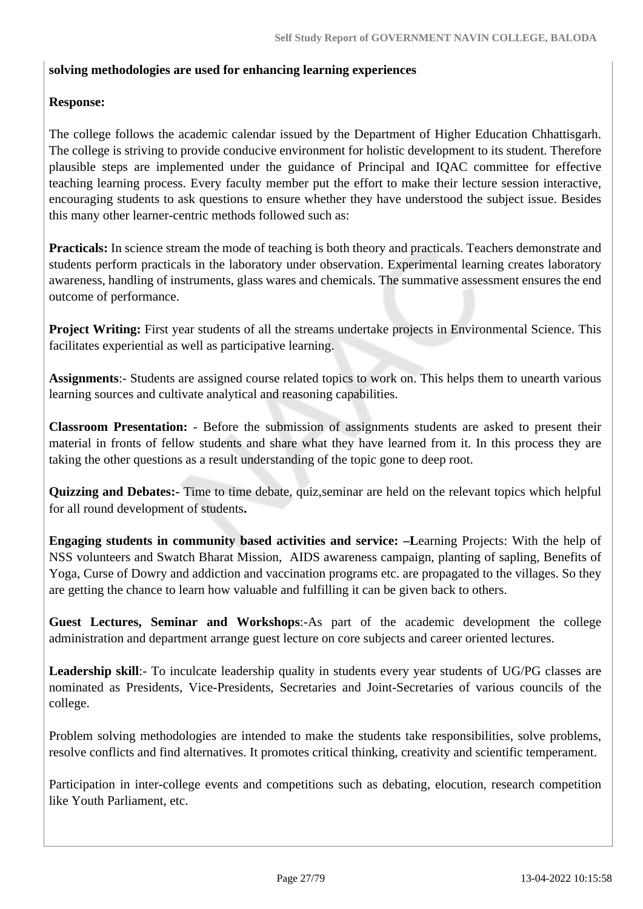**solving methodologies are used for enhancing learning experiences**

**Response:**

The college follows the academic calendar issued by the Department of Higher Education Chhattisgarh. The college is striving to provide conducive environment for holistic development to its student. Therefore plausible steps are implemented under the guidance of Principal and IQAC committee for effective teaching learning process. Every faculty member put the effort to make their lecture session interactive, encouraging students to ask questions to ensure whether they have understood the subject issue. Besides this many other learner-centric methods followed such as:

**Practicals:** In science stream the mode of teaching is both theory and practicals. Teachers demonstrate and students perform practicals in the laboratory under observation. Experimental learning creates laboratory awareness, handling of instruments, glass wares and chemicals. The summative assessment ensures the end outcome of performance.

**Project Writing:** First year students of all the streams undertake projects in Environmental Science. This facilitates experiential as well as participative learning.

**Assignments**:- Students are assigned course related topics to work on. This helps them to unearth various learning sources and cultivate analytical and reasoning capabilities.

**Classroom Presentation: -** Before the submission of assignments students are asked to present their material in fronts of fellow students and share what they have learned from it. In this process they are taking the other questions as a result understanding of the topic gone to deep root.

**Quizzing and Debates:-** Time to time debate, quiz,seminar are held on the relevant topics which helpful for all round development of students**.**

**Engaging students in community based activities and service: –L**earning Projects: With the help of NSS volunteers and Swatch Bharat Mission, AIDS awareness campaign, planting of sapling, Benefits of Yoga, Curse of Dowry and addiction and vaccination programs etc. are propagated to the villages. So they are getting the chance to learn how valuable and fulfilling it can be given back to others.

**Guest Lectures, Seminar and Workshops**:-As part of the academic development the college administration and department arrange guest lecture on core subjects and career oriented lectures.

**Leadership skill**:- To inculcate leadership quality in students every year students of UG/PG classes are nominated as Presidents, Vice-Presidents, Secretaries and Joint-Secretaries of various councils of the college.

Problem solving methodologies are intended to make the students take responsibilities, solve problems, resolve conflicts and find alternatives. It promotes critical thinking, creativity and scientific temperament.

Participation in inter-college events and competitions such as debating, elocution, research competition like Youth Parliament, etc.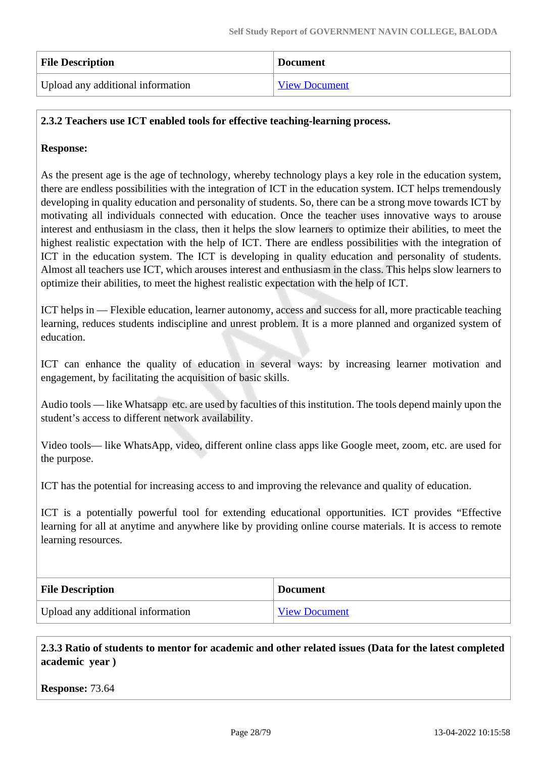| File Description | Document |
| --- | --- |
| Upload any additional information | View Document |

**2.3.2 Teachers use ICT enabled tools for effective teaching-learning process.**

**Response:**

As the present age is the age of technology, whereby technology plays a key role in the education system, there are endless possibilities with the integration of ICT in the education system. ICT helps tremendously developing in quality education and personality of students. So, there can be a strong move towards ICT by motivating all individuals connected with education. Once the teacher uses innovative ways to arouse interest and enthusiasm in the class, then it helps the slow learners to optimize their abilities, to meet the highest realistic expectation with the help of ICT. There are endless possibilities with the integration of ICT in the education system. The ICT is developing in quality education and personality of students. Almost all teachers use ICT, which arouses interest and enthusiasm in the class. This helps slow learners to optimize their abilities, to meet the highest realistic expectation with the help of ICT.

ICT helps in — Flexible education, learner autonomy, access and success for all, more practicable teaching learning, reduces students indiscipline and unrest problem. It is a more planned and organized system of education.

ICT can enhance the quality of education in several ways: by increasing learner motivation and engagement, by facilitating the acquisition of basic skills.

Audio tools — like Whatsapp etc. are used by faculties of this institution. The tools depend mainly upon the student's access to different network availability.

Video tools— like WhatsApp, video, different online class apps like Google meet, zoom, etc. are used for the purpose.

ICT has the potential for increasing access to and improving the relevance and quality of education.

ICT is a potentially powerful tool for extending educational opportunities. ICT provides "Effective learning for all at anytime and anywhere like by providing online course materials. It is access to remote learning resources.

| File Description | Document |
| --- | --- |
| Upload any additional information | View Document |

**2.3.3 Ratio of students to mentor for academic and other related issues (Data for the latest completed academic year )**

**Response:** 73.64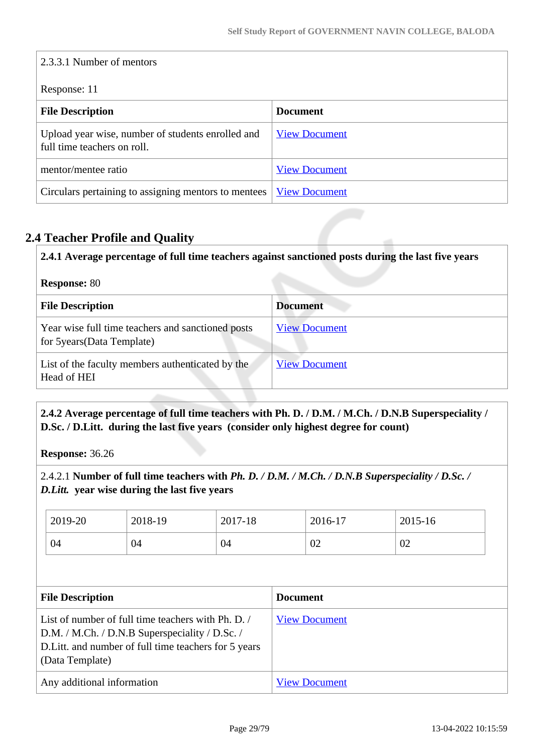2.3.3.1 Number of mentors

Response: 11

| File Description | Document |
|---|---|
| Upload year wise, number of students enrolled and full time teachers on roll. | View Document |
| mentor/mentee ratio | View Document |
| Circulars pertaining to assigning mentors to mentees | View Document |

## 2.4 Teacher Profile and Quality

**2.4.1 Average percentage of full time teachers against sanctioned posts during the last five years**

**Response:** 80

| File Description | Document |
|---|---|
| Year wise full time teachers and sanctioned posts for 5years(Data Template) | View Document |
| List of the faculty members authenticated by the Head of HEI | View Document |

**2.4.2 Average percentage of full time teachers with Ph. D. / D.M. / M.Ch. / D.N.B Superspeciality / D.Sc. / D.Litt. during the last five years (consider only highest degree for count)**

**Response:** 36.26

2.4.2.1 **Number of full time teachers with *Ph. D. / D.M. / M.Ch. / D.N.B Superspeciality / D.Sc. / D.Litt.* year wise during the last five years**

| 2019-20 | 2018-19 | 2017-18 | 2016-17 | 2015-16 |
|---|---|---|---|---|
| 04 | 04 | 04 | 02 | 02 |

| File Description | Document |
|---|---|
| List of number of full time teachers with Ph. D. / D.M. / M.Ch. / D.N.B Superspeciality / D.Sc. / D.Litt. and number of full time teachers for 5 years (Data Template) | View Document |
| Any additional information | View Document |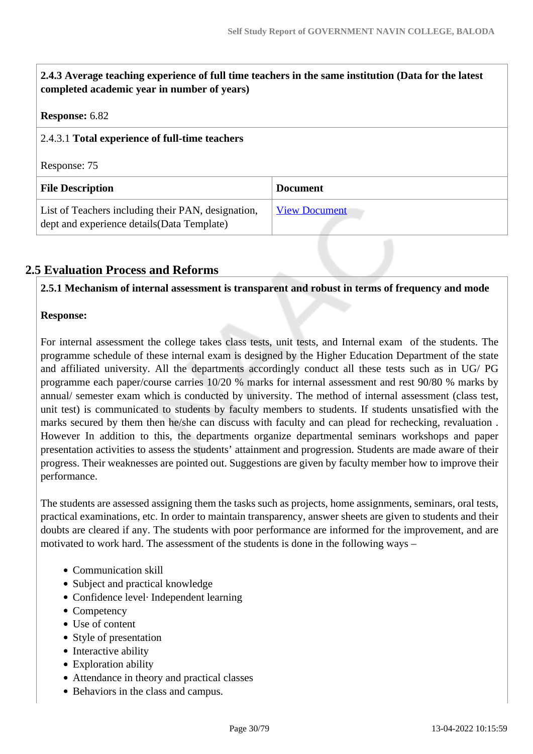**2.4.3 Average teaching experience of full time teachers in the same institution (Data for the latest completed academic year in number of years)**

**Response:** 6.82

2.4.3.1 **Total experience of full-time teachers**

Response: 75

| File Description | Document |
|---|---|
| List of Teachers including their PAN, designation, dept and experience details(Data Template) | View Document |

## 2.5 Evaluation Process and Reforms

**2.5.1 Mechanism of internal assessment is transparent and robust in terms of frequency and mode**

**Response:**

For internal assessment the college takes class tests, unit tests, and Internal exam of the students. The programme schedule of these internal exam is designed by the Higher Education Department of the state and affiliated university. All the departments accordingly conduct all these tests such as in UG/ PG programme each paper/course carries 10/20 % marks for internal assessment and rest 90/80 % marks by annual/ semester exam which is conducted by university. The method of internal assessment (class test, unit test) is communicated to students by faculty members to students. If students unsatisfied with the marks secured by them then he/she can discuss with faculty and can plead for rechecking, revaluation . However In addition to this, the departments organize departmental seminars workshops and paper presentation activities to assess the students' attainment and progression. Students are made aware of their progress. Their weaknesses are pointed out. Suggestions are given by faculty member how to improve their performance.

The students are assessed assigning them the tasks such as projects, home assignments, seminars, oral tests, practical examinations, etc. In order to maintain transparency, answer sheets are given to students and their doubts are cleared if any. The students with poor performance are informed for the improvement, and are motivated to work hard. The assessment of the students is done in the following ways –

- Communication skill
- Subject and practical knowledge
- Confidence level· Independent learning
- Competency
- Use of content
- Style of presentation
- Interactive ability
- Exploration ability
- Attendance in theory and practical classes
- Behaviors in the class and campus.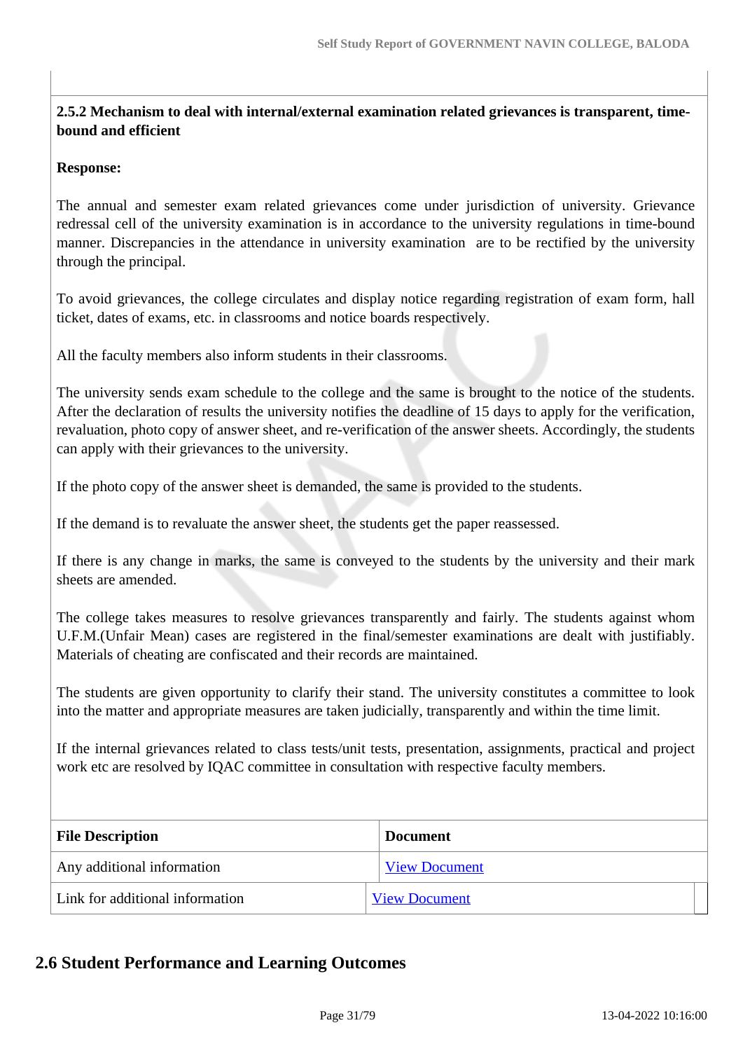**2.5.2 Mechanism to deal with internal/external examination related grievances is transparent, time-bound and efficient**

**Response:**

The annual and semester exam related grievances come under jurisdiction of university. Grievance redressal cell of the university examination is in accordance to the university regulations in time-bound manner. Discrepancies in the attendance in university examination are to be rectified by the university through the principal.

To avoid grievances, the college circulates and display notice regarding registration of exam form, hall ticket, dates of exams, etc. in classrooms and notice boards respectively.

All the faculty members also inform students in their classrooms.

The university sends exam schedule to the college and the same is brought to the notice of the students. After the declaration of results the university notifies the deadline of 15 days to apply for the verification, revaluation, photo copy of answer sheet, and re-verification of the answer sheets. Accordingly, the students can apply with their grievances to the university.

If the photo copy of the answer sheet is demanded, the same is provided to the students.

If the demand is to revaluate the answer sheet, the students get the paper reassessed.

If there is any change in marks, the same is conveyed to the students by the university and their mark sheets are amended.

The college takes measures to resolve grievances transparently and fairly. The students against whom U.F.M.(Unfair Mean) cases are registered in the final/semester examinations are dealt with justifiably. Materials of cheating are confiscated and their records are maintained.

The students are given opportunity to clarify their stand. The university constitutes a committee to look into the matter and appropriate measures are taken judicially, transparently and within the time limit.

If the internal grievances related to class tests/unit tests, presentation, assignments, practical and project work etc are resolved by IQAC committee in consultation with respective faculty members.

| File Description | Document |
|---|---|
| Any additional information | View Document |
| Link for additional information | View Document |

## 2.6 Student Performance and Learning Outcomes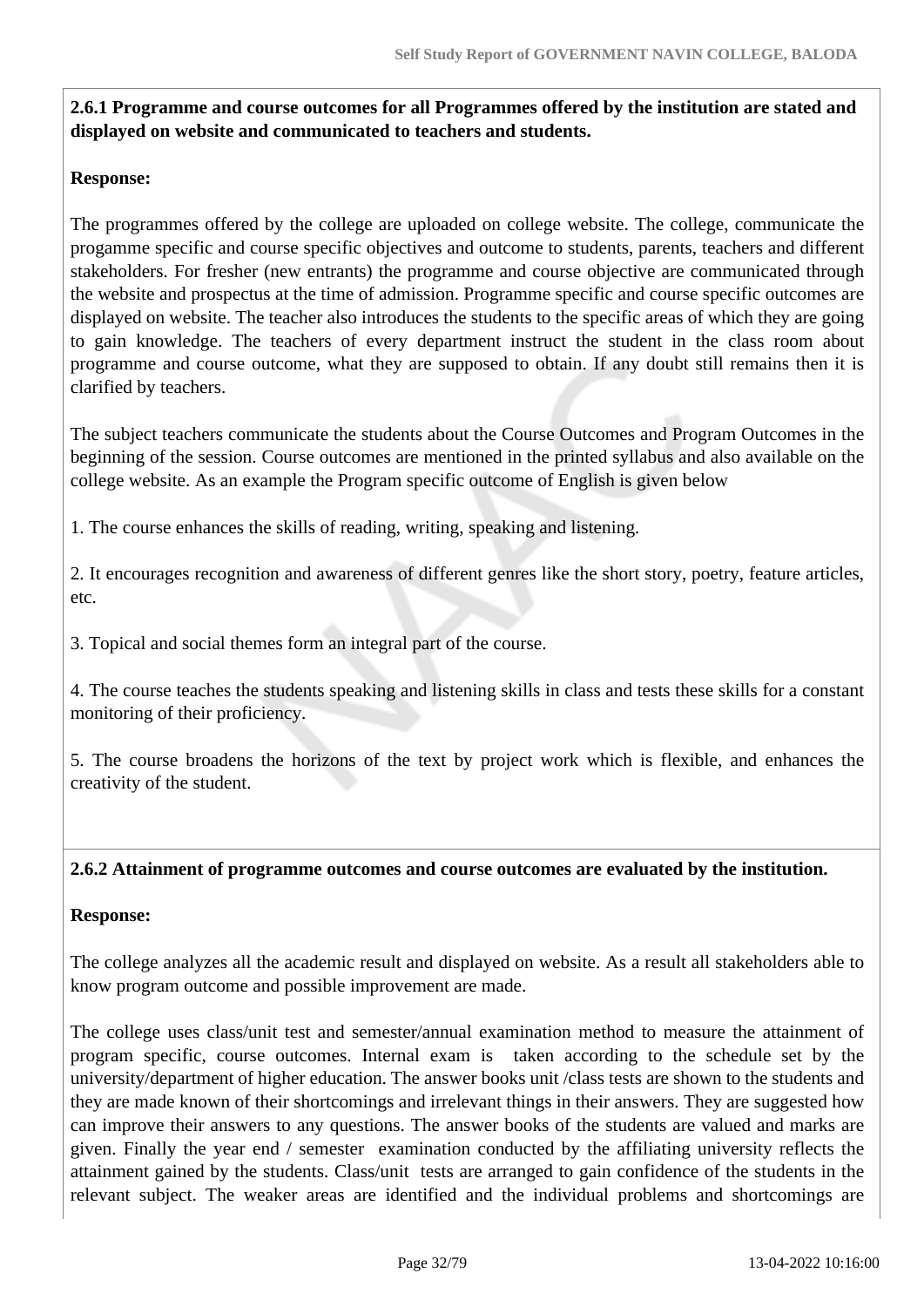**2.6.1 Programme and course outcomes for all Programmes offered by the institution are stated and displayed on website and communicated to teachers and students.**

**Response:**

The programmes offered by the college are uploaded on college website. The college, communicate the progamme specific and course specific objectives and outcome to students, parents, teachers and different stakeholders. For fresher (new entrants) the programme and course objective are communicated through the website and prospectus at the time of admission. Programme specific and course specific outcomes are displayed on website. The teacher also introduces the students to the specific areas of which they are going to gain knowledge. The teachers of every department instruct the student in the class room about programme and course outcome, what they are supposed to obtain. If any doubt still remains then it is clarified by teachers.

The subject teachers communicate the students about the Course Outcomes and Program Outcomes in the beginning of the session. Course outcomes are mentioned in the printed syllabus and also available on the college website. As an example the Program specific outcome of English is given below

1. The course enhances the skills of reading, writing, speaking and listening.

2. It encourages recognition and awareness of different genres like the short story, poetry, feature articles, etc.

3. Topical and social themes form an integral part of the course.

4. The course teaches the students speaking and listening skills in class and tests these skills for a constant monitoring of their proficiency.

5. The course broadens the horizons of the text by project work which is flexible, and enhances the creativity of the student.

**2.6.2 Attainment of programme outcomes and course outcomes are evaluated by the institution.**

**Response:**

The college analyzes all the academic result and displayed on website. As a result all stakeholders able to know program outcome and possible improvement are made.

The college uses class/unit test and semester/annual examination method to measure the attainment of program specific, course outcomes. Internal exam is taken according to the schedule set by the university/department of higher education. The answer books unit /class tests are shown to the students and they are made known of their shortcomings and irrelevant things in their answers. They are suggested how can improve their answers to any questions. The answer books of the students are valued and marks are given. Finally the year end / semester examination conducted by the affiliating university reflects the attainment gained by the students. Class/unit tests are arranged to gain confidence of the students in the relevant subject. The weaker areas are identified and the individual problems and shortcomings are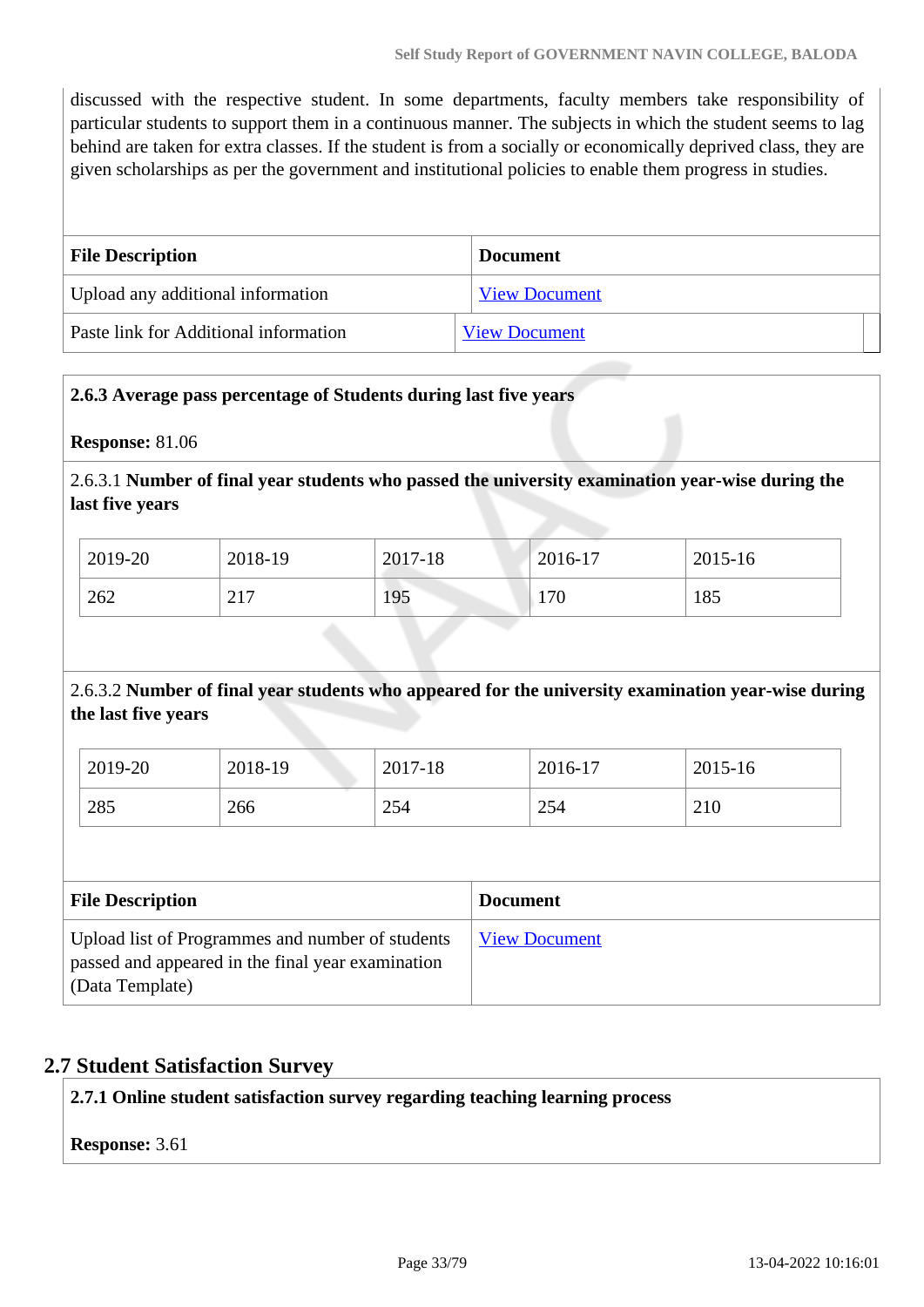discussed with the respective student. In some departments, faculty members take responsibility of particular students to support them in a continuous manner. The subjects in which the student seems to lag behind are taken for extra classes. If the student is from a socially or economically deprived class, they are given scholarships as per the government and institutional policies to enable them progress in studies.

| File Description | Document |
|---|---|
| Upload any additional information | View Document |
| Paste link for Additional information | View Document |

**2.6.3 Average pass percentage of Students during last five years**

**Response:** 81.06

2.6.3.1 **Number of final year students who passed the university examination year-wise during the last five years**

| 2019-20 | 2018-19 | 2017-18 | 2016-17 | 2015-16 |
|---|---|---|---|---|
| 262 | 217 | 195 | 170 | 185 |

2.6.3.2 **Number of final year students who appeared for the university examination year-wise during the last five years**

| 2019-20 | 2018-19 | 2017-18 | 2016-17 | 2015-16 |
|---|---|---|---|---|
| 285 | 266 | 254 | 254 | 210 |

| File Description | Document |
|---|---|
| Upload list of Programmes and number of students passed and appeared in the final year examination (Data Template) | View Document |

## 2.7 Student Satisfaction Survey

**2.7.1 Online student satisfaction survey regarding teaching learning process**

**Response:** 3.61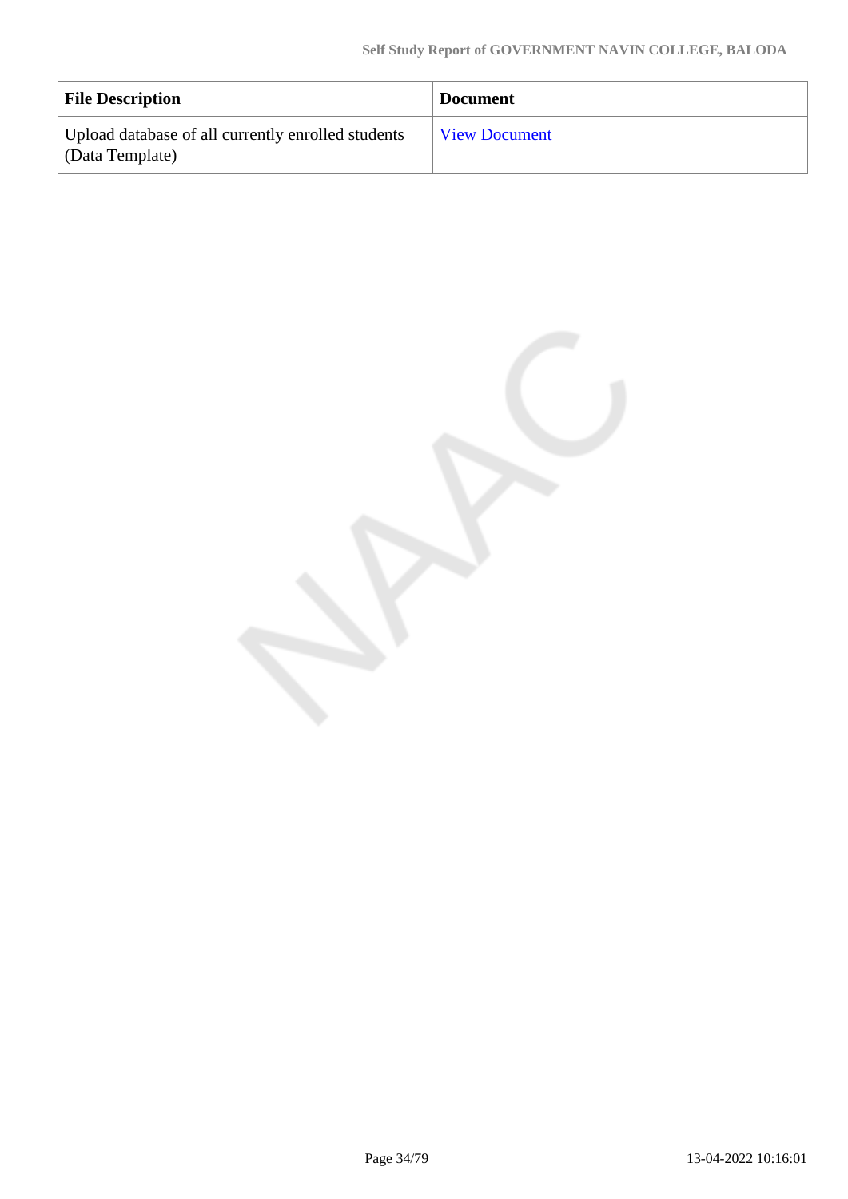| File Description | Document |
| --- | --- |
| Upload database of all currently enrolled students (Data Template) | View Document |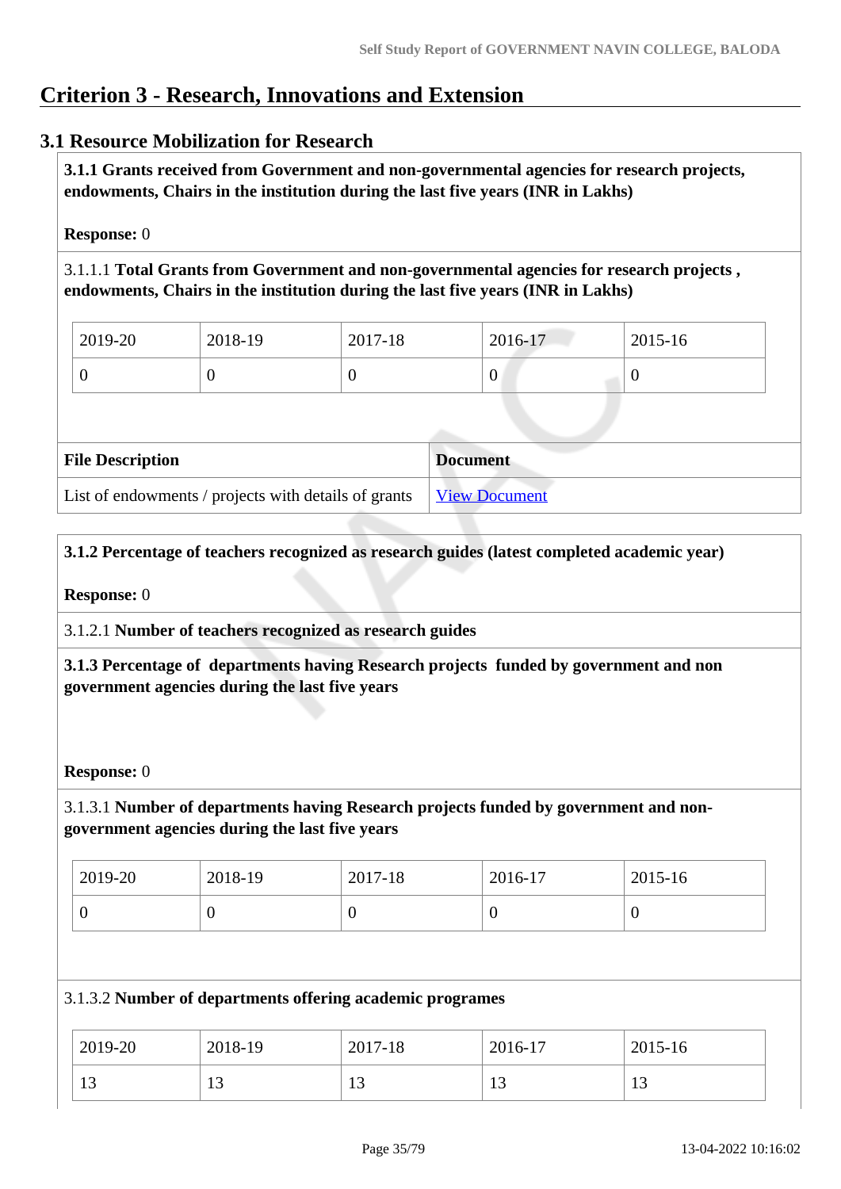# Criterion 3 - Research, Innovations and Extension

## 3.1 Resource Mobilization for Research

**3.1.1 Grants received from Government and non-governmental agencies for research projects, endowments, Chairs in the institution during the last five years (INR in Lakhs)**

**Response:** 0

3.1.1.1 **Total Grants from Government and non-governmental agencies for research projects , endowments, Chairs in the institution during the last five years (INR in Lakhs)**

| 2019-20 | 2018-19 | 2017-18 | 2016-17 | 2015-16 |
|---|---|---|---|---|
| 0 | 0 | 0 | 0 | 0 |

| File Description | Document |
|---|---|
| List of endowments / projects with details of grants | View Document |

**3.1.2 Percentage of teachers recognized as research guides (latest completed academic year)**

**Response:** 0

3.1.2.1 **Number of teachers recognized as research guides**

**3.1.3 Percentage of departments having Research projects funded by government and non government agencies during the last five years**

**Response:** 0

3.1.3.1 **Number of departments having Research projects funded by government and non-government agencies during the last five years**

| 2019-20 | 2018-19 | 2017-18 | 2016-17 | 2015-16 |
|---|---|---|---|---|
| 0 | 0 | 0 | 0 | 0 |

3.1.3.2 **Number of departments offering academic programes**

| 2019-20 | 2018-19 | 2017-18 | 2016-17 | 2015-16 |
|---|---|---|---|---|
| 13 | 13 | 13 | 13 | 13 |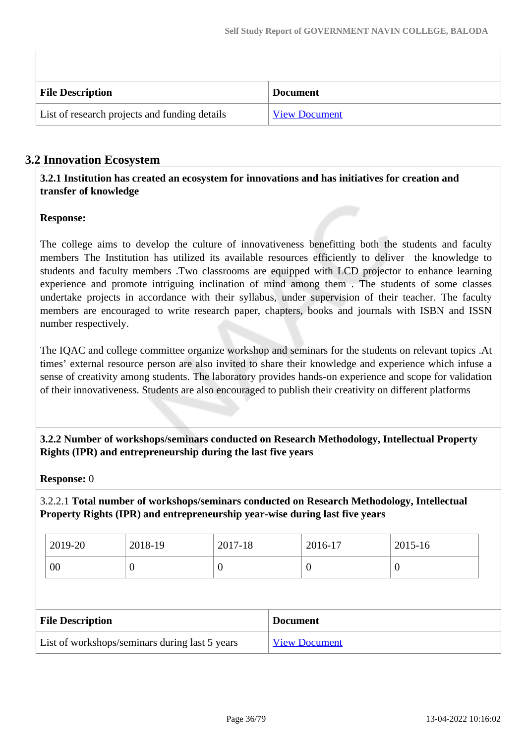| File Description | Document |
|---|---|
| List of research projects and funding details | View Document |

## 3.2 Innovation Ecosystem

**3.2.1 Institution has created an ecosystem for innovations and has initiatives for creation and transfer of knowledge**

**Response:**

The college aims to develop the culture of innovativeness benefitting both the students and faculty members The Institution has utilized its available resources efficiently to deliver the knowledge to students and faculty members .Two classrooms are equipped with LCD projector to enhance learning experience and promote intriguing inclination of mind among them . The students of some classes undertake projects in accordance with their syllabus, under supervision of their teacher. The faculty members are encouraged to write research paper, chapters, books and journals with ISBN and ISSN number respectively.

The IQAC and college committee organize workshop and seminars for the students on relevant topics .At times' external resource person are also invited to share their knowledge and experience which infuse a sense of creativity among students. The laboratory provides hands-on experience and scope for validation of their innovativeness. Students are also encouraged to publish their creativity on different platforms

**3.2.2 Number of workshops/seminars conducted on Research Methodology, Intellectual Property Rights (IPR) and entrepreneurship during the last five years**

**Response:** 0

3.2.2.1 **Total number of workshops/seminars conducted on Research Methodology, Intellectual Property Rights (IPR) and entrepreneurship year-wise during last five years**

| 2019-20 | 2018-19 | 2017-18 | 2016-17 | 2015-16 |
|---|---|---|---|---|
| 00 | 0 | 0 | 0 | 0 |

| File Description | Document |
|---|---|
| List of workshops/seminars during last 5 years | View Document |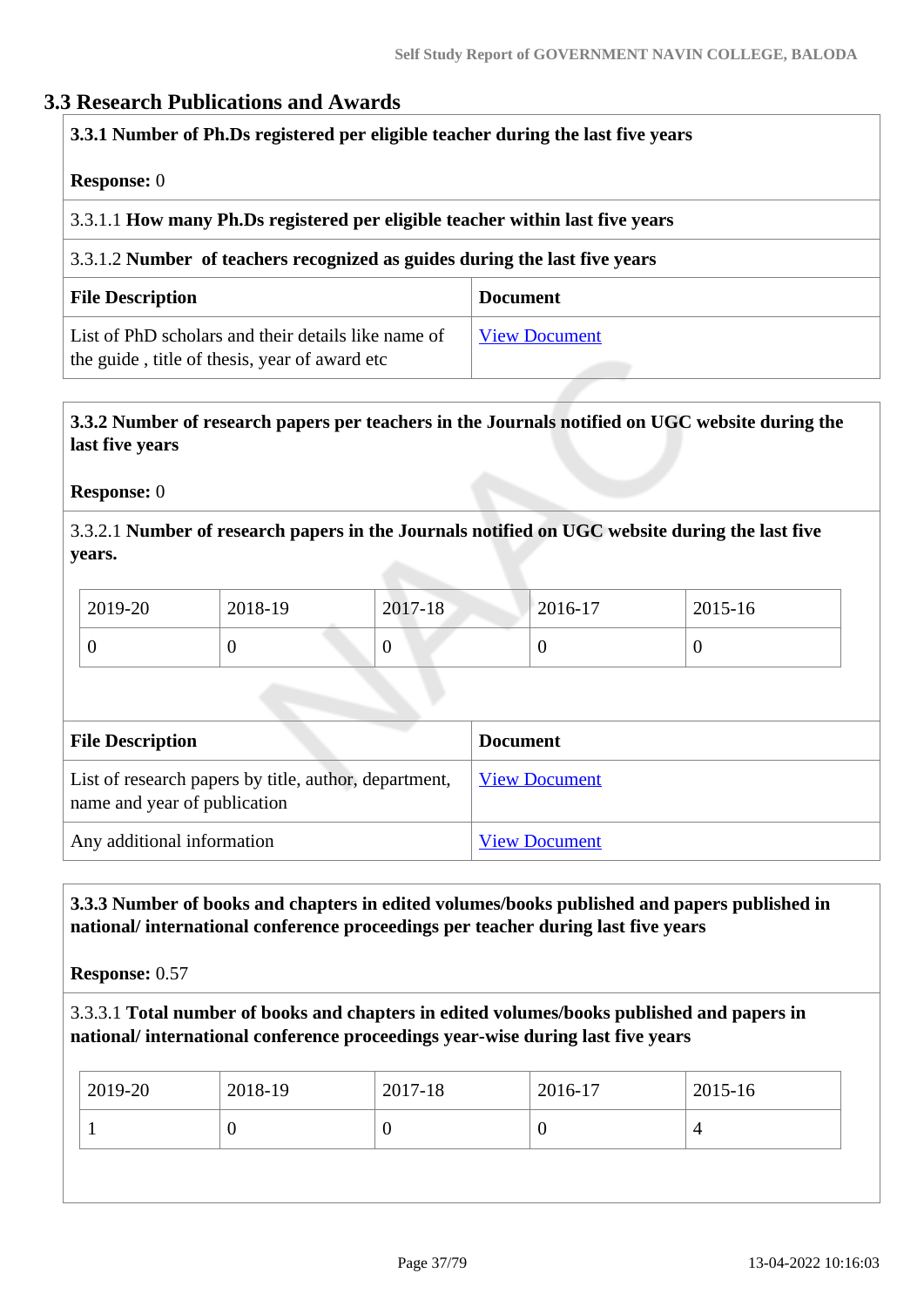## 3.3 Research Publications and Awards

**3.3.1 Number of Ph.Ds registered per eligible teacher during the last five years**

**Response:** 0

3.3.1.1 **How many Ph.Ds registered per eligible teacher within last five years**

3.3.1.2 **Number of teachers recognized as guides during the last five years**

| File Description | Document |
|---|---|
| List of PhD scholars and their details like name of the guide , title of thesis, year of award etc | View Document |

**3.3.2 Number of research papers per teachers in the Journals notified on UGC website during the last five years**

**Response:** 0

3.3.2.1 **Number of research papers in the Journals notified on UGC website during the last five years.**

| 2019-20 | 2018-19 | 2017-18 | 2016-17 | 2015-16 |
|---|---|---|---|---|
| 0 | 0 | 0 | 0 | 0 |

| File Description | Document |
|---|---|
| List of research papers by title, author, department, name and year of publication | View Document |
| Any additional information | View Document |

**3.3.3 Number of books and chapters in edited volumes/books published and papers published in national/ international conference proceedings per teacher during last five years**

**Response:** 0.57

3.3.3.1 **Total number of books and chapters in edited volumes/books published and papers in national/ international conference proceedings year-wise during last five years**

| 2019-20 | 2018-19 | 2017-18 | 2016-17 | 2015-16 |
|---|---|---|---|---|
| 1 | 0 | 0 | 0 | 4 |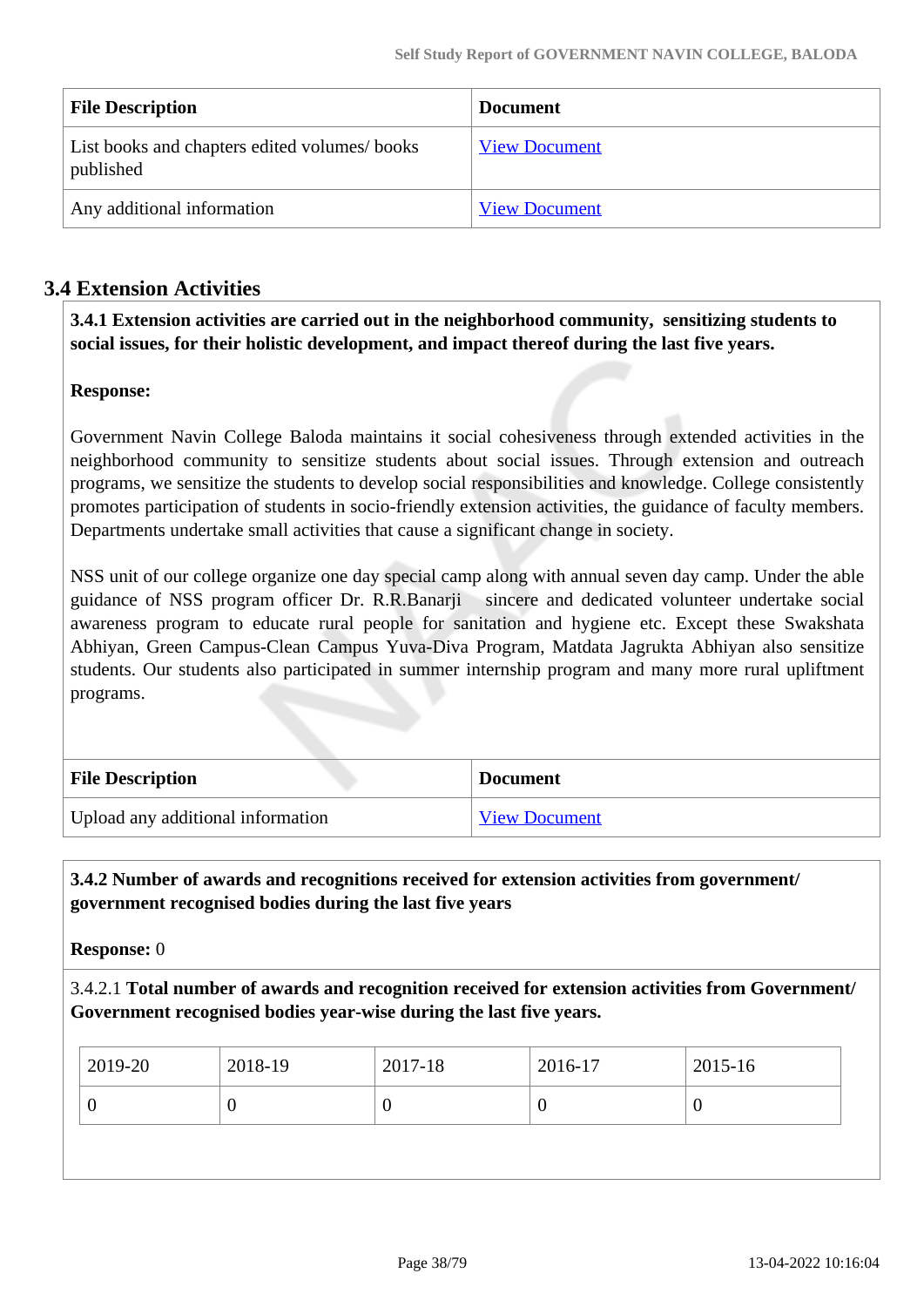| File Description | Document |
|---|---|
| List books and chapters edited volumes/ books published | View Document |
| Any additional information | View Document |

## 3.4 Extension Activities

**3.4.1 Extension activities are carried out in the neighborhood community, sensitizing students to social issues, for their holistic development, and impact thereof during the last five years.**

**Response:**

Government Navin College Baloda maintains it social cohesiveness through extended activities in the neighborhood community to sensitize students about social issues. Through extension and outreach programs, we sensitize the students to develop social responsibilities and knowledge. College consistently promotes participation of students in socio-friendly extension activities, the guidance of faculty members. Departments undertake small activities that cause a significant change in society.

NSS unit of our college organize one day special camp along with annual seven day camp. Under the able guidance of NSS program officer Dr. R.R.Banarji sincere and dedicated volunteer undertake social awareness program to educate rural people for sanitation and hygiene etc. Except these Swakshata Abhiyan, Green Campus-Clean Campus Yuva-Diva Program, Matdata Jagrukta Abhiyan also sensitize students. Our students also participated in summer internship program and many more rural upliftment programs.

| File Description | Document |
|---|---|
| Upload any additional information | View Document |

**3.4.2 Number of awards and recognitions received for extension activities from government/ government recognised bodies during the last five years**

**Response:** 0

3.4.2.1 **Total number of awards and recognition received for extension activities from Government/ Government recognised bodies year-wise during the last five years.**

| 2019-20 | 2018-19 | 2017-18 | 2016-17 | 2015-16 |
|---|---|---|---|---|
| 0 | 0 | 0 | 0 | 0 |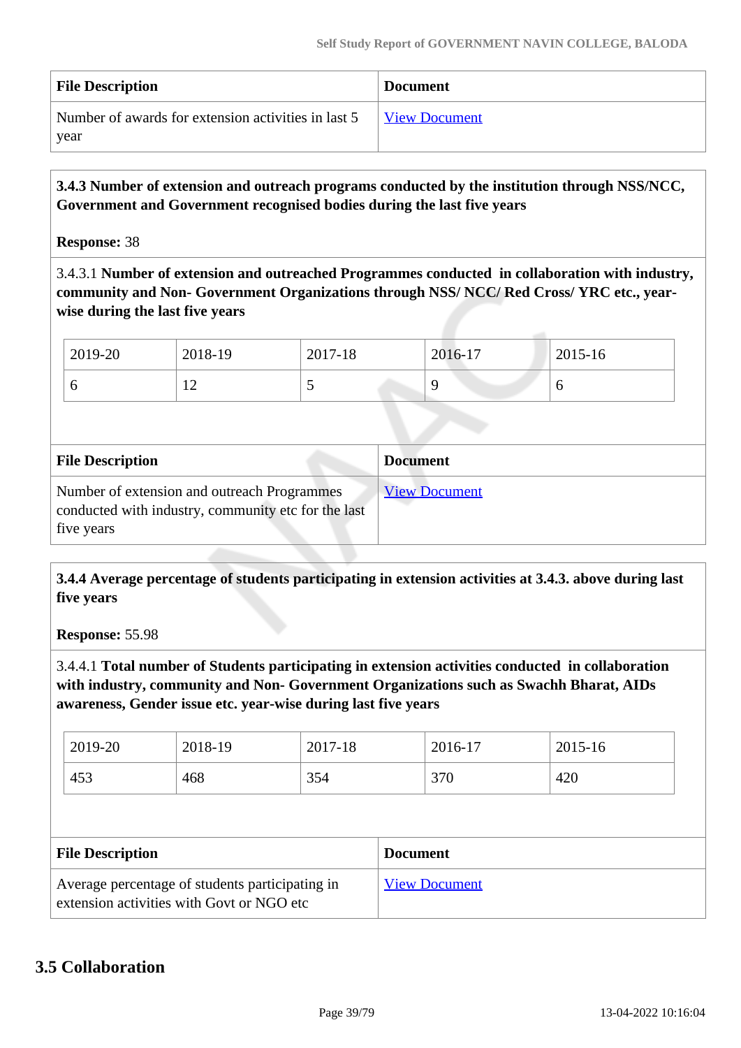| File Description | Document |
|---|---|
| Number of awards for extension activities in last 5 year | View Document |

**3.4.3 Number of extension and outreach programs conducted by the institution through NSS/NCC, Government and Government recognised bodies during the last five years**

**Response:** 38

3.4.3.1 **Number of extension and outreached Programmes conducted in collaboration with industry, community and Non- Government Organizations through NSS/ NCC/ Red Cross/ YRC etc., year-wise during the last five years**

| 2019-20 | 2018-19 | 2017-18 | 2016-17 | 2015-16 |
|---|---|---|---|---|
| 6 | 12 | 5 | 9 | 6 |

| File Description | Document |
|---|---|
| Number of extension and outreach Programmes conducted with industry, community etc for the last five years | View Document |

**3.4.4 Average percentage of students participating in extension activities at 3.4.3. above during last five years**

**Response:** 55.98

3.4.4.1 **Total number of Students participating in extension activities conducted in collaboration with industry, community and Non- Government Organizations such as Swachh Bharat, AIDs awareness, Gender issue etc. year-wise during last five years**

| 2019-20 | 2018-19 | 2017-18 | 2016-17 | 2015-16 |
|---|---|---|---|---|
| 453 | 468 | 354 | 370 | 420 |

| File Description | Document |
|---|---|
| Average percentage of students participating in extension activities with Govt or NGO etc | View Document |

## 3.5 Collaboration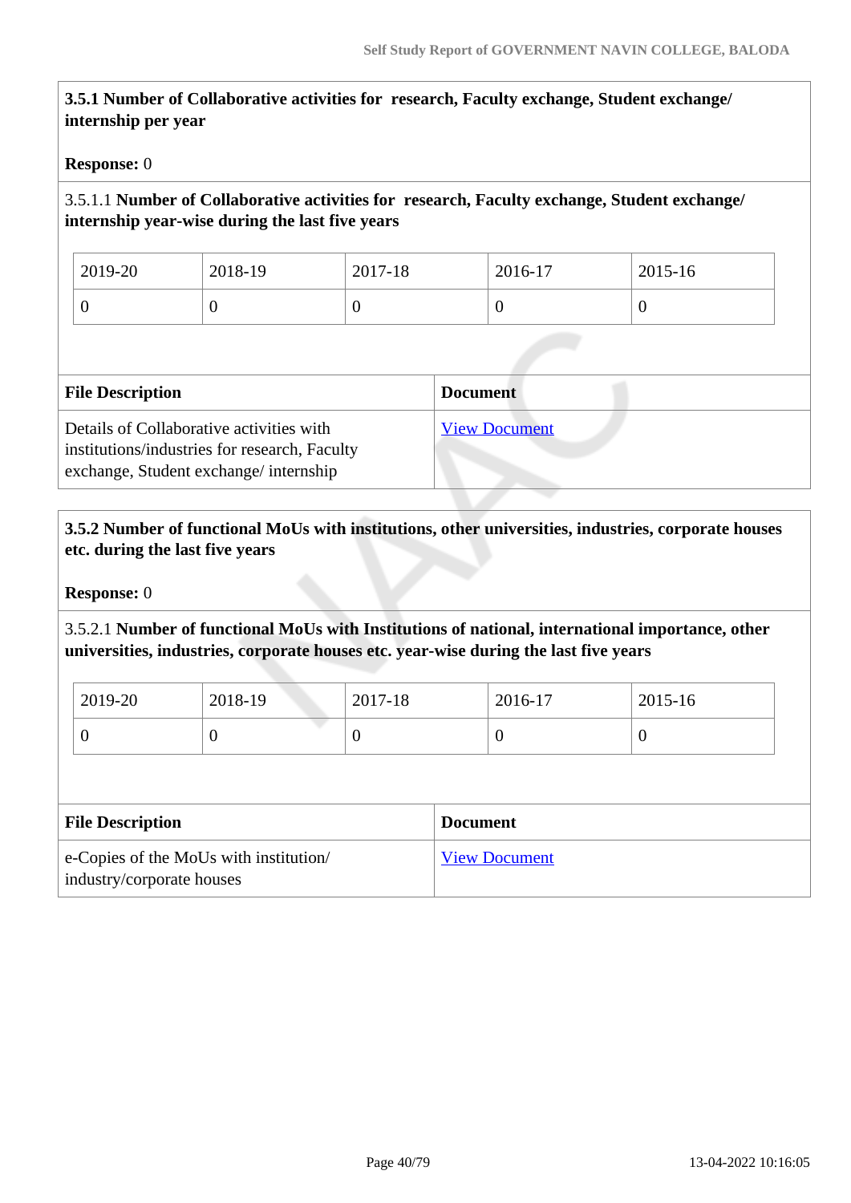**3.5.1 Number of Collaborative activities for research, Faculty exchange, Student exchange/ internship per year**

**Response:** 0

3.5.1.1 **Number of Collaborative activities for research, Faculty exchange, Student exchange/ internship year-wise during the last five years**

| 2019-20 | 2018-19 | 2017-18 | 2016-17 | 2015-16 |
|---|---|---|---|---|
| 0 | 0 | 0 | 0 | 0 |

| File Description | Document |
|---|---|
| Details of Collaborative activities with institutions/industries for research, Faculty exchange, Student exchange/ internship | View Document |

**3.5.2 Number of functional MoUs with institutions, other universities, industries, corporate houses etc. during the last five years**

**Response:** 0

3.5.2.1 **Number of functional MoUs with Institutions of national, international importance, other universities, industries, corporate houses etc. year-wise during the last five years**

| 2019-20 | 2018-19 | 2017-18 | 2016-17 | 2015-16 |
|---|---|---|---|---|
| 0 | 0 | 0 | 0 | 0 |

| File Description | Document |
|---|---|
| e-Copies of the MoUs with institution/ industry/corporate houses | View Document |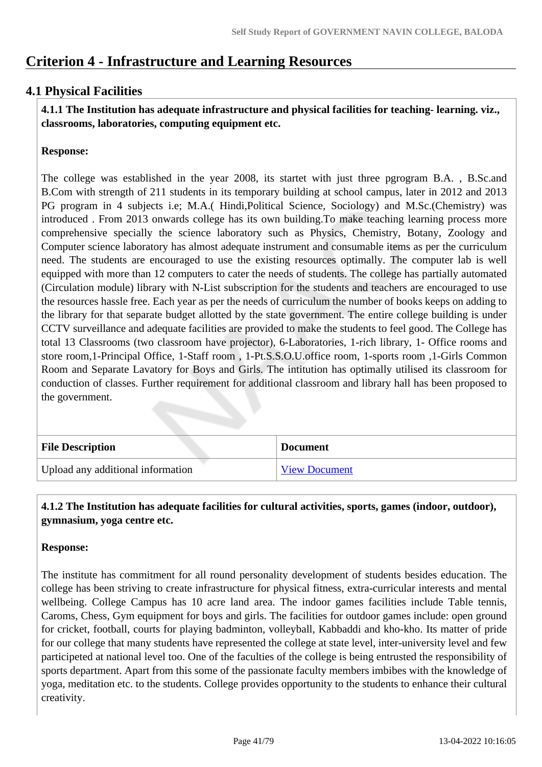# Criterion 4 - Infrastructure and Learning Resources

## 4.1 Physical Facilities

**4.1.1 The Institution has adequate infrastructure and physical facilities for teaching- learning. viz., classrooms, laboratories, computing equipment etc.**

**Response:**

The college was established in the year 2008, its startet with just three pgrogram B.A. , B.Sc.and B.Com with strength of 211 students in its temporary building at school campus, later in 2012 and 2013 PG program in 4 subjects i.e; M.A.( Hindi,Political Science, Sociology) and M.Sc.(Chemistry) was introduced . From 2013 onwards college has its own building.To make teaching learning process more comprehensive specially the science laboratory such as Physics, Chemistry, Botany, Zoology and Computer science laboratory has almost adequate instrument and consumable items as per the curriculum need. The students are encouraged to use the existing resources optimally. The computer lab is well equipped with more than 12 computers to cater the needs of students. The college has partially automated (Circulation module) library with N-List subscription for the students and teachers are encouraged to use the resources hassle free. Each year as per the needs of curriculum the number of books keeps on adding to the library for that separate budget allotted by the state government. The entire college building is under CCTV surveillance and adequate facilities are provided to make the students to feel good. The College has total 13 Classrooms (two classroom have projector), 6-Laboratories, 1-rich library, 1- Office rooms and store room,1-Principal Office, 1-Staff room , 1-Pt.S.S.O.U.office room, 1-sports room ,1-Girls Common Room and Separate Lavatory for Boys and Girls. The intitution has optimally utilised its classroom for conduction of classes. Further requirement for additional classroom and library hall has been proposed to the government.

| File Description | Document |
|---|---|
| Upload any additional information | View Document |

**4.1.2 The Institution has adequate facilities for cultural activities, sports, games (indoor, outdoor), gymnasium, yoga centre etc.**

**Response:**

The institute has commitment for all round personality development of students besides education. The college has been striving to create infrastructure for physical fitness, extra-curricular interests and mental wellbeing. College Campus has 10 acre land area. The indoor games facilities include Table tennis, Caroms, Chess, Gym equipment for boys and girls. The facilities for outdoor games include: open ground for cricket, football, courts for playing badminton, volleyball, Kabbaddi and kho-kho. Its matter of pride for our college that many students have represented the college at state level, inter-university level and few participeted at national level too. One of the faculties of the college is being entrusted the responsibility of sports department. Apart from this some of the passionate faculty members imbibes with the knowledge of yoga, meditation etc. to the students. College provides opportunity to the students to enhance their cultural creativity.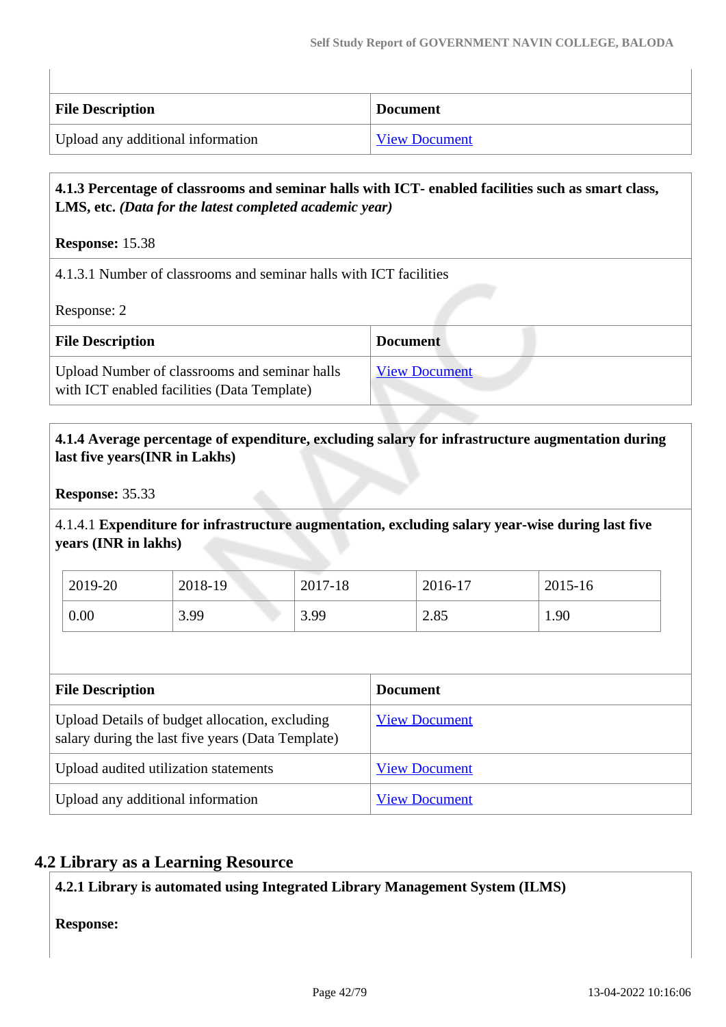| File Description | Document |
|---|---|
| Upload any additional information | View Document |

**4.1.3 Percentage of classrooms and seminar halls with ICT- enabled facilities such as smart class, LMS, etc.** ***(Data for the latest completed academic year)***

**Response:** 15.38

4.1.3.1 Number of classrooms and seminar halls with ICT facilities

Response: 2

| File Description | Document |
|---|---|
| Upload Number of classrooms and seminar halls with ICT enabled facilities (Data Template) | View Document |

**4.1.4 Average percentage of expenditure, excluding salary for infrastructure augmentation during last five years(INR in Lakhs)**

**Response:** 35.33

4.1.4.1 **Expenditure for infrastructure augmentation, excluding salary year-wise during last five years (INR in lakhs)**

| 2019-20 | 2018-19 | 2017-18 | 2016-17 | 2015-16 |
|---|---|---|---|---|
| 0.00 | 3.99 | 3.99 | 2.85 | 1.90 |

| File Description | Document |
|---|---|
| Upload Details of budget allocation, excluding salary during the last five years (Data Template) | View Document |
| Upload audited utilization statements | View Document |
| Upload any additional information | View Document |

## 4.2 Library as a Learning Resource

**4.2.1 Library is automated using Integrated Library Management System (ILMS)**

**Response:**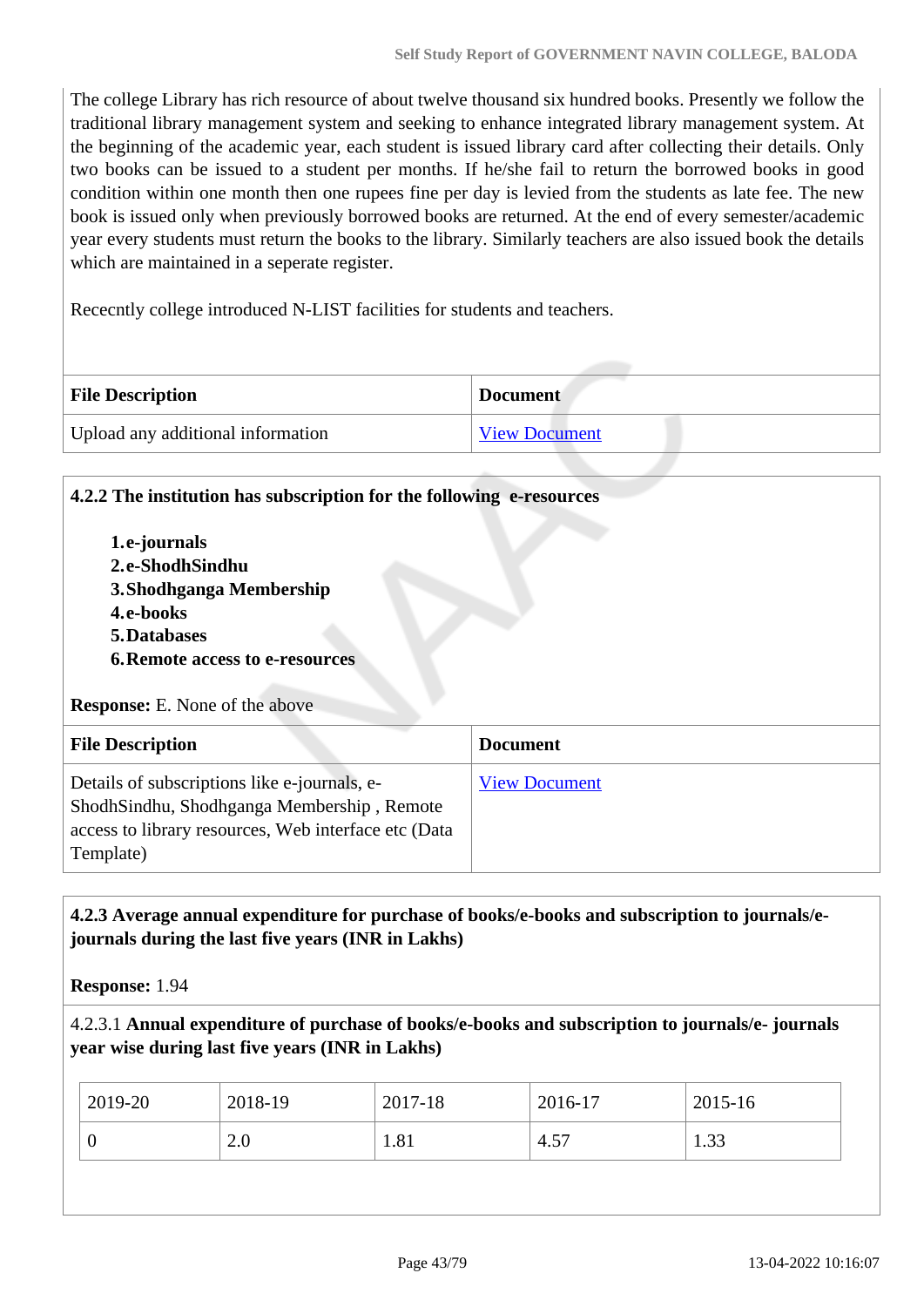The college Library has rich resource of about twelve thousand six hundred books. Presently we follow the traditional library management system and seeking to enhance integrated library management system. At the beginning of the academic year, each student is issued library card after collecting their details. Only two books can be issued to a student per months. If he/she fail to return the borrowed books in good condition within one month then one rupees fine per day is levied from the students as late fee. The new book is issued only when previously borrowed books are returned. At the end of every semester/academic year every students must return the books to the library. Similarly teachers are also issued book the details which are maintained in a seperate register.

Rececntly college introduced N-LIST facilities for students and teachers.

| File Description | Document |
|---|---|
| Upload any additional information | View Document |

**4.2.2 The institution has subscription for the following e-resources**

1. **e-journals**
2. **e-ShodhSindhu**
3. **Shodhganga Membership**
4. **e-books**
5. **Databases**
6. **Remote access to e-resources**

**Response:** E. None of the above

| File Description | Document |
|---|---|
| Details of subscriptions like e-journals, e-ShodhSindhu, Shodhganga Membership , Remote access to library resources, Web interface etc (Data Template) | View Document |

**4.2.3 Average annual expenditure for purchase of books/e-books and subscription to journals/e-journals during the last five years (INR in Lakhs)**

**Response:** 1.94

4.2.3.1 **Annual expenditure of purchase of books/e-books and subscription to journals/e- journals year wise during last five years (INR in Lakhs)**

| 2019-20 | 2018-19 | 2017-18 | 2016-17 | 2015-16 |
|---|---|---|---|---|
| 0 | 2.0 | 1.81 | 4.57 | 1.33 |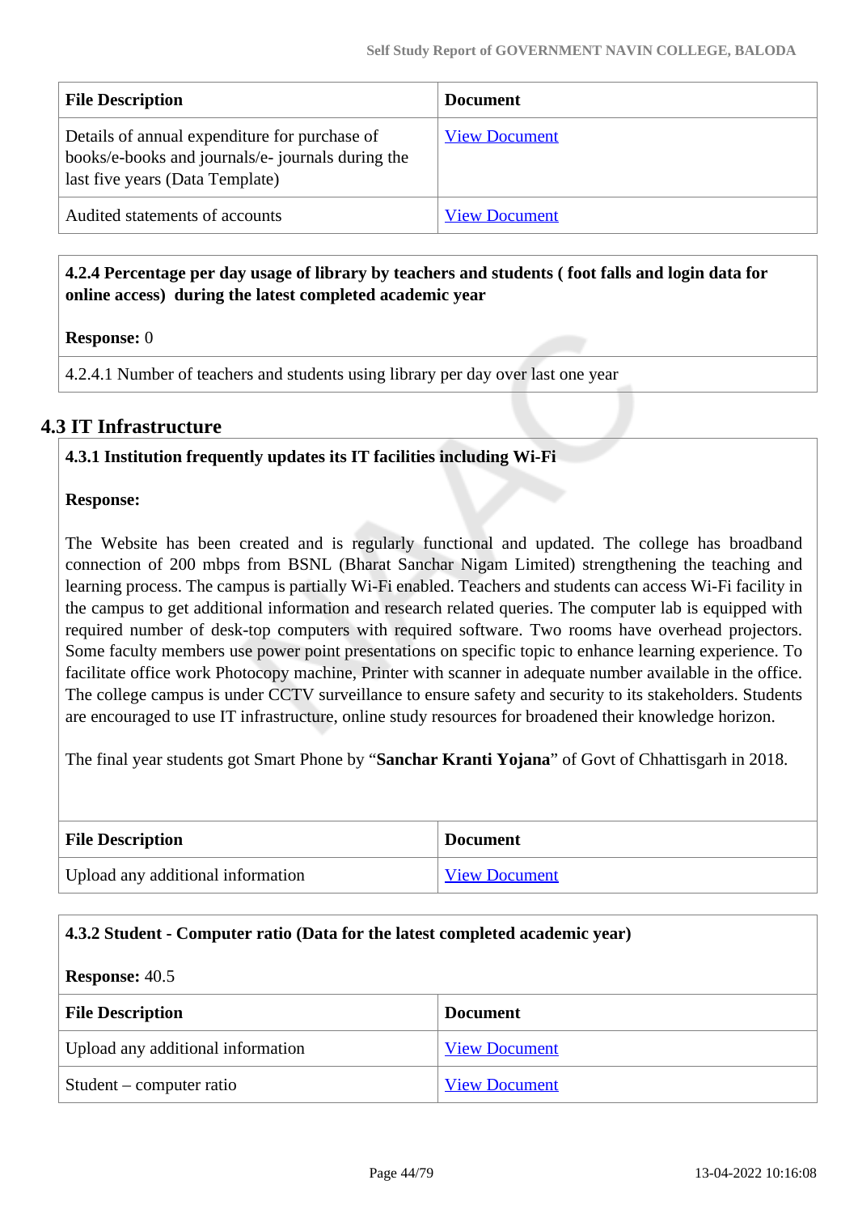| File Description | Document |
|---|---|
| Details of annual expenditure for purchase of books/e-books and journals/e- journals during the last five years (Data Template) | View Document |
| Audited statements of accounts | View Document |

**4.2.4 Percentage per day usage of library by teachers and students ( foot falls and login data for online access) during the latest completed academic year**

**Response:** 0

4.2.4.1 Number of teachers and students using library per day over last one year

## 4.3 IT Infrastructure

**4.3.1 Institution frequently updates its IT facilities including Wi-Fi**

**Response:**

The Website has been created and is regularly functional and updated. The college has broadband connection of 200 mbps from BSNL (Bharat Sanchar Nigam Limited) strengthening the teaching and learning process. The campus is partially Wi-Fi enabled. Teachers and students can access Wi-Fi facility in the campus to get additional information and research related queries. The computer lab is equipped with required number of desk-top computers with required software. Two rooms have overhead projectors. Some faculty members use power point presentations on specific topic to enhance learning experience. To facilitate office work Photocopy machine, Printer with scanner in adequate number available in the office. The college campus is under CCTV surveillance to ensure safety and security to its stakeholders. Students are encouraged to use IT infrastructure, online study resources for broadened their knowledge horizon.

The final year students got Smart Phone by "**Sanchar Kranti Yojana**" of Govt of Chhattisgarh in 2018.

| File Description | Document |
|---|---|
| Upload any additional information | View Document |

**4.3.2 Student - Computer ratio (Data for the latest completed academic year)**

**Response:** 40.5

| File Description | Document |
|---|---|
| Upload any additional information | View Document |
| Student – computer ratio | View Document |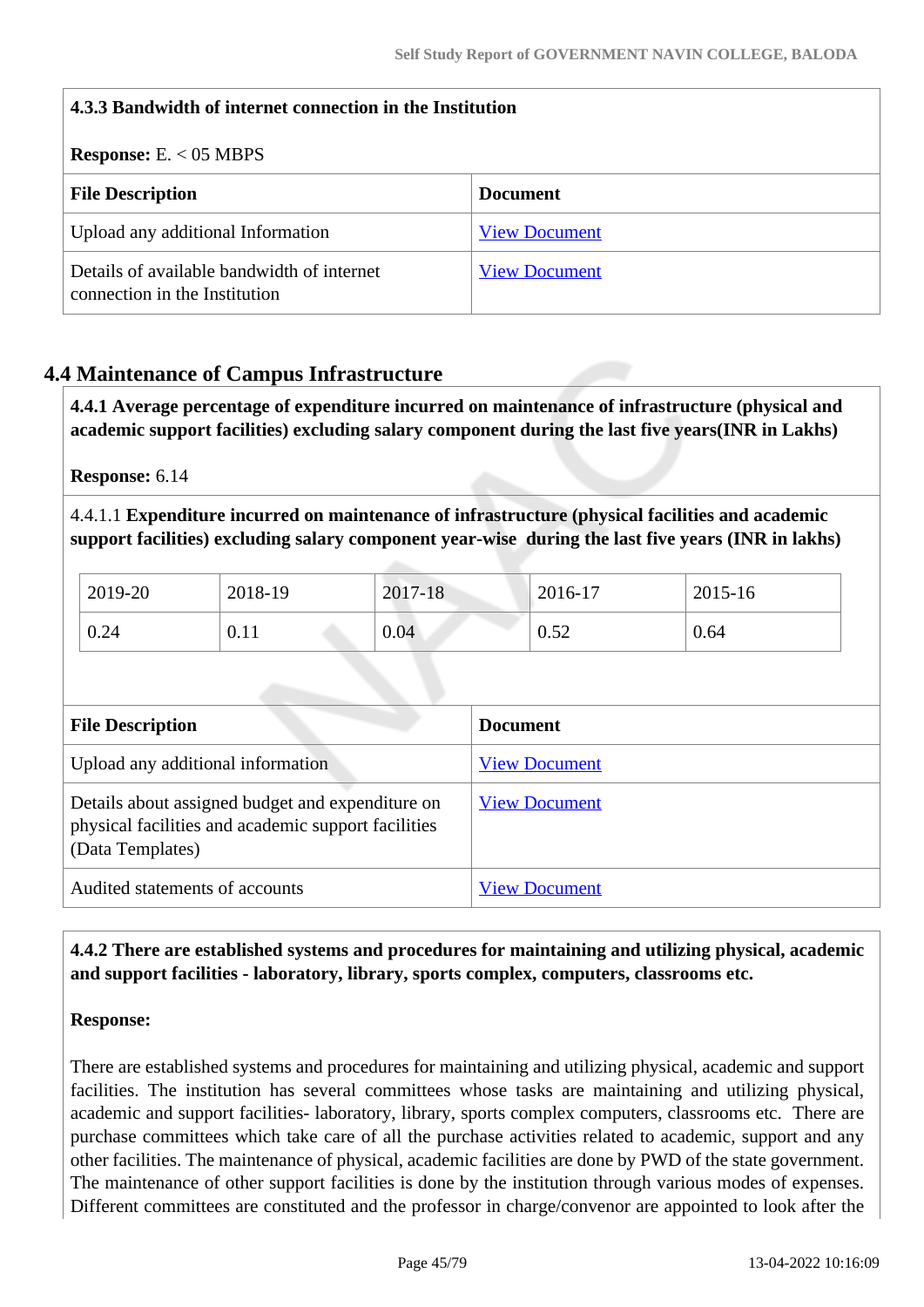**4.3.3 Bandwidth of internet connection in the Institution**

**Response:** E. < 05 MBPS

| File Description | Document |
|---|---|
| Upload any additional Information | View Document |
| Details of available bandwidth of internet connection in the Institution | View Document |

## 4.4 Maintenance of Campus Infrastructure

**4.4.1 Average percentage of expenditure incurred on maintenance of infrastructure (physical and academic support facilities) excluding salary component during the last five years(INR in Lakhs)**

**Response:** 6.14

4.4.1.1 **Expenditure incurred on maintenance of infrastructure (physical facilities and academic support facilities) excluding salary component year-wise during the last five years (INR in lakhs)**

| 2019-20 | 2018-19 | 2017-18 | 2016-17 | 2015-16 |
|---|---|---|---|---|
| 0.24 | 0.11 | 0.04 | 0.52 | 0.64 |

| File Description | Document |
|---|---|
| Upload any additional information | View Document |
| Details about assigned budget and expenditure on physical facilities and academic support facilities (Data Templates) | View Document |
| Audited statements of accounts | View Document |

**4.4.2 There are established systems and procedures for maintaining and utilizing physical, academic and support facilities - laboratory, library, sports complex, computers, classrooms etc.**

**Response:**

There are established systems and procedures for maintaining and utilizing physical, academic and support facilities. The institution has several committees whose tasks are maintaining and utilizing physical, academic and support facilities- laboratory, library, sports complex computers, classrooms etc. There are purchase committees which take care of all the purchase activities related to academic, support and any other facilities. The maintenance of physical, academic facilities are done by PWD of the state government. The maintenance of other support facilities is done by the institution through various modes of expenses. Different committees are constituted and the professor in charge/convenor are appointed to look after the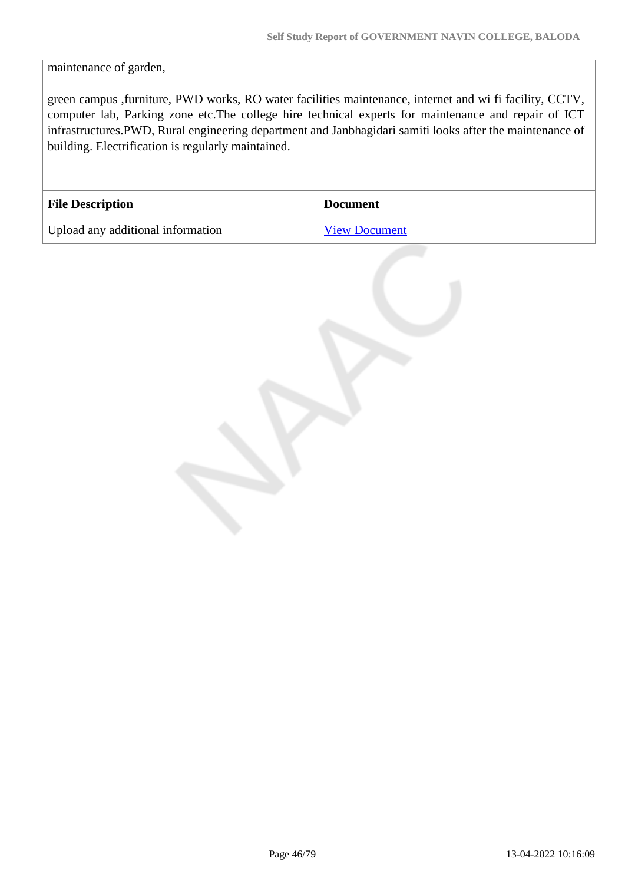maintenance of garden,

green campus ,furniture, PWD works, RO water facilities maintenance, internet and wi fi facility, CCTV, computer lab, Parking zone etc.The college hire technical experts for maintenance and repair of ICT infrastructures.PWD, Rural engineering department and Janbhagidari samiti looks after the maintenance of building. Electrification is regularly maintained.

| File Description | Document |
| --- | --- |
| Upload any additional information | View Document |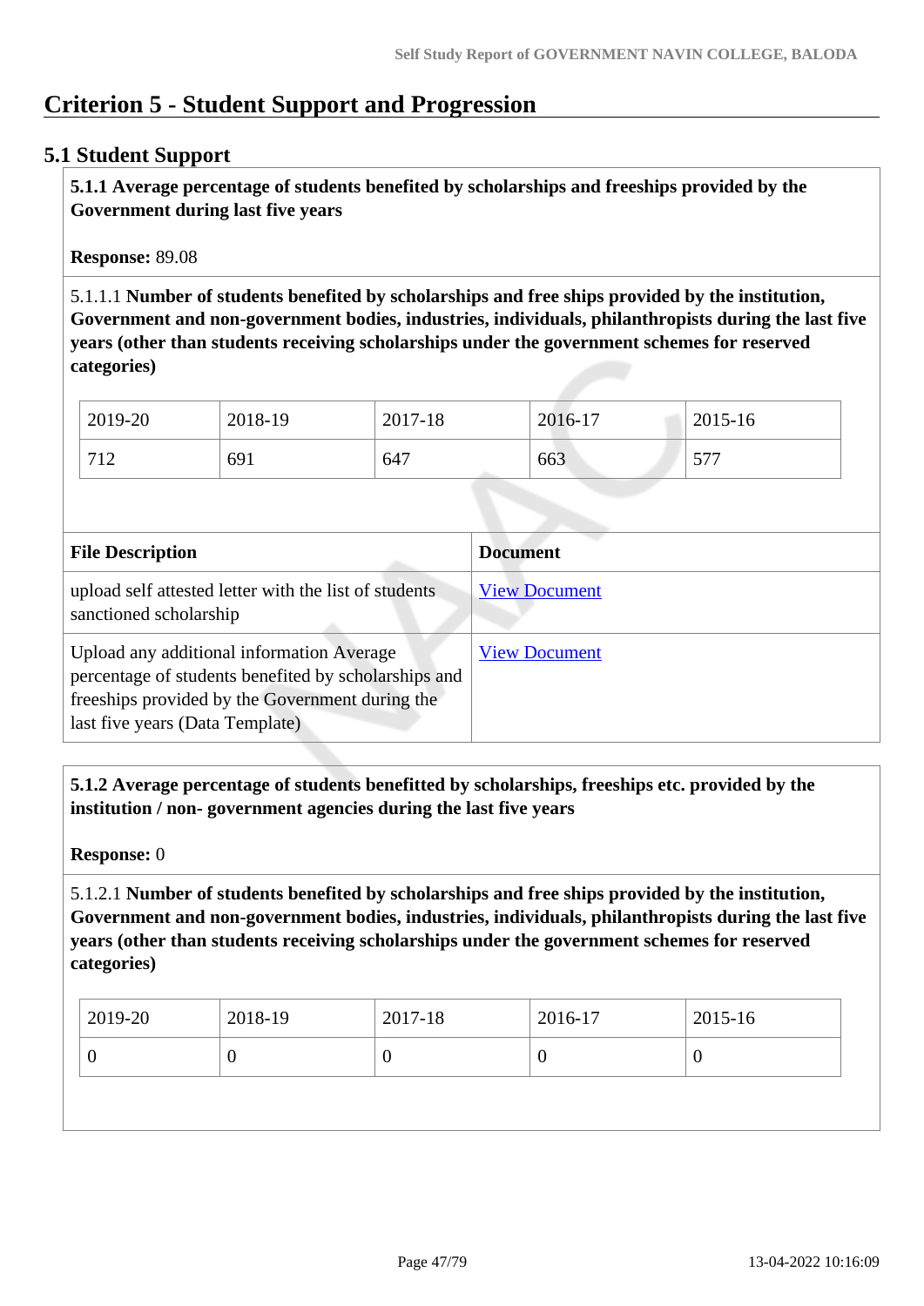# Criterion 5 - Student Support and Progression

## 5.1 Student Support

**5.1.1 Average percentage of students benefited by scholarships and freeships provided by the Government during last five years**

**Response:** 89.08

5.1.1.1 **Number of students benefited by scholarships and free ships provided by the institution, Government and non-government bodies, industries, individuals, philanthropists during the last five years (other than students receiving scholarships under the government schemes for reserved categories)**

| 2019-20 | 2018-19 | 2017-18 | 2016-17 | 2015-16 |
|---|---|---|---|---|
| 712 | 691 | 647 | 663 | 577 |

| File Description | Document |
|---|---|
| upload self attested letter with the list of students sanctioned scholarship | View Document |
| Upload any additional information Average percentage of students benefited by scholarships and freeships provided by the Government during the last five years (Data Template) | View Document |

**5.1.2 Average percentage of students benefitted by scholarships, freeships etc. provided by the institution / non- government agencies during the last five years**

**Response:** 0

5.1.2.1 **Number of students benefited by scholarships and free ships provided by the institution, Government and non-government bodies, industries, individuals, philanthropists during the last five years (other than students receiving scholarships under the government schemes for reserved categories)**

| 2019-20 | 2018-19 | 2017-18 | 2016-17 | 2015-16 |
|---|---|---|---|---|
| 0 | 0 | 0 | 0 | 0 |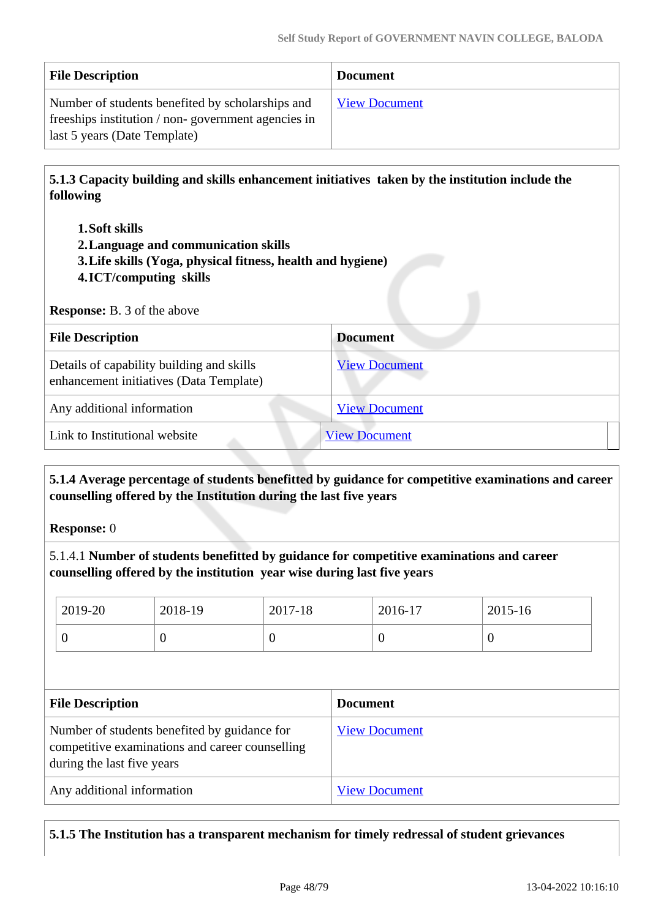| File Description | Document |
|---|---|
| Number of students benefited by scholarships and freeships institution / non- government agencies in last 5 years (Date Template) | View Document |

**5.1.3 Capacity building and skills enhancement initiatives taken by the institution include the following**

1. **Soft skills**
2. **Language and communication skills**
3. **Life skills (Yoga, physical fitness, health and hygiene)**
4. **ICT/computing skills**

**Response:** B. 3 of the above

| File Description | Document |
|---|---|
| Details of capability building and skills enhancement initiatives (Data Template) | View Document |
| Any additional information | View Document |
| Link to Institutional website | View Document |

**5.1.4 Average percentage of students benefitted by guidance for competitive examinations and career counselling offered by the Institution during the last five years**

**Response:** 0

5.1.4.1 **Number of students benefitted by guidance for competitive examinations and career counselling offered by the institution year wise during last five years**

| 2019-20 | 2018-19 | 2017-18 | 2016-17 | 2015-16 |
|---|---|---|---|---|
| 0 | 0 | 0 | 0 | 0 |

| File Description | Document |
|---|---|
| Number of students benefited by guidance for competitive examinations and career counselling during the last five years | View Document |
| Any additional information | View Document |

**5.1.5 The Institution has a transparent mechanism for timely redressal of student grievances**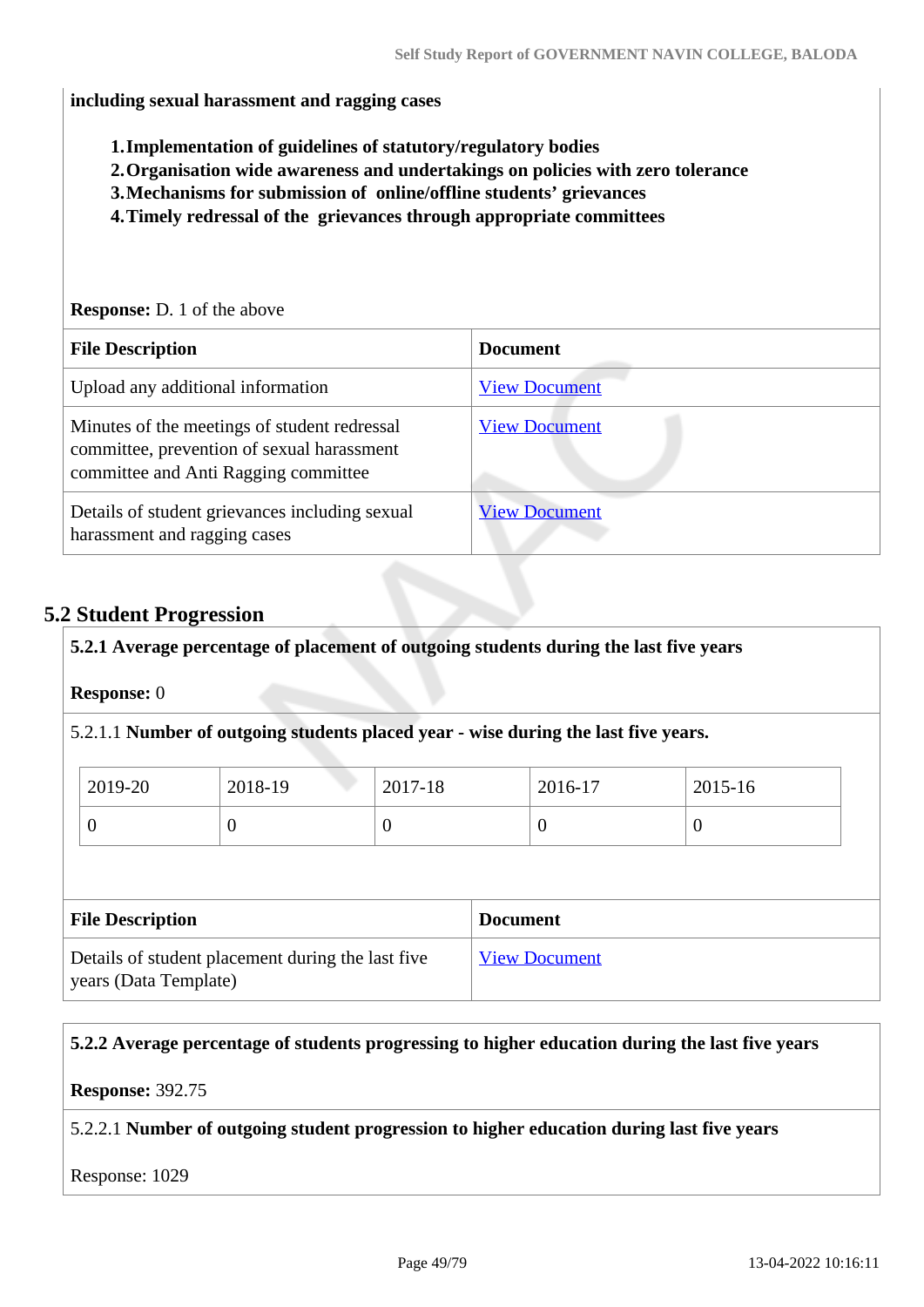**including sexual harassment and ragging cases**

1. **Implementation of guidelines of statutory/regulatory bodies**
2. **Organisation wide awareness and undertakings on policies with zero tolerance**
3. **Mechanisms for submission of online/offline students' grievances**
4. **Timely redressal of the grievances through appropriate committees**

**Response:** D. 1 of the above

| File Description | Document |
|---|---|
| Upload any additional information | View Document |
| Minutes of the meetings of student redressal committee, prevention of sexual harassment committee and Anti Ragging committee | View Document |
| Details of student grievances including sexual harassment and ragging cases | View Document |

## 5.2 Student Progression

**5.2.1 Average percentage of placement of outgoing students during the last five years**

**Response:** 0

5.2.1.1 **Number of outgoing students placed year - wise during the last five years.**

| 2019-20 | 2018-19 | 2017-18 | 2016-17 | 2015-16 |
|---|---|---|---|---|
| 0 | 0 | 0 | 0 | 0 |

| File Description | Document |
|---|---|
| Details of student placement during the last five years (Data Template) | View Document |

**5.2.2 Average percentage of students progressing to higher education during the last five years**

**Response:** 392.75

5.2.2.1 **Number of outgoing student progression to higher education during last five years**

Response: 1029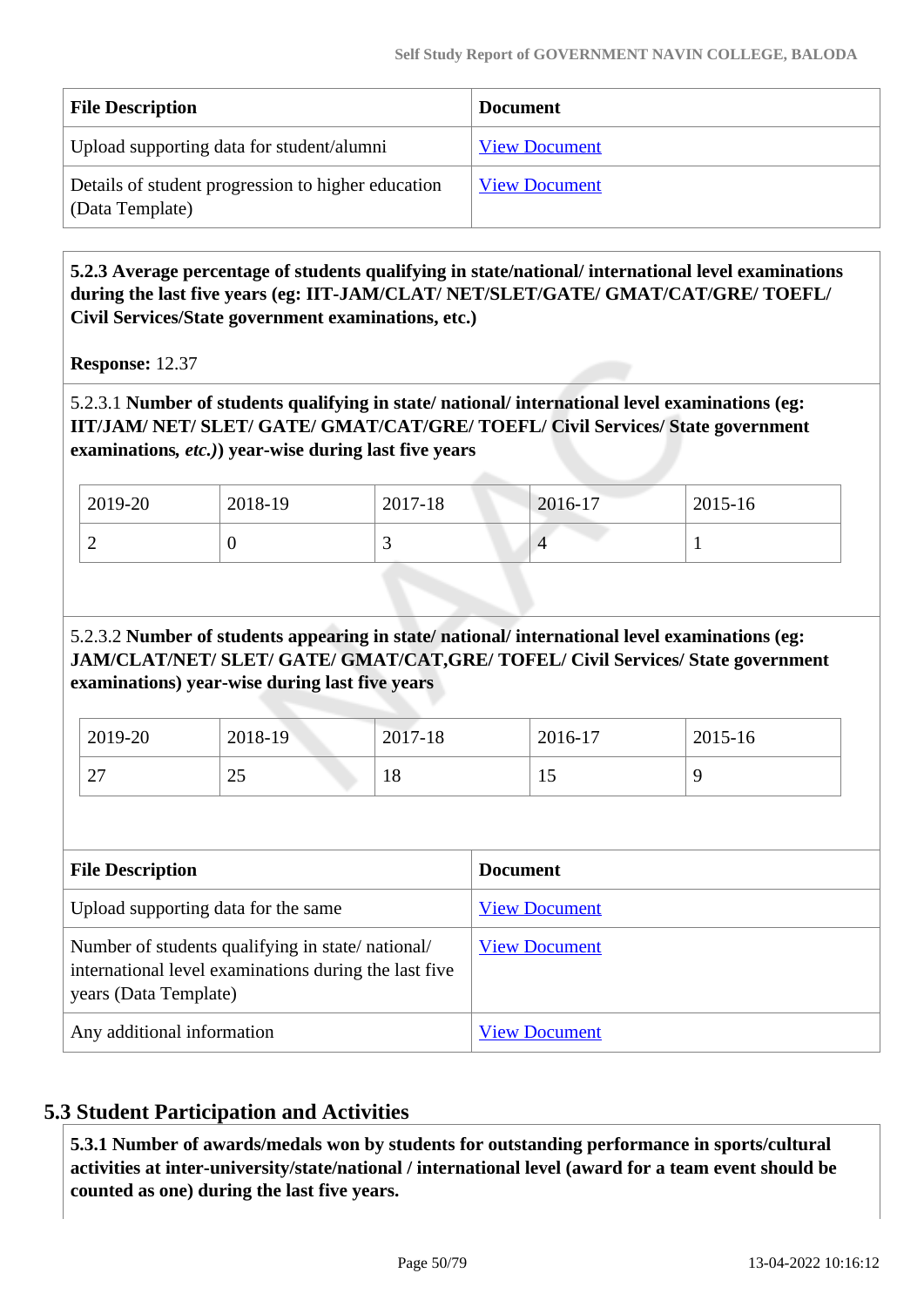| File Description | Document |
|---|---|
| Upload supporting data for student/alumni | View Document |
| Details of student progression to higher education (Data Template) | View Document |

**5.2.3 Average percentage of students qualifying in state/national/ international level examinations during the last five years (eg: IIT-JAM/CLAT/ NET/SLET/GATE/ GMAT/CAT/GRE/ TOEFL/ Civil Services/State government examinations, etc.)**

**Response:** 12.37

5.2.3.1 **Number of students qualifying in state/ national/ international level examinations (eg: IIT/JAM/ NET/ SLET/ GATE/ GMAT/CAT/GRE/ TOEFL/ Civil Services/ State government examinations, *etc.*)) year-wise during last five years**

| 2019-20 | 2018-19 | 2017-18 | 2016-17 | 2015-16 |
|---|---|---|---|---|
| 2 | 0 | 3 | 4 | 1 |

5.2.3.2 **Number of students appearing in state/ national/ international level examinations (eg: JAM/CLAT/NET/ SLET/ GATE/ GMAT/CAT,GRE/ TOFEL/ Civil Services/ State government examinations) year-wise during last five years**

| 2019-20 | 2018-19 | 2017-18 | 2016-17 | 2015-16 |
|---|---|---|---|---|
| 27 | 25 | 18 | 15 | 9 |

| File Description | Document |
|---|---|
| Upload supporting data for the same | View Document |
| Number of students qualifying in state/ national/ international level examinations during the last five years (Data Template) | View Document |
| Any additional information | View Document |

## 5.3 Student Participation and Activities

**5.3.1 Number of awards/medals won by students for outstanding performance in sports/cultural activities at inter-university/state/national / international level (award for a team event should be counted as one) during the last five years.**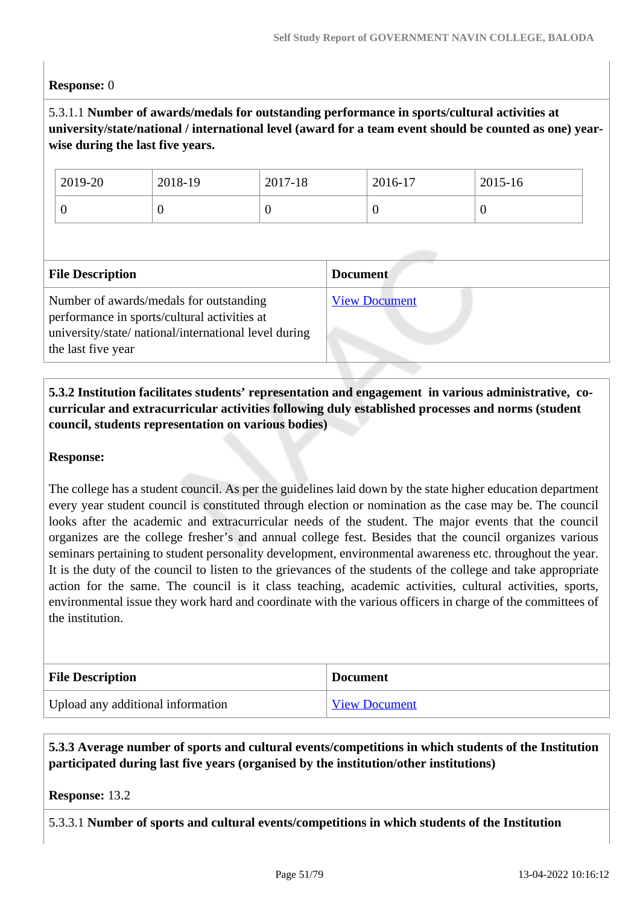**Response:** 0

5.3.1.1 **Number of awards/medals for outstanding performance in sports/cultural activities at university/state/national / international level (award for a team event should be counted as one) year-wise during the last five years.**

| 2019-20 | 2018-19 | 2017-18 | 2016-17 | 2015-16 |
|---|---|---|---|---|
| 0 | 0 | 0 | 0 | 0 |

| File Description | Document |
|---|---|
| Number of awards/medals for outstanding performance in sports/cultural activities at university/state/ national/international level during the last five year | View Document |

**5.3.2 Institution facilitates students' representation and engagement in various administrative, co-curricular and extracurricular activities following duly established processes and norms (student council, students representation on various bodies)**

**Response:**

The college has a student council. As per the guidelines laid down by the state higher education department every year student council is constituted through election or nomination as the case may be. The council looks after the academic and extracurricular needs of the student. The major events that the council organizes are the college fresher's and annual college fest. Besides that the council organizes various seminars pertaining to student personality development, environmental awareness etc. throughout the year. It is the duty of the council to listen to the grievances of the students of the college and take appropriate action for the same. The council is it class teaching, academic activities, cultural activities, sports, environmental issue they work hard and coordinate with the various officers in charge of the committees of the institution.

| File Description | Document |
|---|---|
| Upload any additional information | View Document |

**5.3.3 Average number of sports and cultural events/competitions in which students of the Institution participated during last five years (organised by the institution/other institutions)**

**Response:** 13.2

5.3.3.1 **Number of sports and cultural events/competitions in which students of the Institution**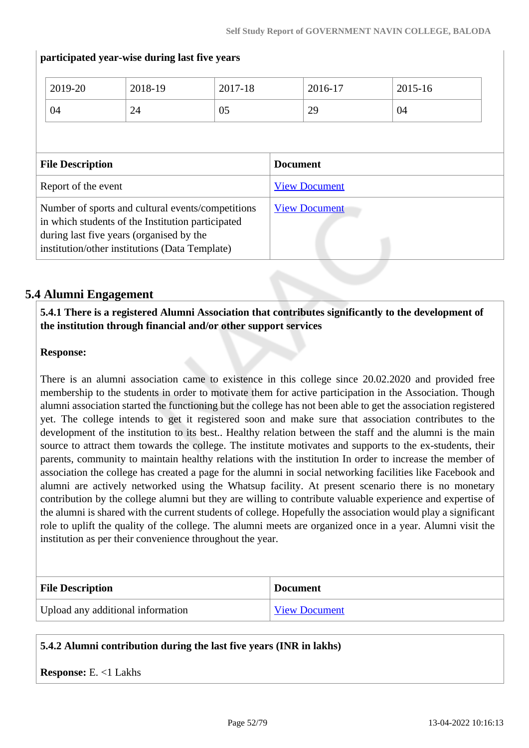**participated year-wise during last five years**

| 2019-20 | 2018-19 | 2017-18 | 2016-17 | 2015-16 |
|---|---|---|---|---|
| 04 | 24 | 05 | 29 | 04 |

| File Description | Document |
|---|---|
| Report of the event | View Document |
| Number of sports and cultural events/competitions in which students of the Institution participated during last five years (organised by the institution/other institutions (Data Template) | View Document |

## 5.4 Alumni Engagement

**5.4.1 There is a registered Alumni Association that contributes significantly to the development of the institution through financial and/or other support services**

**Response:**

There is an alumni association came to existence in this college since 20.02.2020 and provided free membership to the students in order to motivate them for active participation in the Association. Though alumni association started the functioning but the college has not been able to get the association registered yet. The college intends to get it registered soon and make sure that association contributes to the development of the institution to its best.. Healthy relation between the staff and the alumni is the main source to attract them towards the college. The institute motivates and supports to the ex-students, their parents, community to maintain healthy relations with the institution In order to increase the member of association the college has created a page for the alumni in social networking facilities like Facebook and alumni are actively networked using the Whatsup facility. At present scenario there is no monetary contribution by the college alumni but they are willing to contribute valuable experience and expertise of the alumni is shared with the current students of college. Hopefully the association would play a significant role to uplift the quality of the college. The alumni meets are organized once in a year. Alumni visit the institution as per their convenience throughout the year.

| File Description | Document |
|---|---|
| Upload any additional information | View Document |

**5.4.2 Alumni contribution during the last five years (INR in lakhs)**

**Response:** E. <1 Lakhs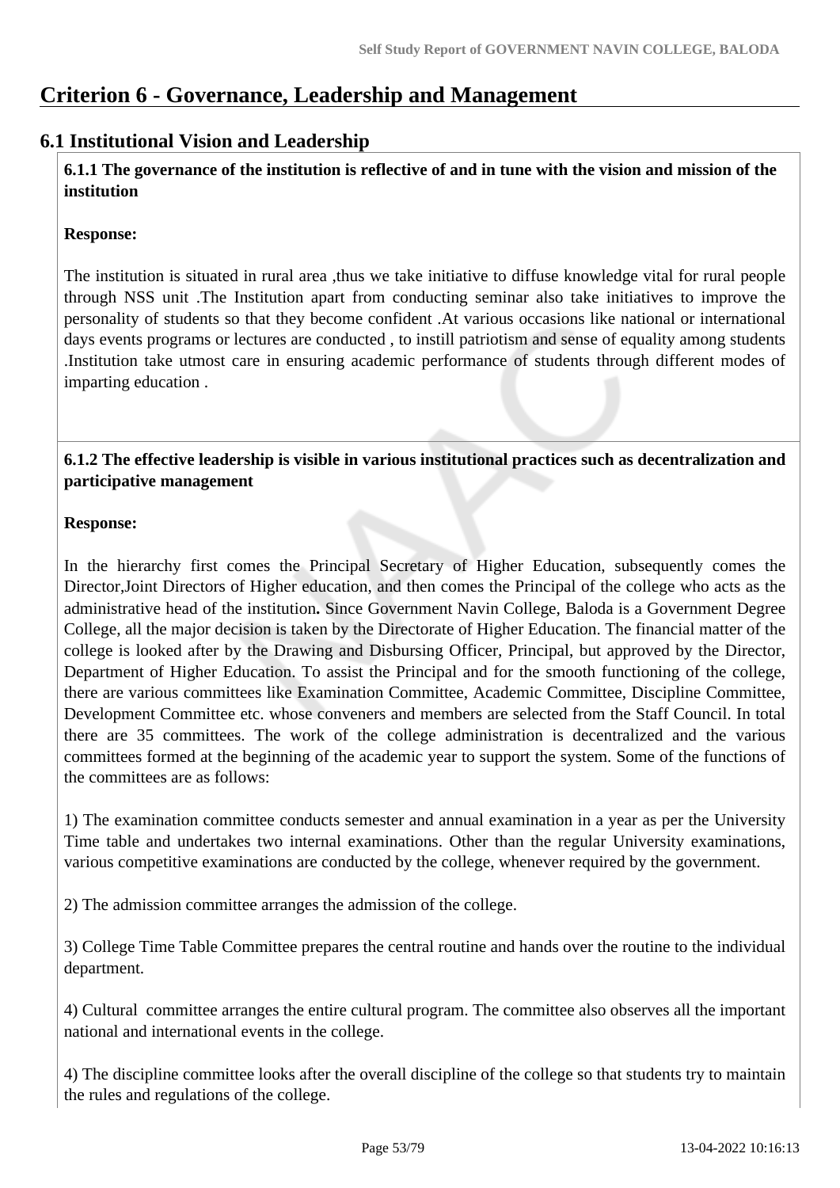# Criterion 6 - Governance, Leadership and Management

## 6.1 Institutional Vision and Leadership

**6.1.1 The governance of the institution is reflective of and in tune with the vision and mission of the institution**

**Response:**

The institution is situated in rural area ,thus we take initiative to diffuse knowledge vital for rural people through NSS unit .The Institution apart from conducting seminar also take initiatives to improve the personality of students so that they become confident .At various occasions like national or international days events programs or lectures are conducted , to instill patriotism and sense of equality among students .Institution take utmost care in ensuring academic performance of students through different modes of imparting education .

**6.1.2 The effective leadership is visible in various institutional practices such as decentralization and participative management**

**Response:**

In the hierarchy first comes the Principal Secretary of Higher Education, subsequently comes the Director,Joint Directors of Higher education, and then comes the Principal of the college who acts as the administrative head of the institution**.** Since Government Navin College, Baloda is a Government Degree College, all the major decision is taken by the Directorate of Higher Education. The financial matter of the college is looked after by the Drawing and Disbursing Officer, Principal, but approved by the Director, Department of Higher Education. To assist the Principal and for the smooth functioning of the college, there are various committees like Examination Committee, Academic Committee, Discipline Committee, Development Committee etc. whose conveners and members are selected from the Staff Council. In total there are 35 committees. The work of the college administration is decentralized and the various committees formed at the beginning of the academic year to support the system. Some of the functions of the committees are as follows:

1) The examination committee conducts semester and annual examination in a year as per the University Time table and undertakes two internal examinations. Other than the regular University examinations, various competitive examinations are conducted by the college, whenever required by the government.

2) The admission committee arranges the admission of the college.

3) College Time Table Committee prepares the central routine and hands over the routine to the individual department.

4) Cultural committee arranges the entire cultural program. The committee also observes all the important national and international events in the college.

4) The discipline committee looks after the overall discipline of the college so that students try to maintain the rules and regulations of the college.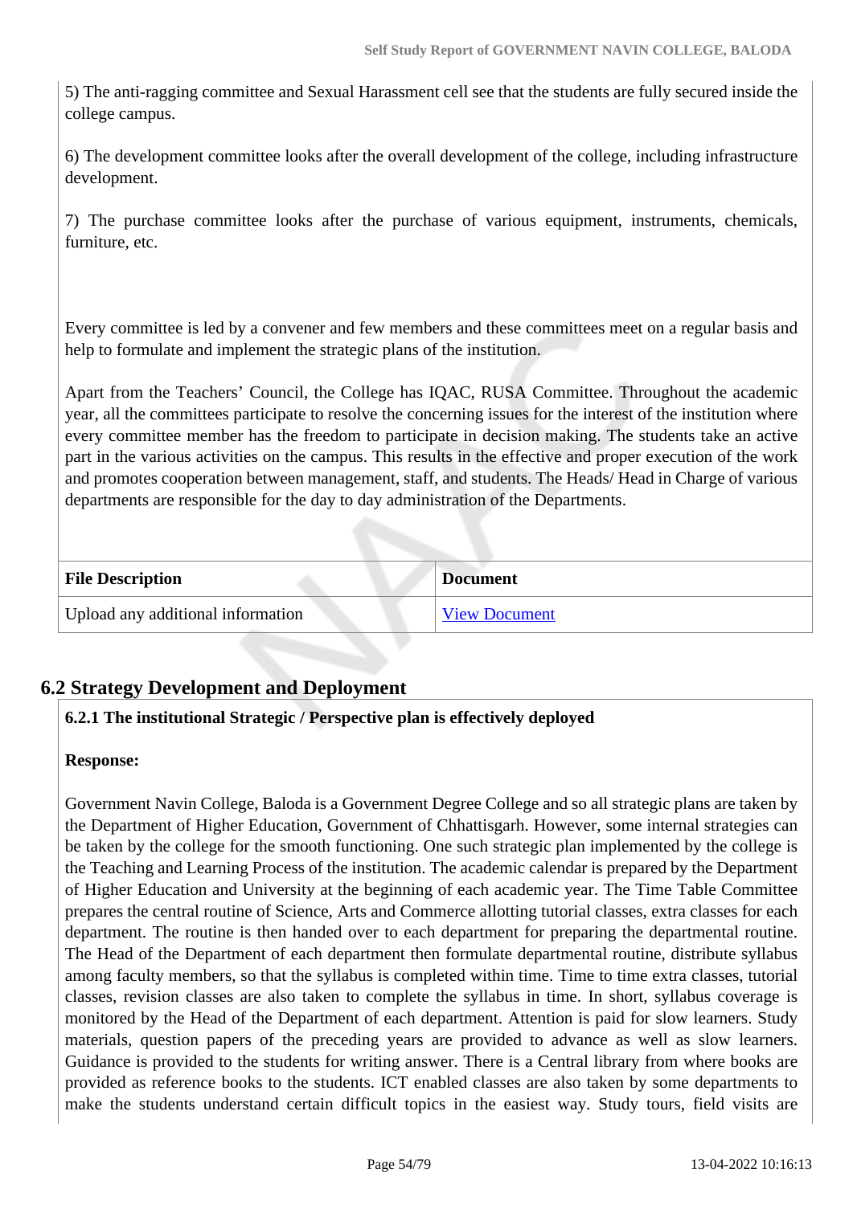5) The anti-ragging committee and Sexual Harassment cell see that the students are fully secured inside the college campus.

6) The development committee looks after the overall development of the college, including infrastructure development.

7) The purchase committee looks after the purchase of various equipment, instruments, chemicals, furniture, etc.

Every committee is led by a convener and few members and these committees meet on a regular basis and help to formulate and implement the strategic plans of the institution.

Apart from the Teachers' Council, the College has IQAC, RUSA Committee. Throughout the academic year, all the committees participate to resolve the concerning issues for the interest of the institution where every committee member has the freedom to participate in decision making. The students take an active part in the various activities on the campus. This results in the effective and proper execution of the work and promotes cooperation between management, staff, and students. The Heads/ Head in Charge of various departments are responsible for the day to day administration of the Departments.

| File Description | Document |
|---|---|
| Upload any additional information | View Document |

## 6.2 Strategy Development and Deployment

**6.2.1 The institutional Strategic / Perspective plan is effectively deployed**

**Response:**

Government Navin College, Baloda is a Government Degree College and so all strategic plans are taken by the Department of Higher Education, Government of Chhattisgarh. However, some internal strategies can be taken by the college for the smooth functioning. One such strategic plan implemented by the college is the Teaching and Learning Process of the institution. The academic calendar is prepared by the Department of Higher Education and University at the beginning of each academic year. The Time Table Committee prepares the central routine of Science, Arts and Commerce allotting tutorial classes, extra classes for each department. The routine is then handed over to each department for preparing the departmental routine. The Head of the Department of each department then formulate departmental routine, distribute syllabus among faculty members, so that the syllabus is completed within time. Time to time extra classes, tutorial classes, revision classes are also taken to complete the syllabus in time. In short, syllabus coverage is monitored by the Head of the Department of each department. Attention is paid for slow learners. Study materials, question papers of the preceding years are provided to advance as well as slow learners. Guidance is provided to the students for writing answer. There is a Central library from where books are provided as reference books to the students. ICT enabled classes are also taken by some departments to make the students understand certain difficult topics in the easiest way. Study tours, field visits are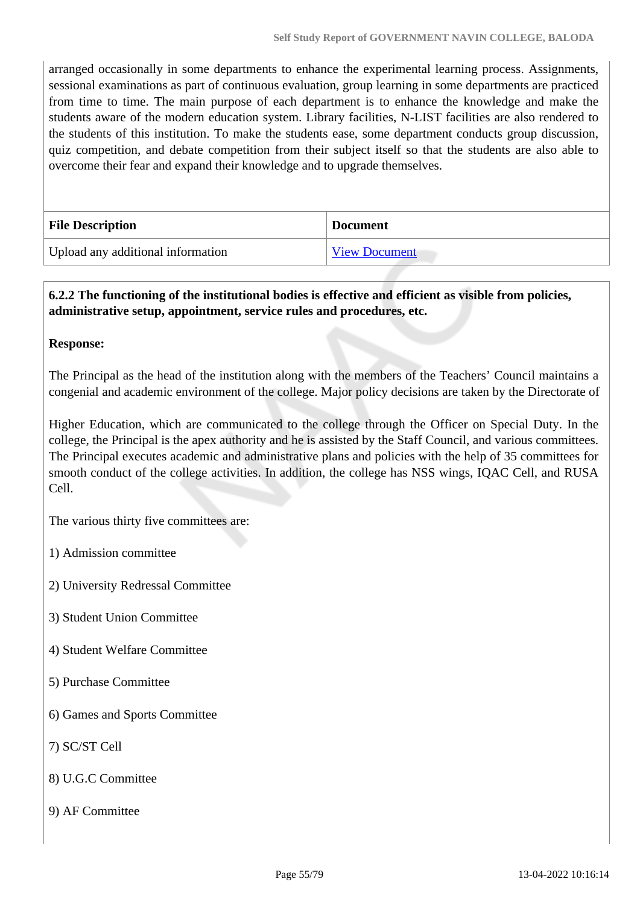arranged occasionally in some departments to enhance the experimental learning process. Assignments, sessional examinations as part of continuous evaluation, group learning in some departments are practiced from time to time. The main purpose of each department is to enhance the knowledge and make the students aware of the modern education system. Library facilities, N-LIST facilities are also rendered to the students of this institution. To make the students ease, some department conducts group discussion, quiz competition, and debate competition from their subject itself so that the students are also able to overcome their fear and expand their knowledge and to upgrade themselves.

| File Description | Document |
|---|---|
| Upload any additional information | View Document |

**6.2.2 The functioning of the institutional bodies is effective and efficient as visible from policies, administrative setup, appointment, service rules and procedures, etc.**

**Response:**

The Principal as the head of the institution along with the members of the Teachers' Council maintains a congenial and academic environment of the college. Major policy decisions are taken by the Directorate of

Higher Education, which are communicated to the college through the Officer on Special Duty. In the college, the Principal is the apex authority and he is assisted by the Staff Council, and various committees. The Principal executes academic and administrative plans and policies with the help of 35 committees for smooth conduct of the college activities. In addition, the college has NSS wings, IQAC Cell, and RUSA Cell.

The various thirty five committees are:

1) Admission committee

2) University Redressal Committee

3) Student Union Committee

4) Student Welfare Committee

5) Purchase Committee

6) Games and Sports Committee

7) SC/ST Cell

8) U.G.C Committee

9) AF Committee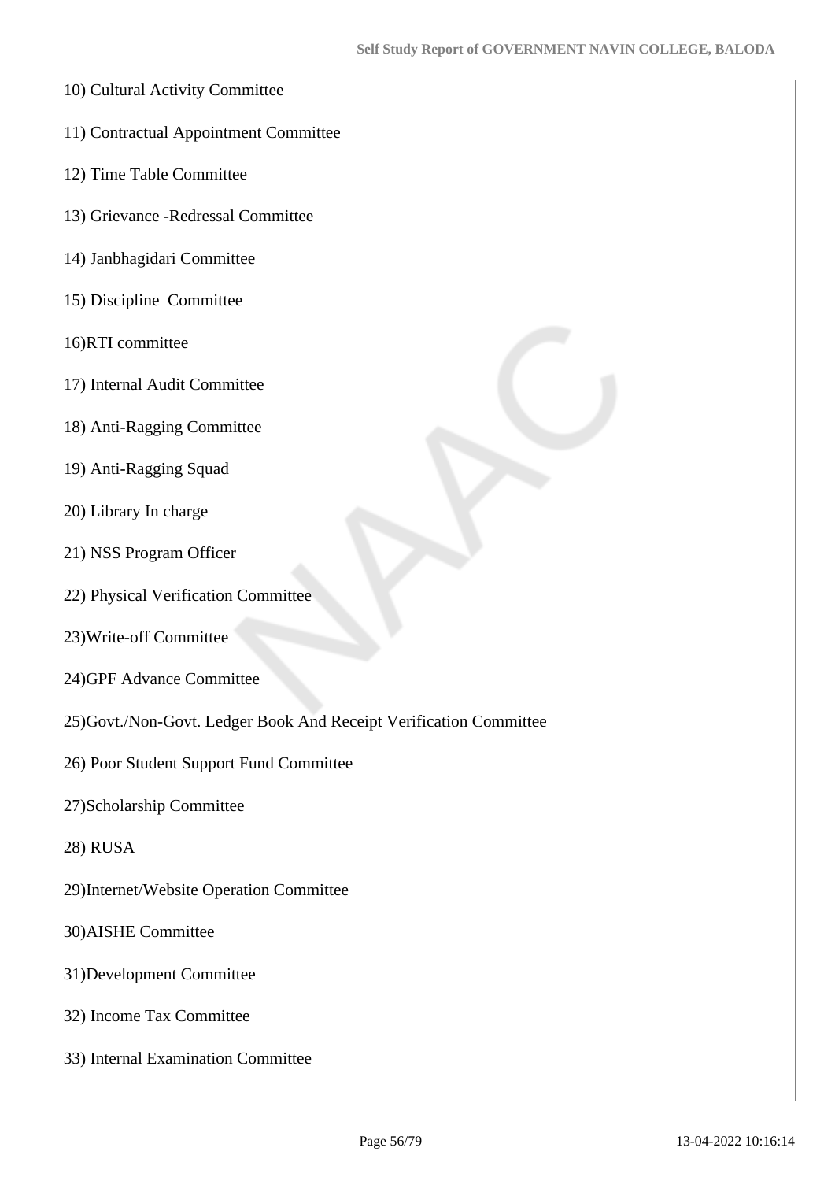10) Cultural Activity Committee

11) Contractual Appointment Committee

12) Time Table Committee

13) Grievance -Redressal Committee

14) Janbhagidari Committee

15) Discipline  Committee

16)RTI committee

17) Internal Audit Committee

18) Anti-Ragging Committee

19) Anti-Ragging Squad

20) Library In charge

21) NSS Program Officer

22) Physical Verification Committee

23)Write-off Committee

24)GPF Advance Committee

25)Govt./Non-Govt. Ledger Book And Receipt Verification Committee

26) Poor Student Support Fund Committee

27)Scholarship Committee

28) RUSA

29)Internet/Website Operation Committee

30)AISHE Committee

31)Development Committee

32) Income Tax Committee

33) Internal Examination Committee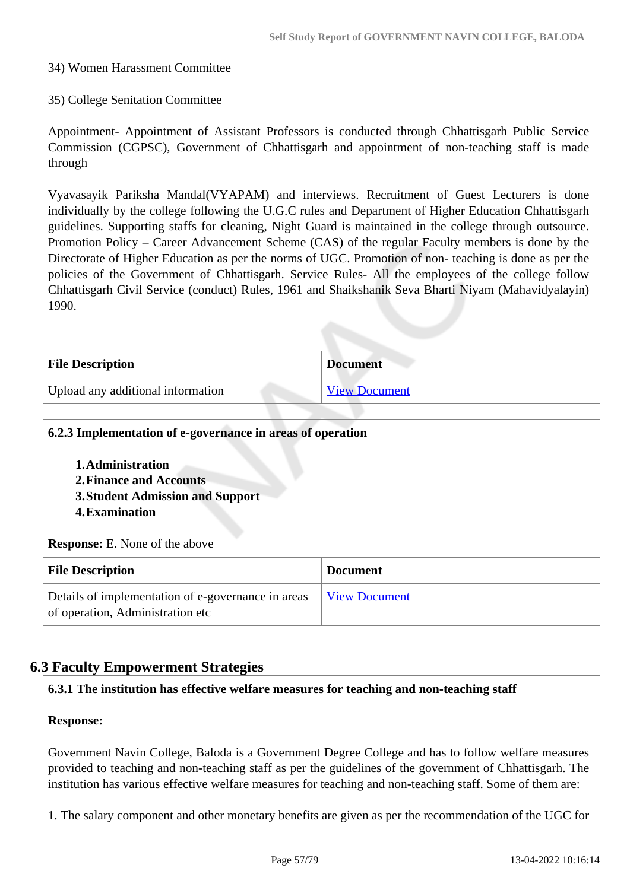34) Women Harassment Committee

35) College Senitation Committee

Appointment- Appointment of Assistant Professors is conducted through Chhattisgarh Public Service Commission (CGPSC), Government of Chhattisgarh and appointment of non-teaching staff is made through

Vyavasayik Pariksha Mandal(VYAPAM) and interviews. Recruitment of Guest Lecturers is done individually by the college following the U.G.C rules and Department of Higher Education Chhattisgarh guidelines. Supporting staffs for cleaning, Night Guard is maintained in the college through outsource. Promotion Policy – Career Advancement Scheme (CAS) of the regular Faculty members is done by the Directorate of Higher Education as per the norms of UGC. Promotion of non- teaching is done as per the policies of the Government of Chhattisgarh. Service Rules- All the employees of the college follow Chhattisgarh Civil Service (conduct) Rules, 1961 and Shaikshanik Seva Bharti Niyam (Mahavidyalayin) 1990.

| File Description | Document |
| --- | --- |
| Upload any additional information | View Document |

**6.2.3 Implementation of e-governance in areas of operation**

1. **Administration**
2. **Finance and Accounts**
3. **Student Admission and Support**
4. **Examination**

**Response:** E. None of the above

| File Description | Document |
| --- | --- |
| Details of implementation of e-governance in areas of operation, Administration etc | View Document |

## 6.3 Faculty Empowerment Strategies

**6.3.1 The institution has effective welfare measures for teaching and non-teaching staff**

**Response:**

Government Navin College, Baloda is a Government Degree College and has to follow welfare measures provided to teaching and non-teaching staff as per the guidelines of the government of Chhattisgarh. The institution has various effective welfare measures for teaching and non-teaching staff. Some of them are:

1. The salary component and other monetary benefits are given as per the recommendation of the UGC for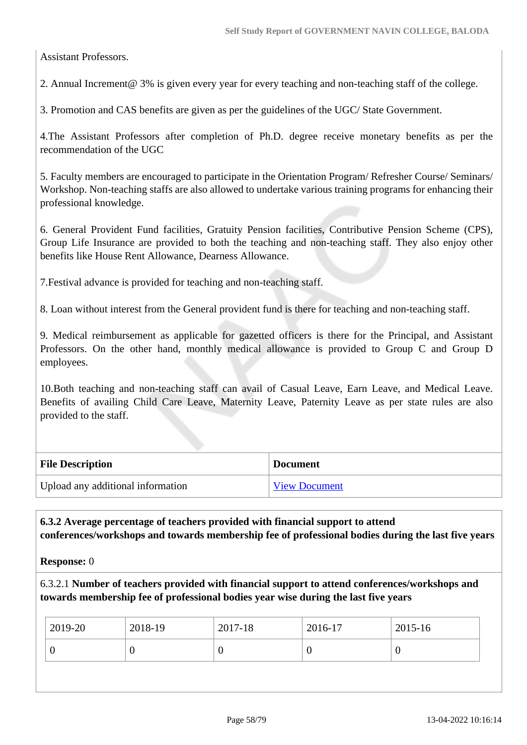Assistant Professors.

2. Annual Increment@ 3% is given every year for every teaching and non-teaching staff of the college.

3. Promotion and CAS benefits are given as per the guidelines of the UGC/ State Government.

4.The Assistant Professors after completion of Ph.D. degree receive monetary benefits as per the recommendation of the UGC

5. Faculty members are encouraged to participate in the Orientation Program/ Refresher Course/ Seminars/ Workshop. Non-teaching staffs are also allowed to undertake various training programs for enhancing their professional knowledge.

6. General Provident Fund facilities, Gratuity Pension facilities, Contributive Pension Scheme (CPS), Group Life Insurance are provided to both the teaching and non-teaching staff. They also enjoy other benefits like House Rent Allowance, Dearness Allowance.

7.Festival advance is provided for teaching and non-teaching staff.

8. Loan without interest from the General provident fund is there for teaching and non-teaching staff.

9. Medical reimbursement as applicable for gazetted officers is there for the Principal, and Assistant Professors. On the other hand, monthly medical allowance is provided to Group C and Group D employees.

10.Both teaching and non-teaching staff can avail of Casual Leave, Earn Leave, and Medical Leave. Benefits of availing Child Care Leave, Maternity Leave, Paternity Leave as per state rules are also provided to the staff.

| File Description | Document |
| --- | --- |
| Upload any additional information | View Document |

**6.3.2 Average percentage of teachers provided with financial support to attend conferences/workshops and towards membership fee of professional bodies during the last five years**

**Response:** 0

6.3.2.1 **Number of teachers provided with financial support to attend conferences/workshops and towards membership fee of professional bodies year wise during the last five years**

| 2019-20 | 2018-19 | 2017-18 | 2016-17 | 2015-16 |
| --- | --- | --- | --- | --- |
| 0 | 0 | 0 | 0 | 0 |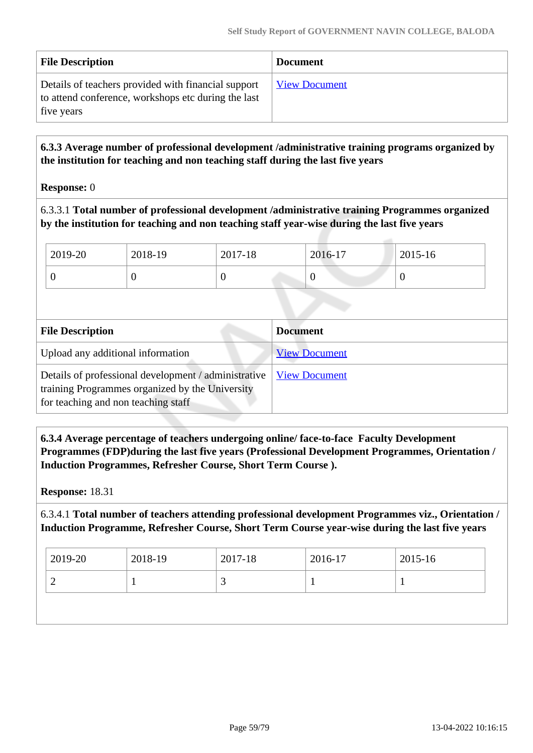| File Description | Document |
|---|---|
| Details of teachers provided with financial support to attend conference, workshops etc during the last five years | View Document |

**6.3.3 Average number of professional development /administrative training programs organized by the institution for teaching and non teaching staff during the last five years**

**Response:** 0

6.3.3.1 **Total number of professional development /administrative training Programmes organized by the institution for teaching and non teaching staff year-wise during the last five years**

| 2019-20 | 2018-19 | 2017-18 | 2016-17 | 2015-16 |
|---|---|---|---|---|
| 0 | 0 | 0 | 0 | 0 |

| File Description | Document |
|---|---|
| Upload any additional information | View Document |
| Details of professional development / administrative training Programmes organized by the University for teaching and non teaching staff | View Document |

**6.3.4 Average percentage of teachers undergoing online/ face-to-face Faculty Development Programmes (FDP)during the last five years (Professional Development Programmes, Orientation / Induction Programmes, Refresher Course, Short Term Course ).**

**Response:** 18.31

6.3.4.1 **Total number of teachers attending professional development Programmes viz., Orientation / Induction Programme, Refresher Course, Short Term Course year-wise during the last five years**

| 2019-20 | 2018-19 | 2017-18 | 2016-17 | 2015-16 |
|---|---|---|---|---|
| 2 | 1 | 3 | 1 | 1 |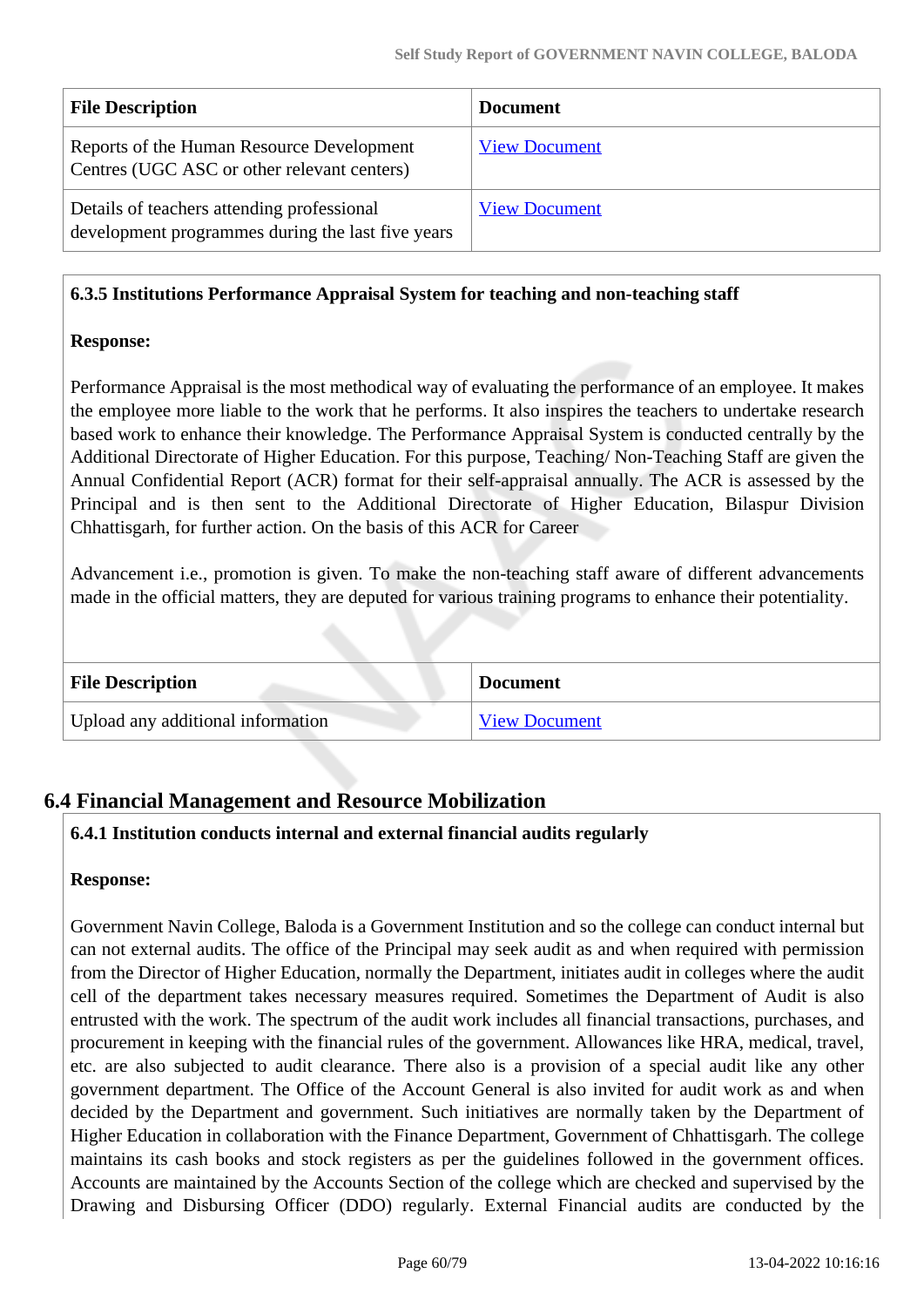| File Description | Document |
| --- | --- |
| Reports of the Human Resource Development Centres (UGC ASC or other relevant centers) | View Document |
| Details of teachers attending professional development programmes during the last five years | View Document |

**6.3.5 Institutions Performance Appraisal System for teaching and non-teaching staff**

**Response:**

Performance Appraisal is the most methodical way of evaluating the performance of an employee. It makes the employee more liable to the work that he performs. It also inspires the teachers to undertake research based work to enhance their knowledge. The Performance Appraisal System is conducted centrally by the Additional Directorate of Higher Education. For this purpose, Teaching/ Non-Teaching Staff are given the Annual Confidential Report (ACR) format for their self-appraisal annually. The ACR is assessed by the Principal and is then sent to the Additional Directorate of Higher Education, Bilaspur Division Chhattisgarh, for further action. On the basis of this ACR for Career

Advancement i.e., promotion is given. To make the non-teaching staff aware of different advancements made in the official matters, they are deputed for various training programs to enhance their potentiality.

| File Description | Document |
| --- | --- |
| Upload any additional information | View Document |

## 6.4 Financial Management and Resource Mobilization

**6.4.1 Institution conducts internal and external financial audits regularly**

**Response:**

Government Navin College, Baloda is a Government Institution and so the college can conduct internal but can not external audits. The office of the Principal may seek audit as and when required with permission from the Director of Higher Education, normally the Department, initiates audit in colleges where the audit cell of the department takes necessary measures required. Sometimes the Department of Audit is also entrusted with the work. The spectrum of the audit work includes all financial transactions, purchases, and procurement in keeping with the financial rules of the government. Allowances like HRA, medical, travel, etc. are also subjected to audit clearance. There also is a provision of a special audit like any other government department. The Office of the Account General is also invited for audit work as and when decided by the Department and government. Such initiatives are normally taken by the Department of Higher Education in collaboration with the Finance Department, Government of Chhattisgarh. The college maintains its cash books and stock registers as per the guidelines followed in the government offices. Accounts are maintained by the Accounts Section of the college which are checked and supervised by the Drawing and Disbursing Officer (DDO) regularly. External Financial audits are conducted by the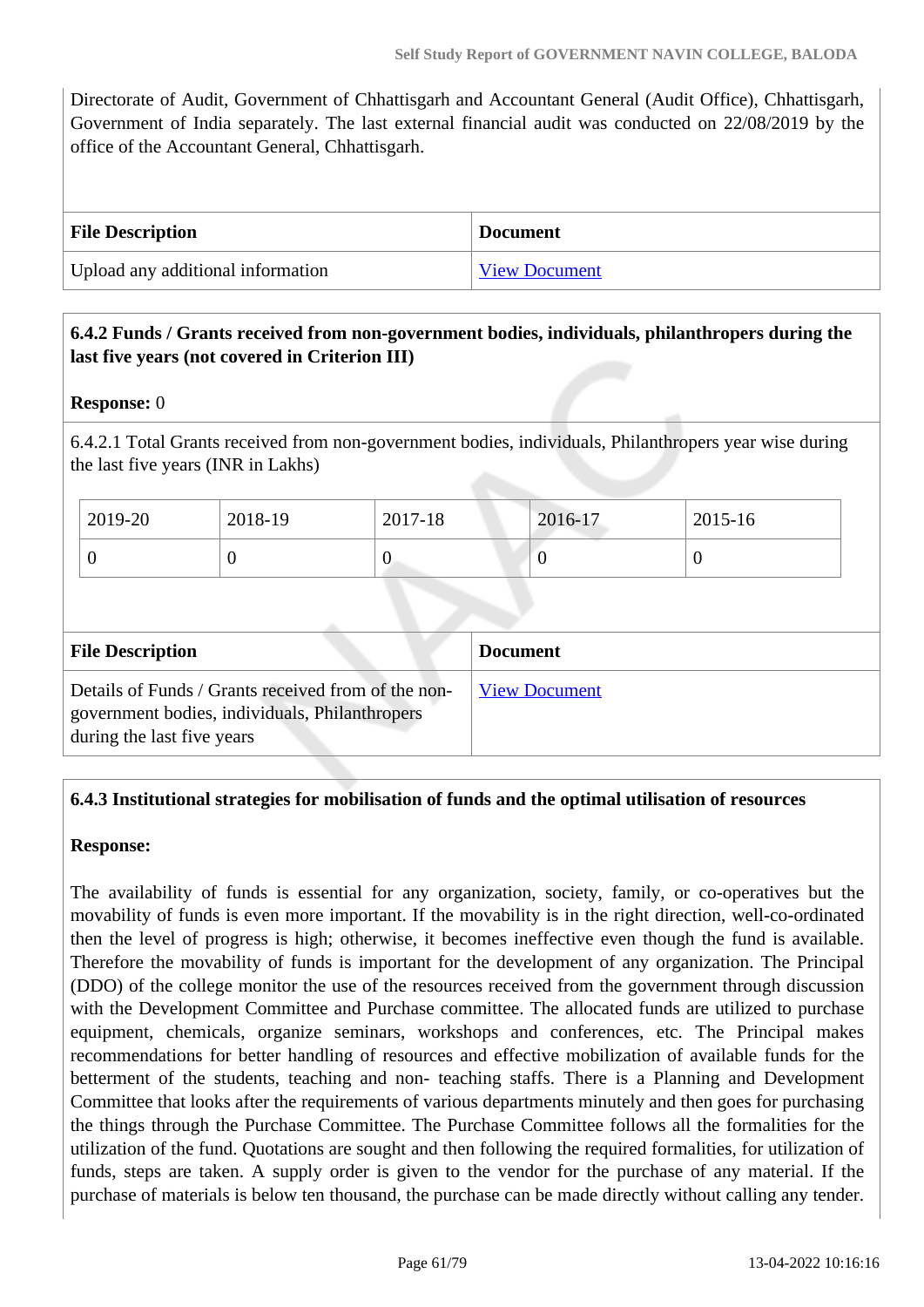Directorate of Audit, Government of Chhattisgarh and Accountant General (Audit Office), Chhattisgarh, Government of India separately. The last external financial audit was conducted on 22/08/2019 by the office of the Accountant General, Chhattisgarh.

| File Description | Document |
| --- | --- |
| Upload any additional information | View Document |

**6.4.2 Funds / Grants received from non-government bodies, individuals, philanthropers during the last five years (not covered in Criterion III)**

**Response:** 0

6.4.2.1 Total Grants received from non-government bodies, individuals, Philanthropers year wise during the last five years (INR in Lakhs)

| 2019-20 | 2018-19 | 2017-18 | 2016-17 | 2015-16 |
| --- | --- | --- | --- | --- |
| 0 | 0 | 0 | 0 | 0 |

| File Description | Document |
| --- | --- |
| Details of Funds / Grants received from of the non-government bodies, individuals, Philanthropers during the last five years | View Document |

**6.4.3 Institutional strategies for mobilisation of funds and the optimal utilisation of resources**

**Response:**

The availability of funds is essential for any organization, society, family, or co-operatives but the movability of funds is even more important. If the movability is in the right direction, well-co-ordinated then the level of progress is high; otherwise, it becomes ineffective even though the fund is available. Therefore the movability of funds is important for the development of any organization. The Principal (DDO) of the college monitor the use of the resources received from the government through discussion with the Development Committee and Purchase committee. The allocated funds are utilized to purchase equipment, chemicals, organize seminars, workshops and conferences, etc. The Principal makes recommendations for better handling of resources and effective mobilization of available funds for the betterment of the students, teaching and non- teaching staffs. There is a Planning and Development Committee that looks after the requirements of various departments minutely and then goes for purchasing the things through the Purchase Committee. The Purchase Committee follows all the formalities for the utilization of the fund. Quotations are sought and then following the required formalities, for utilization of funds, steps are taken. A supply order is given to the vendor for the purchase of any material. If the purchase of materials is below ten thousand, the purchase can be made directly without calling any tender.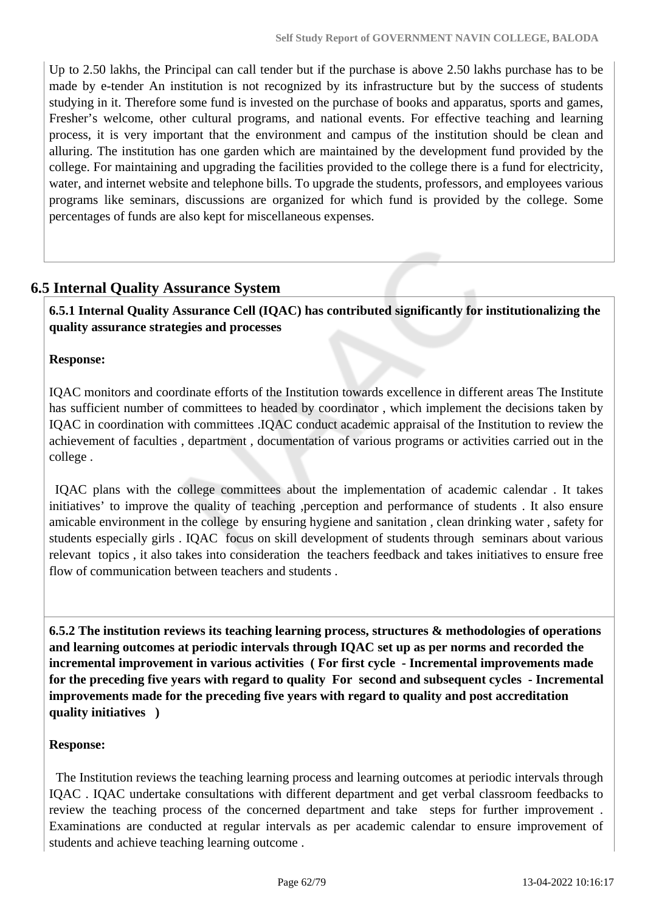Up to 2.50 lakhs, the Principal can call tender but if the purchase is above 2.50 lakhs purchase has to be made by e-tender An institution is not recognized by its infrastructure but by the success of students studying in it. Therefore some fund is invested on the purchase of books and apparatus, sports and games, Fresher's welcome, other cultural programs, and national events. For effective teaching and learning process, it is very important that the environment and campus of the institution should be clean and alluring. The institution has one garden which are maintained by the development fund provided by the college. For maintaining and upgrading the facilities provided to the college there is a fund for electricity, water, and internet website and telephone bills. To upgrade the students, professors, and employees various programs like seminars, discussions are organized for which fund is provided by the college. Some percentages of funds are also kept for miscellaneous expenses.

## 6.5 Internal Quality Assurance System

**6.5.1 Internal Quality Assurance Cell (IQAC) has contributed significantly for institutionalizing the quality assurance strategies and processes**

**Response:**

IQAC monitors and coordinate efforts of the Institution towards excellence in different areas The Institute has sufficient number of committees to headed by coordinator , which implement the decisions taken by IQAC in coordination with committees .IQAC conduct academic appraisal of the Institution to review the achievement of faculties , department , documentation of various programs or activities carried out in the college .

IQAC plans with the college committees about the implementation of academic calendar . It takes initiatives' to improve the quality of teaching ,perception and performance of students . It also ensure amicable environment in the college by ensuring hygiene and sanitation , clean drinking water , safety for students especially girls . IQAC focus on skill development of students through seminars about various relevant topics , it also takes into consideration the teachers feedback and takes initiatives to ensure free flow of communication between teachers and students .

**6.5.2 The institution reviews its teaching learning process, structures & methodologies of operations and learning outcomes at periodic intervals through IQAC set up as per norms and recorded the incremental improvement in various activities ( For first cycle - Incremental improvements made for the preceding five years with regard to quality For second and subsequent cycles - Incremental improvements made for the preceding five years with regard to quality and post accreditation quality initiatives )**

**Response:**

The Institution reviews the teaching learning process and learning outcomes at periodic intervals through IQAC . IQAC undertake consultations with different department and get verbal classroom feedbacks to review the teaching process of the concerned department and take steps for further improvement . Examinations are conducted at regular intervals as per academic calendar to ensure improvement of students and achieve teaching learning outcome .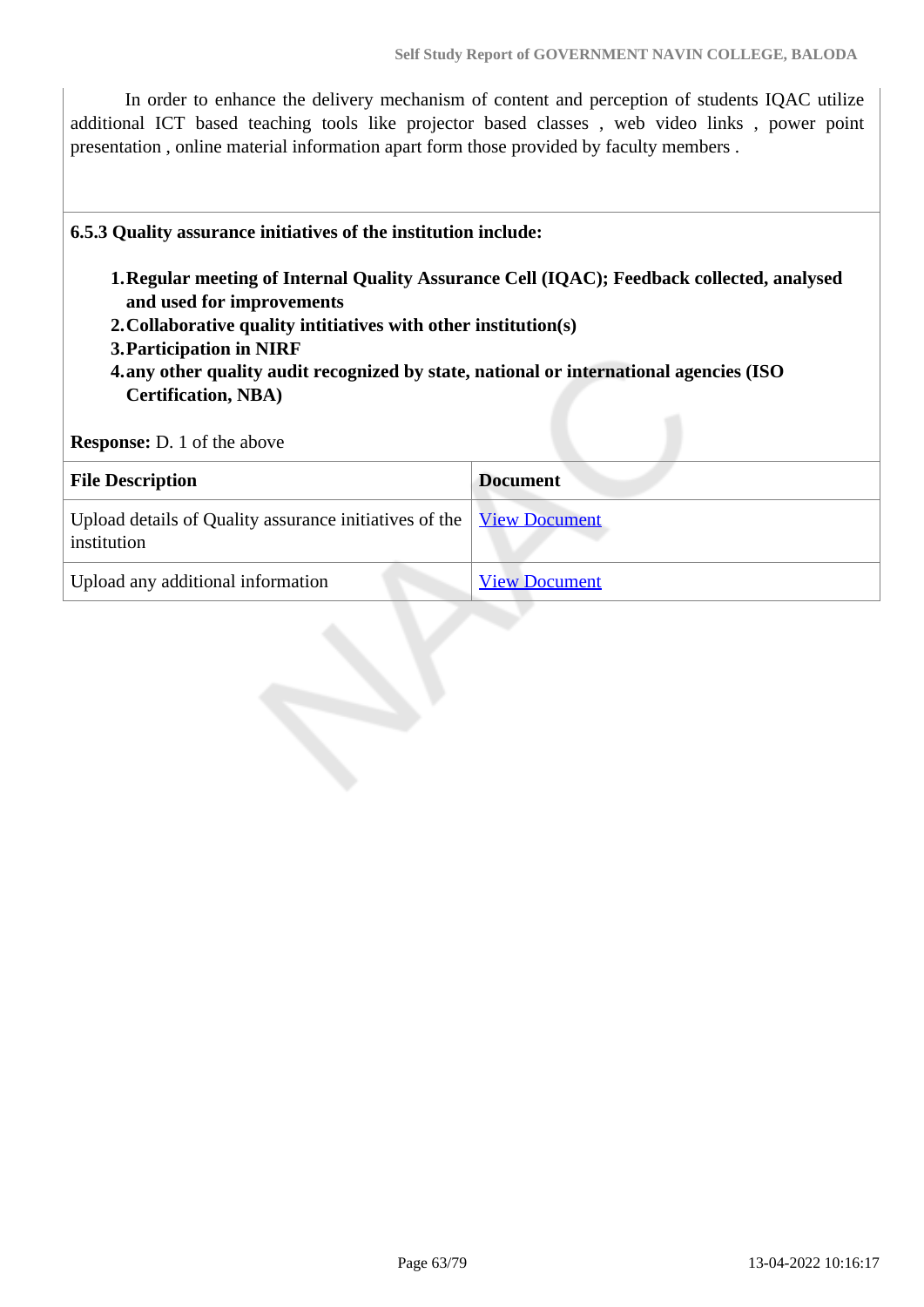In order to enhance the delivery mechanism of content and perception of students IQAC utilize additional ICT based teaching tools like projector based classes , web video links , power point presentation , online material information apart form those provided by faculty members .

**6.5.3 Quality assurance initiatives of the institution include:**

1. **Regular meeting of Internal Quality Assurance Cell (IQAC); Feedback collected, analysed and used for improvements**
2. **Collaborative quality intitiatives with other institution(s)**
3. **Participation in NIRF**
4. **any other quality audit recognized by state, national or international agencies (ISO Certification, NBA)**

**Response:** D. 1 of the above

| File Description | Document |
|---|---|
| Upload details of Quality assurance initiatives of the institution | View Document |
| Upload any additional information | View Document |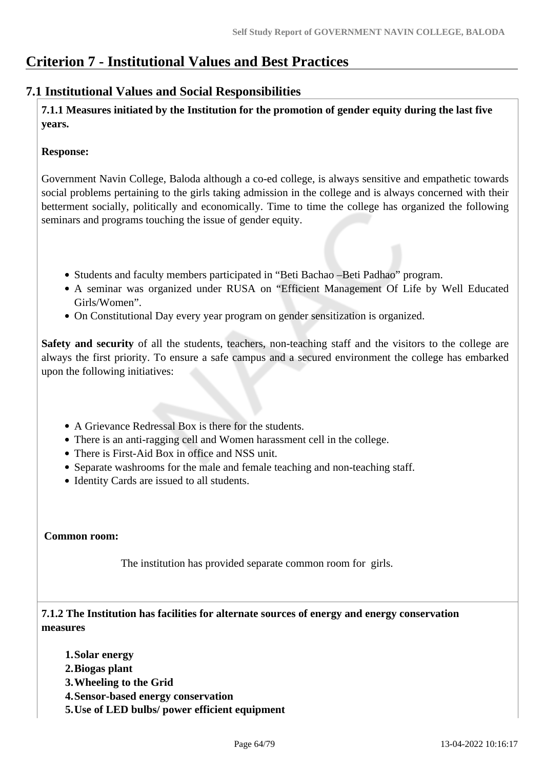# Criterion 7 - Institutional Values and Best Practices

## 7.1 Institutional Values and Social Responsibilities

**7.1.1 Measures initiated by the Institution for the promotion of gender equity during the last five years.**

**Response:**

Government Navin College, Baloda although a co-ed college, is always sensitive and empathetic towards social problems pertaining to the girls taking admission in the college and is always concerned with their betterment socially, politically and economically. Time to time the college has organized the following seminars and programs touching the issue of gender equity.

- Students and faculty members participated in "Beti Bachao –Beti Padhao" program.
- A seminar was organized under RUSA on "Efficient Management Of Life by Well Educated Girls/Women".
- On Constitutional Day every year program on gender sensitization is organized.

**Safety and security** of all the students, teachers, non-teaching staff and the visitors to the college are always the first priority. To ensure a safe campus and a secured environment the college has embarked upon the following initiatives:

- A Grievance Redressal Box is there for the students.
- There is an anti-ragging cell and Women harassment cell in the college.
- There is First-Aid Box in office and NSS unit.
- Separate washrooms for the male and female teaching and non-teaching staff.
- Identity Cards are issued to all students.

**Common room:**

The institution has provided separate common room for girls.

**7.1.2 The Institution has facilities for alternate sources of energy and energy conservation measures**

1. **Solar energy**
2. **Biogas plant**
3. **Wheeling to the Grid**
4. **Sensor-based energy conservation**
5. **Use of LED bulbs/ power efficient equipment**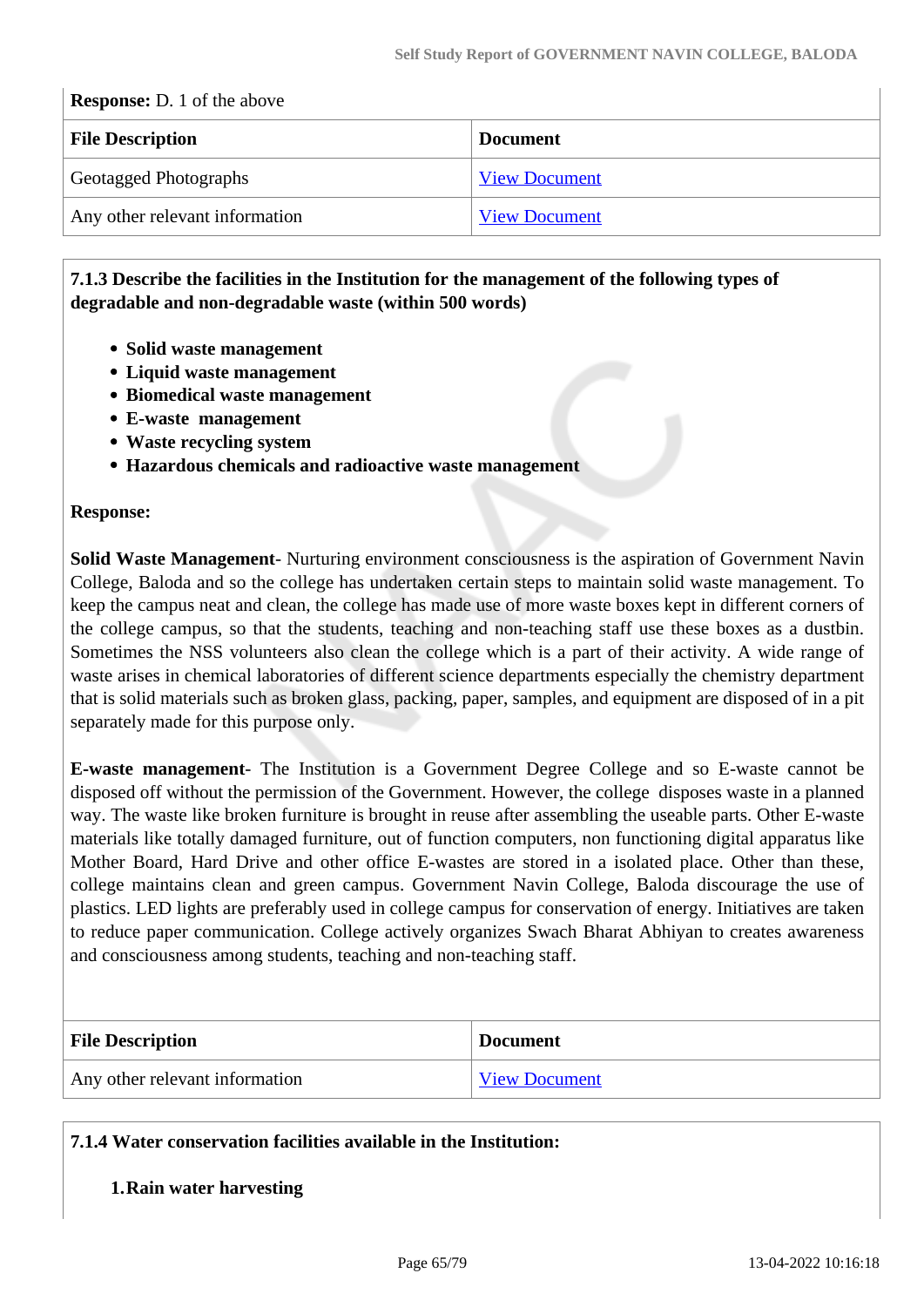**Response:** D. 1 of the above

| File Description | Document |
|---|---|
| Geotagged Photographs | View Document |
| Any other relevant information | View Document |

**7.1.3 Describe the facilities in the Institution for the management of the following types of degradable and non-degradable waste (within 500 words)**

- **Solid waste management**
- **Liquid waste management**
- **Biomedical waste management**
- **E-waste management**
- **Waste recycling system**
- **Hazardous chemicals and radioactive waste management**

**Response:**

**Solid Waste Management**- Nurturing environment consciousness is the aspiration of Government Navin College, Baloda and so the college has undertaken certain steps to maintain solid waste management. To keep the campus neat and clean, the college has made use of more waste boxes kept in different corners of the college campus, so that the students, teaching and non-teaching staff use these boxes as a dustbin. Sometimes the NSS volunteers also clean the college which is a part of their activity. A wide range of waste arises in chemical laboratories of different science departments especially the chemistry department that is solid materials such as broken glass, packing, paper, samples, and equipment are disposed of in a pit separately made for this purpose only.

**E-waste management**- The Institution is a Government Degree College and so E-waste cannot be disposed off without the permission of the Government. However, the college disposes waste in a planned way. The waste like broken furniture is brought in reuse after assembling the useable parts. Other E-waste materials like totally damaged furniture, out of function computers, non functioning digital apparatus like Mother Board, Hard Drive and other office E-wastes are stored in a isolated place. Other than these, college maintains clean and green campus. Government Navin College, Baloda discourage the use of plastics. LED lights are preferably used in college campus for conservation of energy. Initiatives are taken to reduce paper communication. College actively organizes Swach Bharat Abhiyan to creates awareness and consciousness among students, teaching and non-teaching staff.

| File Description | Document |
|---|---|
| Any other relevant information | View Document |

**7.1.4 Water conservation facilities available in the Institution:**

1. **Rain water harvesting**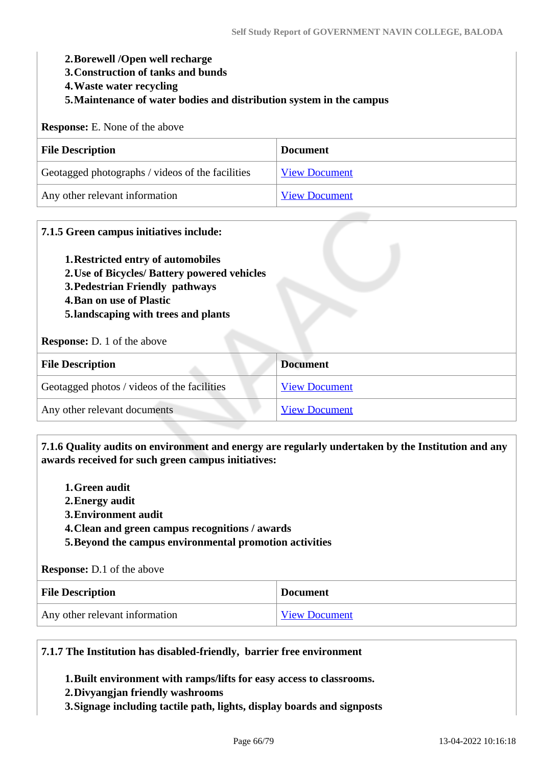2. **Borewell /Open well recharge**
3. **Construction of tanks and bunds**
4. **Waste water recycling**
5. **Maintenance of water bodies and distribution system in the campus**

**Response:** E. None of the above

| File Description | Document |
|---|---|
| Geotagged photographs / videos of the facilities | View Document |
| Any other relevant information | View Document |

**7.1.5 Green campus initiatives include:**

1. **Restricted entry of automobiles**
2. **Use of Bicycles/ Battery powered vehicles**
3. **Pedestrian Friendly pathways**
4. **Ban on use of Plastic**
5. **landscaping with trees and plants**

**Response:** D. 1 of the above

| File Description | Document |
|---|---|
| Geotagged photos / videos of the facilities | View Document |
| Any other relevant documents | View Document |

**7.1.6 Quality audits on environment and energy are regularly undertaken by the Institution and any awards received for such green campus initiatives:**

1. **Green audit**
2. **Energy audit**
3. **Environment audit**
4. **Clean and green campus recognitions / awards**
5. **Beyond the campus environmental promotion activities**

**Response:** D.1 of the above

| File Description | Document |
|---|---|
| Any other relevant information | View Document |

**7.1.7 The Institution has disabled-friendly, barrier free environment**

1. **Built environment with ramps/lifts for easy access to classrooms.**
2. **Divyangjan friendly washrooms**
3. **Signage including tactile path, lights, display boards and signposts**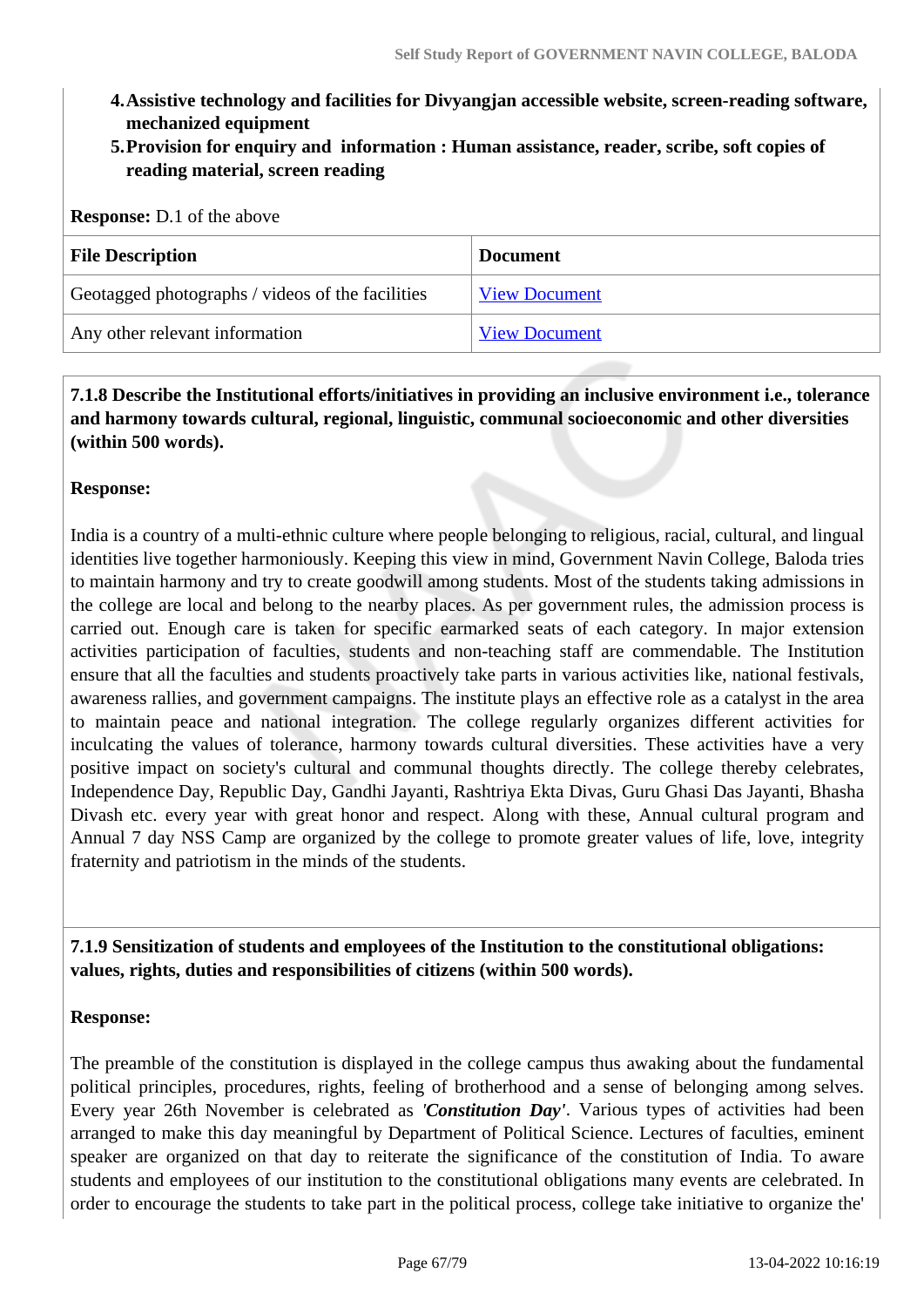4. **Assistive technology and facilities for Divyangjan accessible website, screen-reading software, mechanized equipment**
5. **Provision for enquiry and information : Human assistance, reader, scribe, soft copies of reading material, screen reading**

**Response:** D.1 of the above

| File Description | Document |
|---|---|
| Geotagged photographs / videos of the facilities | View Document |
| Any other relevant information | View Document |

**7.1.8 Describe the Institutional efforts/initiatives in providing an inclusive environment i.e., tolerance and harmony towards cultural, regional, linguistic, communal socioeconomic and other diversities (within 500 words).**

**Response:**

India is a country of a multi-ethnic culture where people belonging to religious, racial, cultural, and lingual identities live together harmoniously. Keeping this view in mind, Government Navin College, Baloda tries to maintain harmony and try to create goodwill among students. Most of the students taking admissions in the college are local and belong to the nearby places. As per government rules, the admission process is carried out. Enough care is taken for specific earmarked seats of each category. In major extension activities participation of faculties, students and non-teaching staff are commendable. The Institution ensure that all the faculties and students proactively take parts in various activities like, national festivals, awareness rallies, and government campaigns. The institute plays an effective role as a catalyst in the area to maintain peace and national integration. The college regularly organizes different activities for inculcating the values of tolerance, harmony towards cultural diversities. These activities have a very positive impact on society's cultural and communal thoughts directly. The college thereby celebrates, Independence Day, Republic Day, Gandhi Jayanti, Rashtriya Ekta Divas, Guru Ghasi Das Jayanti, Bhasha Divash etc. every year with great honor and respect. Along with these, Annual cultural program and Annual 7 day NSS Camp are organized by the college to promote greater values of life, love, integrity fraternity and patriotism in the minds of the students.

**7.1.9 Sensitization of students and employees of the Institution to the constitutional obligations: values, rights, duties and responsibilities of citizens (within 500 words).**

**Response:**

The preamble of the constitution is displayed in the college campus thus awaking about the fundamental political principles, procedures, rights, feeling of brotherhood and a sense of belonging among selves. Every year 26th November is celebrated as ***'Constitution Day'***. Various types of activities had been arranged to make this day meaningful by Department of Political Science. Lectures of faculties, eminent speaker are organized on that day to reiterate the significance of the constitution of India. To aware students and employees of our institution to the constitutional obligations many events are celebrated. In order to encourage the students to take part in the political process, college take initiative to organize the'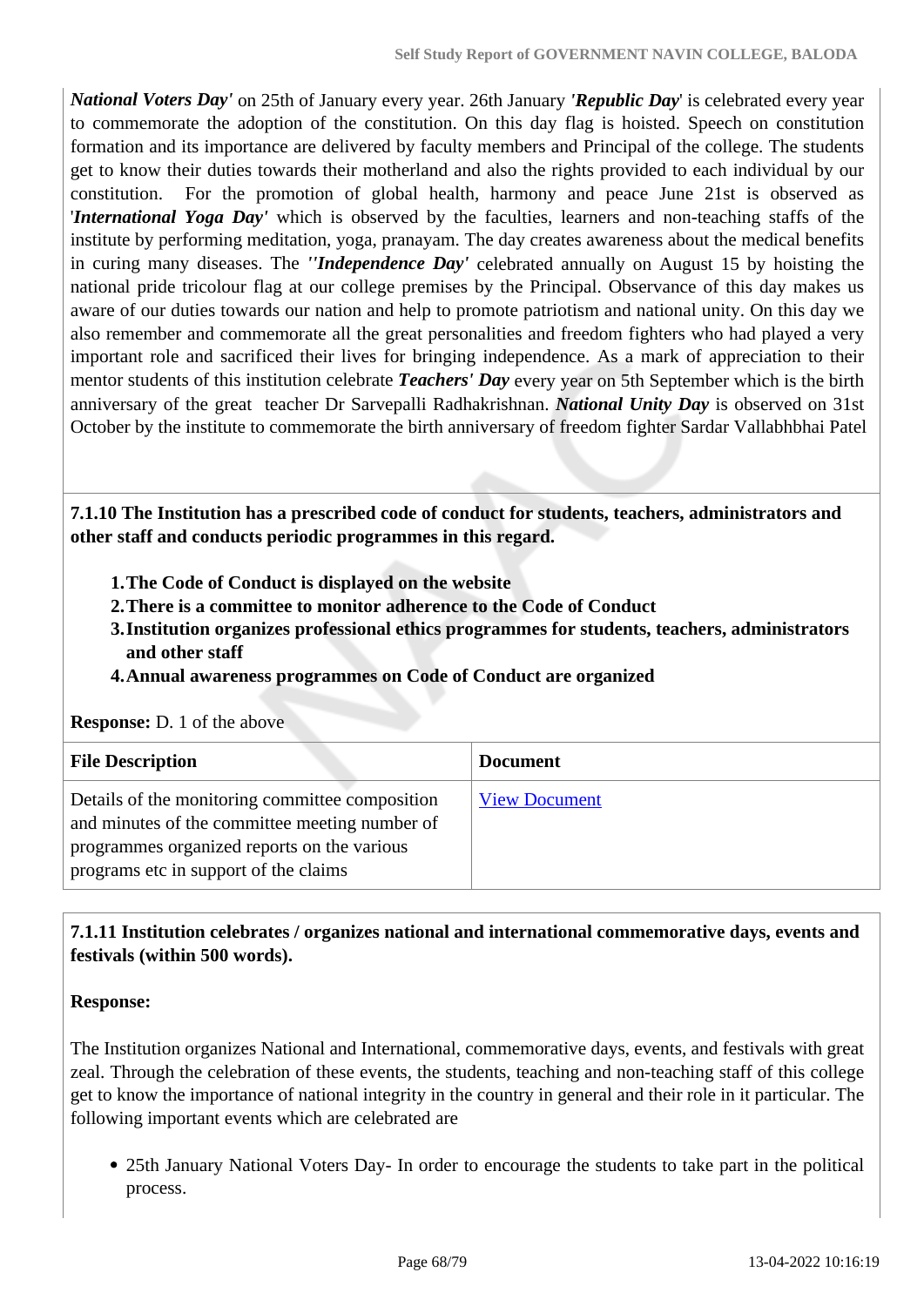***National Voters Day'*** on 25th of January every year. 26th January ***'Republic Day***' is celebrated every year to commemorate the adoption of the constitution. On this day flag is hoisted. Speech on constitution formation and its importance are delivered by faculty members and Principal of the college. The students get to know their duties towards their motherland and also the rights provided to each individual by our constitution. For the promotion of global health, harmony and peace June 21st is observed as '***International Yoga Day'*** which is observed by the faculties, learners and non-teaching staffs of the institute by performing meditation, yoga, pranayam. The day creates awareness about the medical benefits in curing many diseases. The ***''Independence Day'*** celebrated annually on August 15 by hoisting the national pride tricolour flag at our college premises by the Principal. Observance of this day makes us aware of our duties towards our nation and help to promote patriotism and national unity. On this day we also remember and commemorate all the great personalities and freedom fighters who had played a very important role and sacrificed their lives for bringing independence. As a mark of appreciation to their mentor students of this institution celebrate ***Teachers' Day*** every year on 5th September which is the birth anniversary of the great teacher Dr Sarvepalli Radhakrishnan. ***National Unity Day*** is observed on 31st October by the institute to commemorate the birth anniversary of freedom fighter Sardar Vallabhbhai Patel

**7.1.10 The Institution has a prescribed code of conduct for students, teachers, administrators and other staff and conducts periodic programmes in this regard.**

1. **The Code of Conduct is displayed on the website**
2. **There is a committee to monitor adherence to the Code of Conduct**
3. **Institution organizes professional ethics programmes for students, teachers, administrators and other staff**
4. **Annual awareness programmes on Code of Conduct are organized**

**Response:** D. 1 of the above

| File Description | Document |
|---|---|
| Details of the monitoring committee composition and minutes of the committee meeting number of programmes organized reports on the various programs etc in support of the claims | View Document |

**7.1.11 Institution celebrates / organizes national and international commemorative days, events and festivals (within 500 words).**

**Response:**

The Institution organizes National and International, commemorative days, events, and festivals with great zeal. Through the celebration of these events, the students, teaching and non-teaching staff of this college get to know the importance of national integrity in the country in general and their role in it particular. The following important events which are celebrated are

- 25th January National Voters Day- In order to encourage the students to take part in the political process.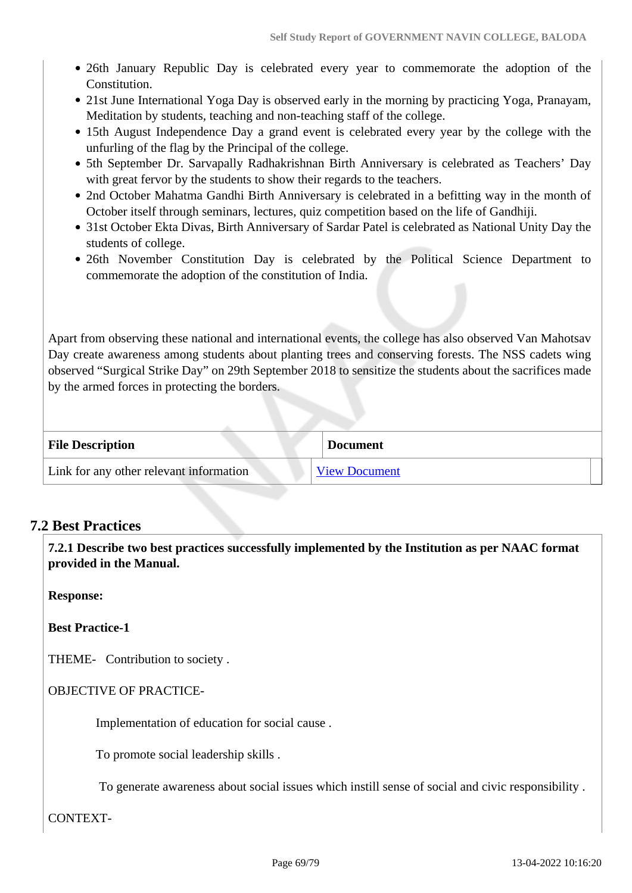- 26th January Republic Day is celebrated every year to commemorate the adoption of the Constitution.
- 21st June International Yoga Day is observed early in the morning by practicing Yoga, Pranayam, Meditation by students, teaching and non-teaching staff of the college.
- 15th August Independence Day a grand event is celebrated every year by the college with the unfurling of the flag by the Principal of the college.
- 5th September Dr. Sarvapally Radhakrishnan Birth Anniversary is celebrated as Teachers' Day with great fervor by the students to show their regards to the teachers.
- 2nd October Mahatma Gandhi Birth Anniversary is celebrated in a befitting way in the month of October itself through seminars, lectures, quiz competition based on the life of Gandhiji.
- 31st October Ekta Divas, Birth Anniversary of Sardar Patel is celebrated as National Unity Day the students of college.
- 26th November Constitution Day is celebrated by the Political Science Department to commemorate the adoption of the constitution of India.

Apart from observing these national and international events, the college has also observed Van Mahotsav Day create awareness among students about planting trees and conserving forests. The NSS cadets wing observed "Surgical Strike Day" on 29th September 2018 to sensitize the students about the sacrifices made by the armed forces in protecting the borders.

| File Description | Document |
| --- | --- |
| Link for any other relevant information | View Document |

## 7.2 Best Practices

**7.2.1 Describe two best practices successfully implemented by the Institution as per NAAC format provided in the Manual.**

**Response:**

**Best Practice-1**

THEME- Contribution to society .

OBJECTIVE OF PRACTICE-

Implementation of education for social cause .

To promote social leadership skills .

To generate awareness about social issues which instill sense of social and civic responsibility .

CONTEXT-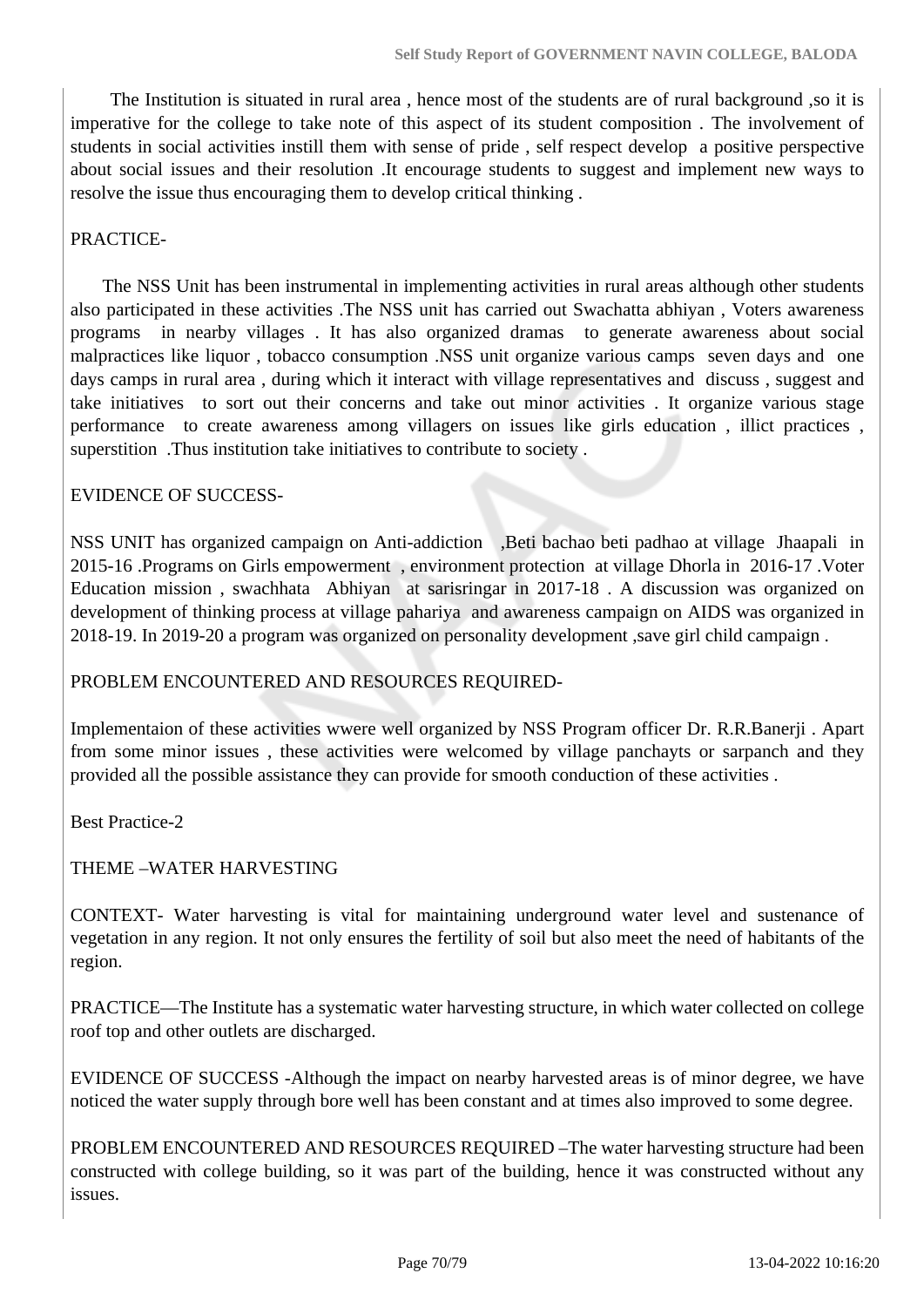The Institution is situated in rural area , hence most of the students are of rural background ,so it is imperative for the college to take note of this aspect of its student composition . The involvement of students in social activities instill them with sense of pride , self respect develop a positive perspective about social issues and their resolution .It encourage students to suggest and implement new ways to resolve the issue thus encouraging them to develop critical thinking .

PRACTICE-

The NSS Unit has been instrumental in implementing activities in rural areas although other students also participated in these activities .The NSS unit has carried out Swachatta abhiyan , Voters awareness programs in nearby villages . It has also organized dramas to generate awareness about social malpractices like liquor , tobacco consumption .NSS unit organize various camps seven days and one days camps in rural area , during which it interact with village representatives and discuss , suggest and take initiatives to sort out their concerns and take out minor activities . It organize various stage performance to create awareness among villagers on issues like girls education , illict practices , superstition .Thus institution take initiatives to contribute to society .

EVIDENCE OF SUCCESS-

NSS UNIT has organized campaign on Anti-addiction ,Beti bachao beti padhao at village Jhaapali in 2015-16 .Programs on Girls empowerment , environment protection at village Dhorla in 2016-17 .Voter Education mission , swachhata Abhiyan at sarisringar in 2017-18 . A discussion was organized on development of thinking process at village pahariya and awareness campaign on AIDS was organized in 2018-19. In 2019-20 a program was organized on personality development ,save girl child campaign .

PROBLEM ENCOUNTERED AND RESOURCES REQUIRED-

Implementaion of these activities wwere well organized by NSS Program officer Dr. R.R.Banerji . Apart from some minor issues , these activities were welcomed by village panchayts or sarpanch and they provided all the possible assistance they can provide for smooth conduction of these activities .

Best Practice-2

THEME –WATER HARVESTING

CONTEXT- Water harvesting is vital for maintaining underground water level and sustenance of vegetation in any region. It not only ensures the fertility of soil but also meet the need of habitants of the region.

PRACTICE—The Institute has a systematic water harvesting structure, in which water collected on college roof top and other outlets are discharged.

EVIDENCE OF SUCCESS -Although the impact on nearby harvested areas is of minor degree, we have noticed the water supply through bore well has been constant and at times also improved to some degree.

PROBLEM ENCOUNTERED AND RESOURCES REQUIRED –The water harvesting structure had been constructed with college building, so it was part of the building, hence it was constructed without any issues.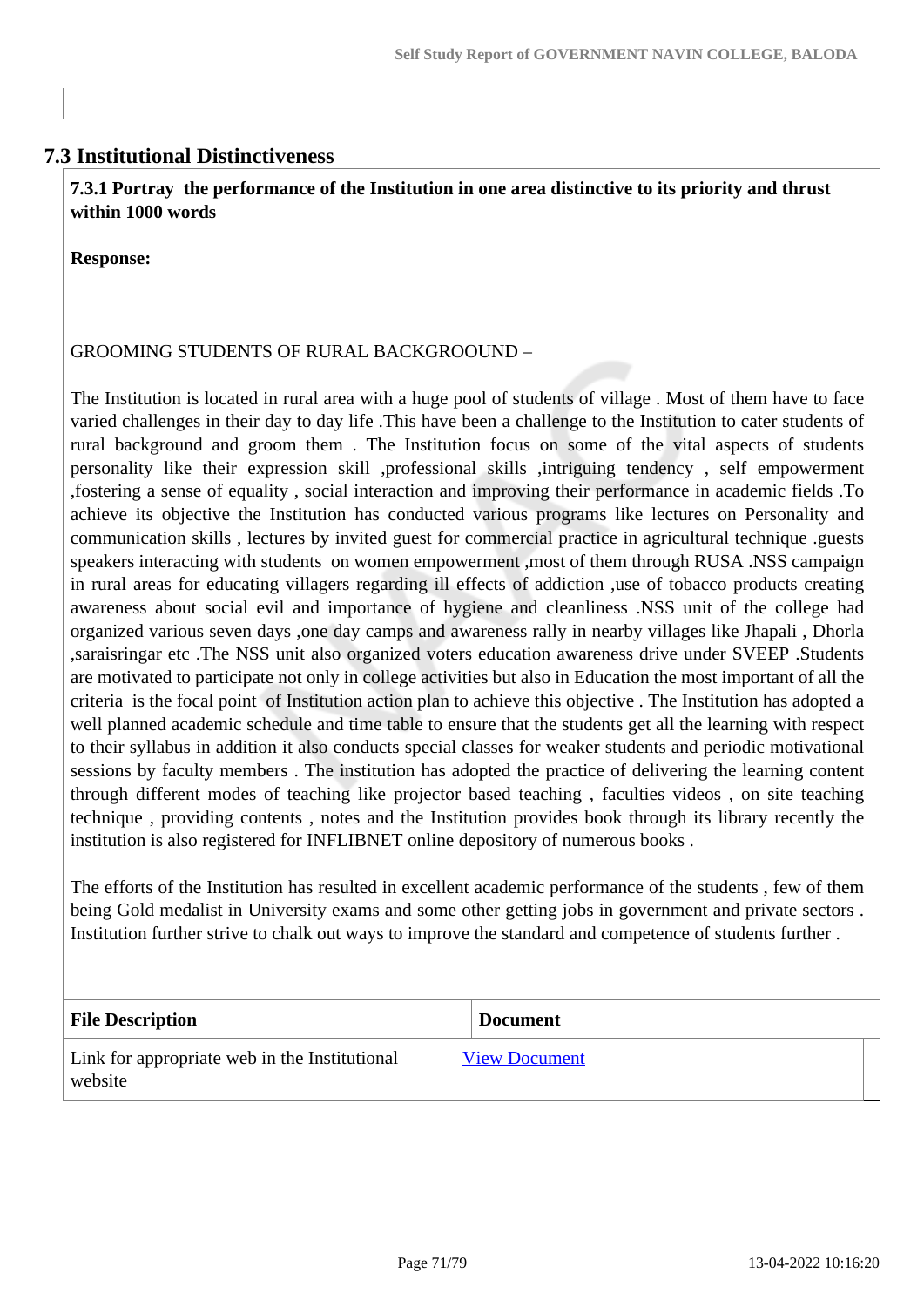## 7.3 Institutional Distinctiveness

**7.3.1 Portray the performance of the Institution in one area distinctive to its priority and thrust within 1000 words**

**Response:**

GROOMING STUDENTS OF RURAL BACKGROOUND –

The Institution is located in rural area with a huge pool of students of village . Most of them have to face varied challenges in their day to day life .This have been a challenge to the Institution to cater students of rural background and groom them . The Institution focus on some of the vital aspects of students personality like their expression skill ,professional skills ,intriguing tendency , self empowerment ,fostering a sense of equality , social interaction and improving their performance in academic fields .To achieve its objective the Institution has conducted various programs like lectures on Personality and communication skills , lectures by invited guest for commercial practice in agricultural technique .guests speakers interacting with students on women empowerment ,most of them through RUSA .NSS campaign in rural areas for educating villagers regarding ill effects of addiction ,use of tobacco products creating awareness about social evil and importance of hygiene and cleanliness .NSS unit of the college had organized various seven days ,one day camps and awareness rally in nearby villages like Jhapali , Dhorla ,saraisringar etc .The NSS unit also organized voters education awareness drive under SVEEP .Students are motivated to participate not only in college activities but also in Education the most important of all the criteria is the focal point of Institution action plan to achieve this objective . The Institution has adopted a well planned academic schedule and time table to ensure that the students get all the learning with respect to their syllabus in addition it also conducts special classes for weaker students and periodic motivational sessions by faculty members . The institution has adopted the practice of delivering the learning content through different modes of teaching like projector based teaching , faculties videos , on site teaching technique , providing contents , notes and the Institution provides book through its library recently the institution is also registered for INFLIBNET online depository of numerous books .

The efforts of the Institution has resulted in excellent academic performance of the students , few of them being Gold medalist in University exams and some other getting jobs in government and private sectors . Institution further strive to chalk out ways to improve the standard and competence of students further .

| File Description | Document |
| --- | --- |
| Link for appropriate web in the Institutional website | View Document |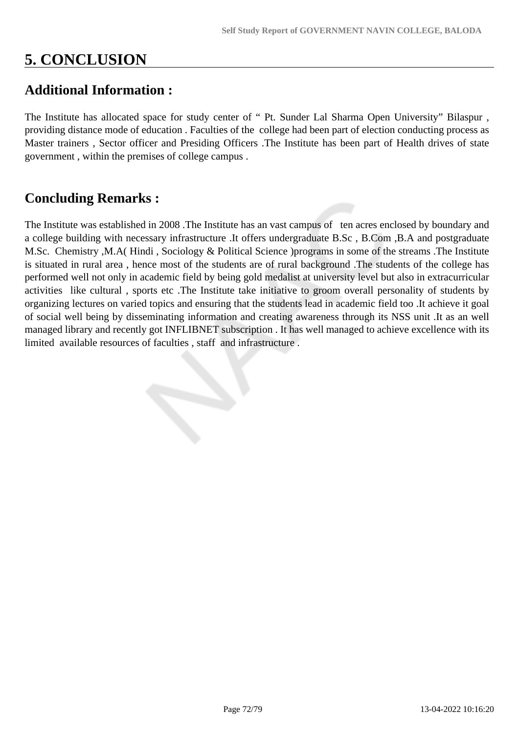# 5. CONCLUSION

## Additional Information :

The Institute has allocated space for study center of " Pt. Sunder Lal Sharma Open University" Bilaspur , providing distance mode of education . Faculties of the college had been part of election conducting process as Master trainers , Sector officer and Presiding Officers .The Institute has been part of Health drives of state government , within the premises of college campus .

## Concluding Remarks :

The Institute was established in 2008 .The Institute has an vast campus of ten acres enclosed by boundary and a college building with necessary infrastructure .It offers undergraduate B.Sc , B.Com ,B.A and postgraduate M.Sc. Chemistry ,M.A( Hindi , Sociology & Political Science )programs in some of the streams .The Institute is situated in rural area , hence most of the students are of rural background .The students of the college has performed well not only in academic field by being gold medalist at university level but also in extracurricular activities like cultural , sports etc .The Institute take initiative to groom overall personality of students by organizing lectures on varied topics and ensuring that the students lead in academic field too .It achieve it goal of social well being by disseminating information and creating awareness through its NSS unit .It as an well managed library and recently got INFLIBNET subscription . It has well managed to achieve excellence with its limited available resources of faculties , staff and infrastructure .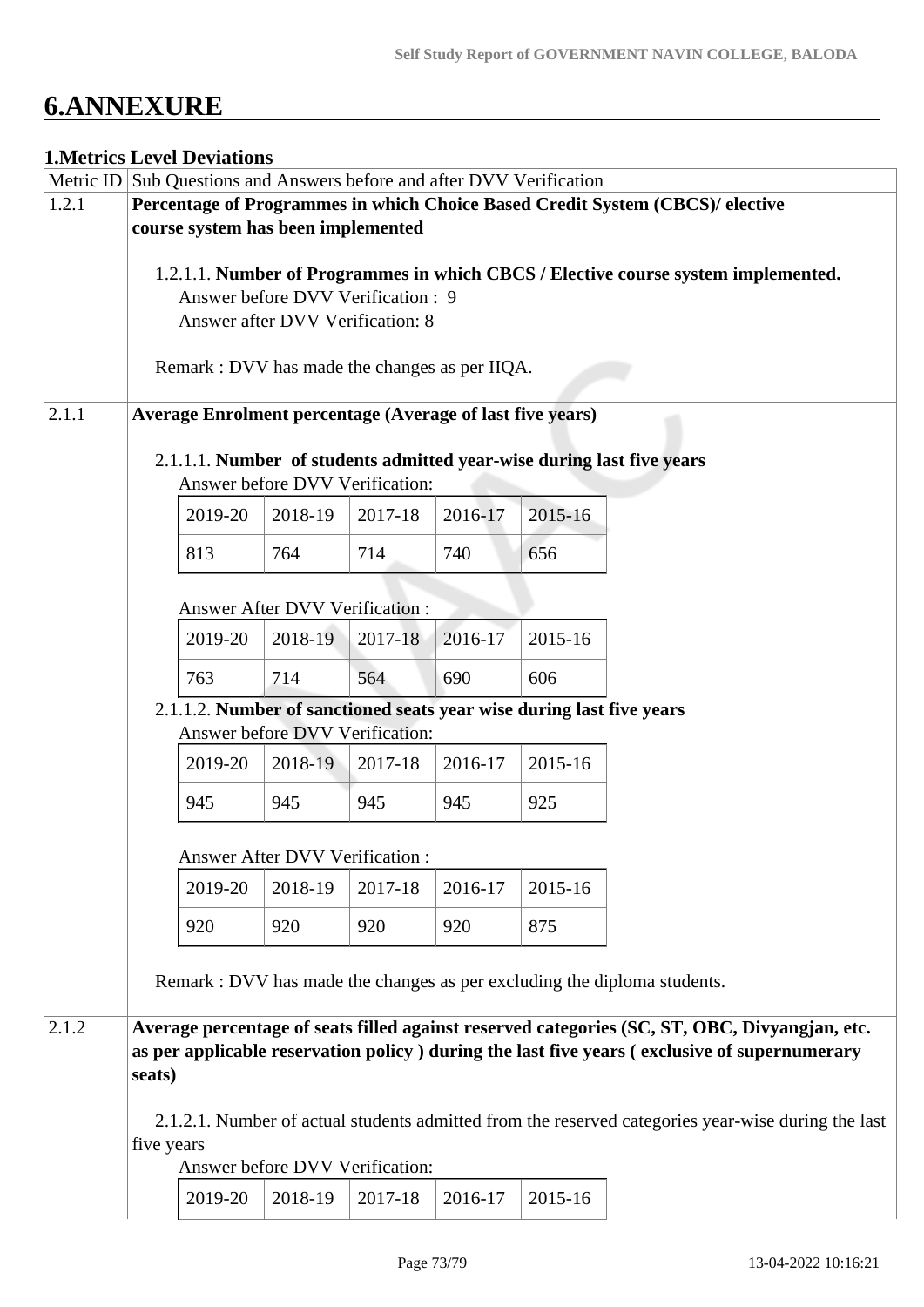# 6.ANNEXURE

## 1.Metrics Level Deviations

| Metric ID | Sub Questions and Answers before and after DVV Verification |
|---|---|
| 1.2.1 | **Percentage of Programmes in which Choice Based Credit System (CBCS)/ elective course system has been implemented** |

1.2.1.1. **Number of Programmes in which CBCS / Elective course system implemented.**
Answer before DVV Verification : 9
Answer after DVV Verification: 8

Remark : DVV has made the changes as per IIQA.

| Metric ID | |
|---|---|
| 2.1.1 | **Average Enrolment percentage (Average of last five years)** |

2.1.1.1. **Number of students admitted year-wise during last five years**

Answer before DVV Verification:

| 2019-20 | 2018-19 | 2017-18 | 2016-17 | 2015-16 |
|---|---|---|---|---|
| 813 | 764 | 714 | 740 | 656 |

Answer After DVV Verification :

| 2019-20 | 2018-19 | 2017-18 | 2016-17 | 2015-16 |
|---|---|---|---|---|
| 763 | 714 | 564 | 690 | 606 |

2.1.1.2. **Number of sanctioned seats year wise during last five years**

Answer before DVV Verification:

| 2019-20 | 2018-19 | 2017-18 | 2016-17 | 2015-16 |
|---|---|---|---|---|
| 945 | 945 | 945 | 945 | 925 |

Answer After DVV Verification :

| 2019-20 | 2018-19 | 2017-18 | 2016-17 | 2015-16 |
|---|---|---|---|---|
| 920 | 920 | 920 | 920 | 875 |

Remark : DVV has made the changes as per excluding the diploma students.

| Metric ID | |
|---|---|
| 2.1.2 | **Average percentage of seats filled against reserved categories (SC, ST, OBC, Divyangjan, etc. as per applicable reservation policy ) during the last five years ( exclusive of supernumerary seats)** |

2.1.2.1. Number of actual students admitted from the reserved categories year-wise during the last five years

Answer before DVV Verification:

| 2019-20 | 2018-19 | 2017-18 | 2016-17 | 2015-16 |
|---|---|---|---|---|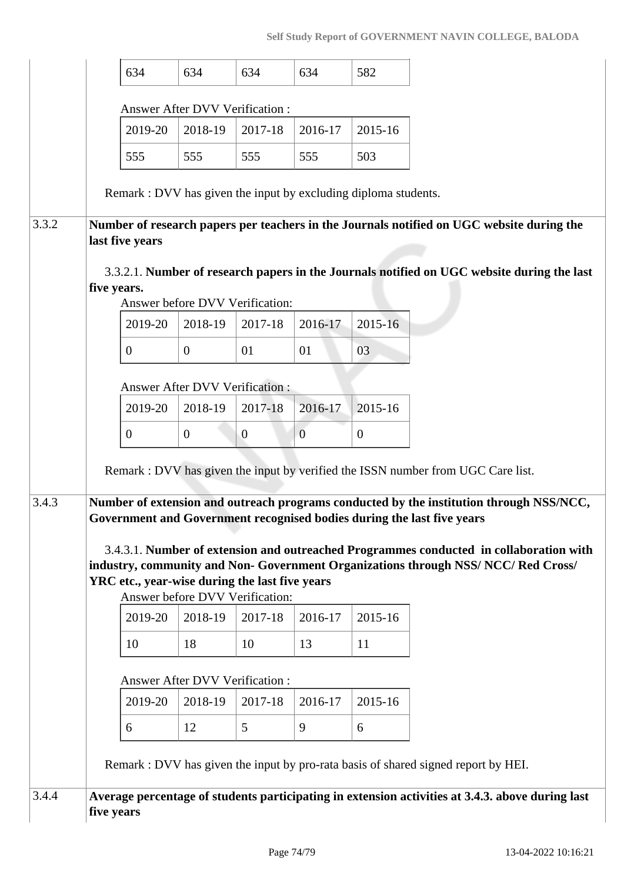| 634 | 634 | 634 | 634 | 582 |
|---|---|---|---|---|

Answer After DVV Verification :

| 2019-20 | 2018-19 | 2017-18 | 2016-17 | 2015-16 |
|---|---|---|---|---|
| 555 | 555 | 555 | 555 | 503 |

Remark : DVV has given the input by excluding diploma students.

**3.3.2 Number of research papers per teachers in the Journals notified on UGC website during the last five years**

3.3.2.1. **Number of research papers in the Journals notified on UGC website during the last five years.**

Answer before DVV Verification:

| 2019-20 | 2018-19 | 2017-18 | 2016-17 | 2015-16 |
|---|---|---|---|---|
| 0 | 0 | 01 | 01 | 03 |

Answer After DVV Verification :

| 2019-20 | 2018-19 | 2017-18 | 2016-17 | 2015-16 |
|---|---|---|---|---|
| 0 | 0 | 0 | 0 | 0 |

Remark : DVV has given the input by verified the ISSN number from UGC Care list.

**3.4.3 Number of extension and outreach programs conducted by the institution through NSS/NCC, Government and Government recognised bodies during the last five years**

3.4.3.1. **Number of extension and outreached Programmes conducted in collaboration with industry, community and Non- Government Organizations through NSS/ NCC/ Red Cross/ YRC etc., year-wise during the last five years**

Answer before DVV Verification:

| 2019-20 | 2018-19 | 2017-18 | 2016-17 | 2015-16 |
|---|---|---|---|---|
| 10 | 18 | 10 | 13 | 11 |

Answer After DVV Verification :

| 2019-20 | 2018-19 | 2017-18 | 2016-17 | 2015-16 |
|---|---|---|---|---|
| 6 | 12 | 5 | 9 | 6 |

Remark : DVV has given the input by pro-rata basis of shared signed report by HEI.

**3.4.4 Average percentage of students participating in extension activities at 3.4.3. above during last five years**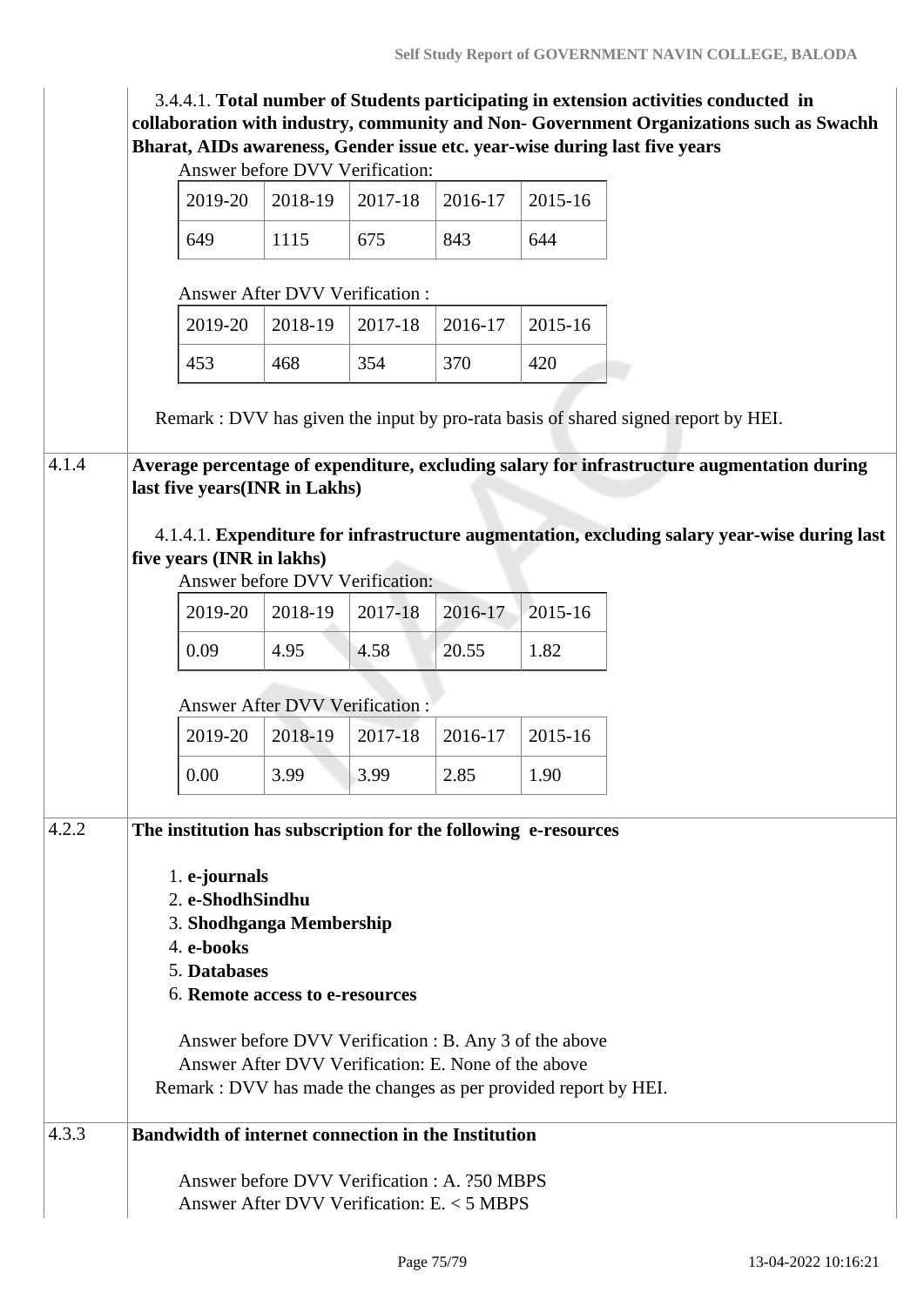3.4.4.1. **Total number of Students participating in extension activities conducted in collaboration with industry, community and Non- Government Organizations such as Swachh Bharat, AIDs awareness, Gender issue etc. year-wise during last five years**

Answer before DVV Verification:

| 2019-20 | 2018-19 | 2017-18 | 2016-17 | 2015-16 |
|---|---|---|---|---|
| 649 | 1115 | 675 | 843 | 644 |

Answer After DVV Verification :

| 2019-20 | 2018-19 | 2017-18 | 2016-17 | 2015-16 |
|---|---|---|---|---|
| 453 | 468 | 354 | 370 | 420 |

Remark : DVV has given the input by pro-rata basis of shared signed report by HEI.

**4.1.4 Average percentage of expenditure, excluding salary for infrastructure augmentation during last five years(INR in Lakhs)**

4.1.4.1. **Expenditure for infrastructure augmentation, excluding salary year-wise during last five years (INR in lakhs)**

Answer before DVV Verification:

| 2019-20 | 2018-19 | 2017-18 | 2016-17 | 2015-16 |
|---|---|---|---|---|
| 0.09 | 4.95 | 4.58 | 20.55 | 1.82 |

Answer After DVV Verification :

| 2019-20 | 2018-19 | 2017-18 | 2016-17 | 2015-16 |
|---|---|---|---|---|
| 0.00 | 3.99 | 3.99 | 2.85 | 1.90 |

**4.2.2 The institution has subscription for the following e-resources**

1. **e-journals**
2. **e-ShodhSindhu**
3. **Shodhganga Membership**
4. **e-books**
5. **Databases**
6. **Remote access to e-resources**

Answer before DVV Verification : B. Any 3 of the above
Answer After DVV Verification: E. None of the above
Remark : DVV has made the changes as per provided report by HEI.

**4.3.3 Bandwidth of internet connection in the Institution**

Answer before DVV Verification : A. ?50 MBPS
Answer After DVV Verification: E. < 5 MBPS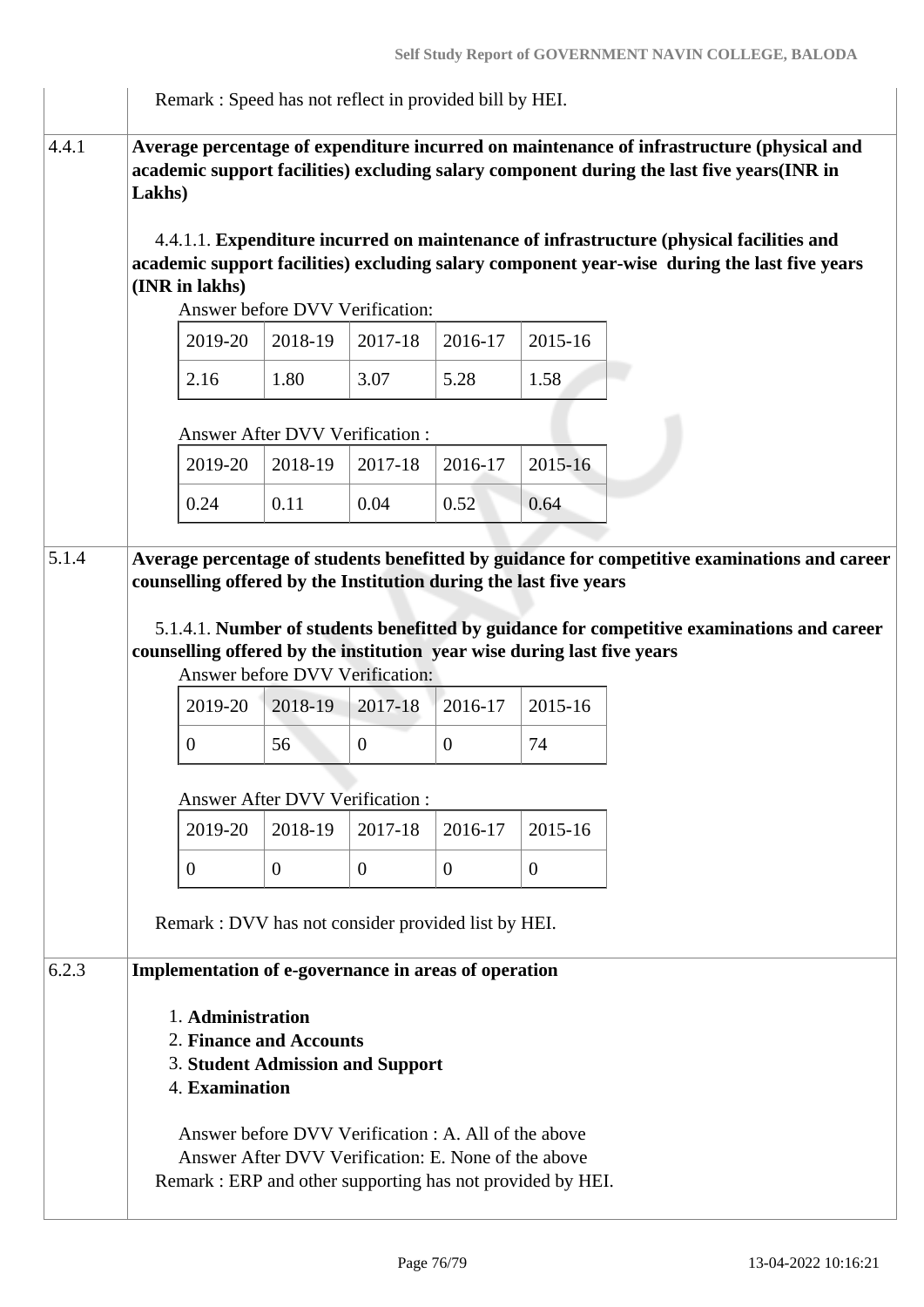Remark : Speed has not reflect in provided bill by HEI.

**4.4.1** **Average percentage of expenditure incurred on maintenance of infrastructure (physical and academic support facilities) excluding salary component during the last five years(INR in Lakhs)**

4.4.1.1. **Expenditure incurred on maintenance of infrastructure (physical facilities and academic support facilities) excluding salary component year-wise during the last five years (INR in lakhs)**

Answer before DVV Verification:

| 2019-20 | 2018-19 | 2017-18 | 2016-17 | 2015-16 |
|---|---|---|---|---|
| 2.16 | 1.80 | 3.07 | 5.28 | 1.58 |

Answer After DVV Verification :

| 2019-20 | 2018-19 | 2017-18 | 2016-17 | 2015-16 |
|---|---|---|---|---|
| 0.24 | 0.11 | 0.04 | 0.52 | 0.64 |

**5.1.4** **Average percentage of students benefitted by guidance for competitive examinations and career counselling offered by the Institution during the last five years**

5.1.4.1. **Number of students benefitted by guidance for competitive examinations and career counselling offered by the institution year wise during last five years**

Answer before DVV Verification:

| 2019-20 | 2018-19 | 2017-18 | 2016-17 | 2015-16 |
|---|---|---|---|---|
| 0 | 56 | 0 | 0 | 74 |

Answer After DVV Verification :

| 2019-20 | 2018-19 | 2017-18 | 2016-17 | 2015-16 |
|---|---|---|---|---|
| 0 | 0 | 0 | 0 | 0 |

Remark : DVV has not consider provided list by HEI.

**6.2.3** **Implementation of e-governance in areas of operation**

1. **Administration**
2. **Finance and Accounts**
3. **Student Admission and Support**
4. **Examination**

Answer before DVV Verification : A. All of the above
Answer After DVV Verification: E. None of the above
Remark : ERP and other supporting has not provided by HEI.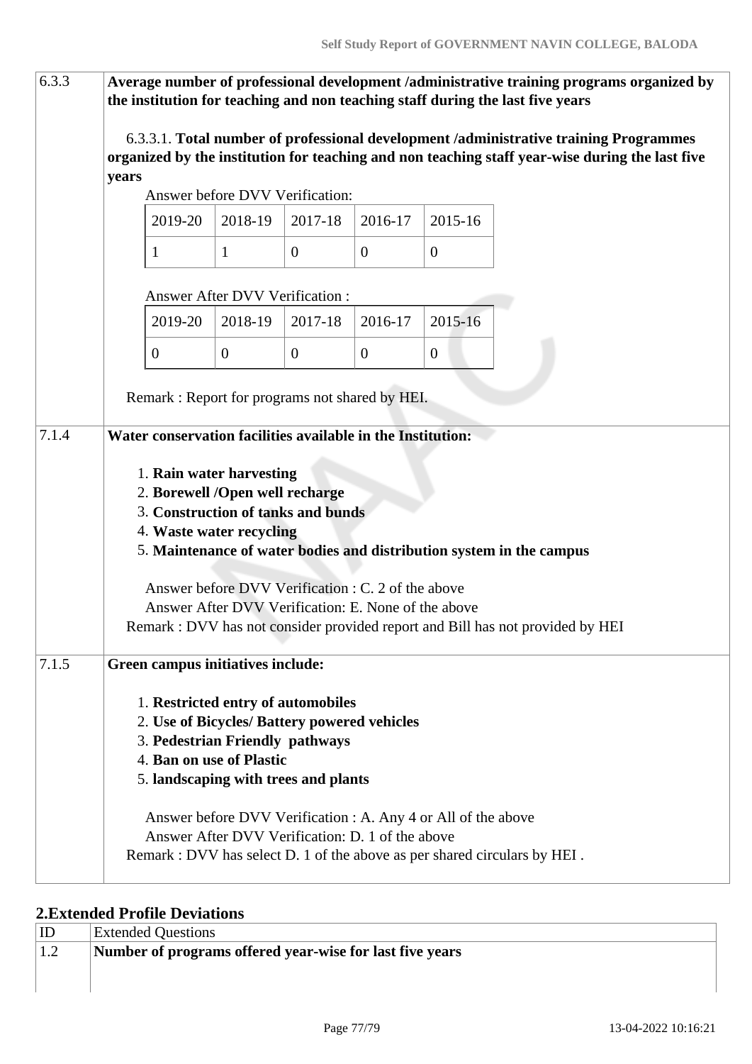| | |
|---|---|
| 6.3.3 | **Average number of professional development /administrative training programs organized by the institution for teaching and non teaching staff during the last five years**<br><br>6.3.3.1. **Total number of professional development /administrative training Programmes organized by the institution for teaching and non teaching staff year-wise during the last five years**<br><br>Answer before DVV Verification:<br><br>2019-20: 1, 2018-19: 1, 2017-18: 0, 2016-17: 0, 2015-16: 0<br><br>Answer After DVV Verification :<br><br>2019-20: 0, 2018-19: 0, 2017-18: 0, 2016-17: 0, 2015-16: 0<br><br>Remark : Report for programs not shared by HEI. |
| 7.1.4 | **Water conservation facilities available in the Institution:**<br><br>1. **Rain water harvesting**<br>2. **Borewell /Open well recharge**<br>3. **Construction of tanks and bunds**<br>4. **Waste water recycling**<br>5. **Maintenance of water bodies and distribution system in the campus**<br><br>Answer before DVV Verification : C. 2 of the above<br>Answer After DVV Verification: E. None of the above<br>Remark : DVV has not consider provided report and Bill has not provided by HEI |
| 7.1.5 | **Green campus initiatives include:**<br><br>1. **Restricted entry of automobiles**<br>2. **Use of Bicycles/ Battery powered vehicles**<br>3. **Pedestrian Friendly pathways**<br>4. **Ban on use of Plastic**<br>5. **landscaping with trees and plants**<br><br>Answer before DVV Verification : A. Any 4 or All of the above<br>Answer After DVV Verification: D. 1 of the above<br>Remark : DVV has select D. 1 of the above as per shared circulars by HEI . |

Answer before DVV Verification (6.3.3.1):

| 2019-20 | 2018-19 | 2017-18 | 2016-17 | 2015-16 |
|---|---|---|---|---|
| 1 | 1 | 0 | 0 | 0 |

Answer After DVV Verification (6.3.3.1):

| 2019-20 | 2018-19 | 2017-18 | 2016-17 | 2015-16 |
|---|---|---|---|---|
| 0 | 0 | 0 | 0 | 0 |

## 2.Extended Profile Deviations

| ID | Extended Questions |
|---|---|
| 1.2 | **Number of programs offered year-wise for last five years** |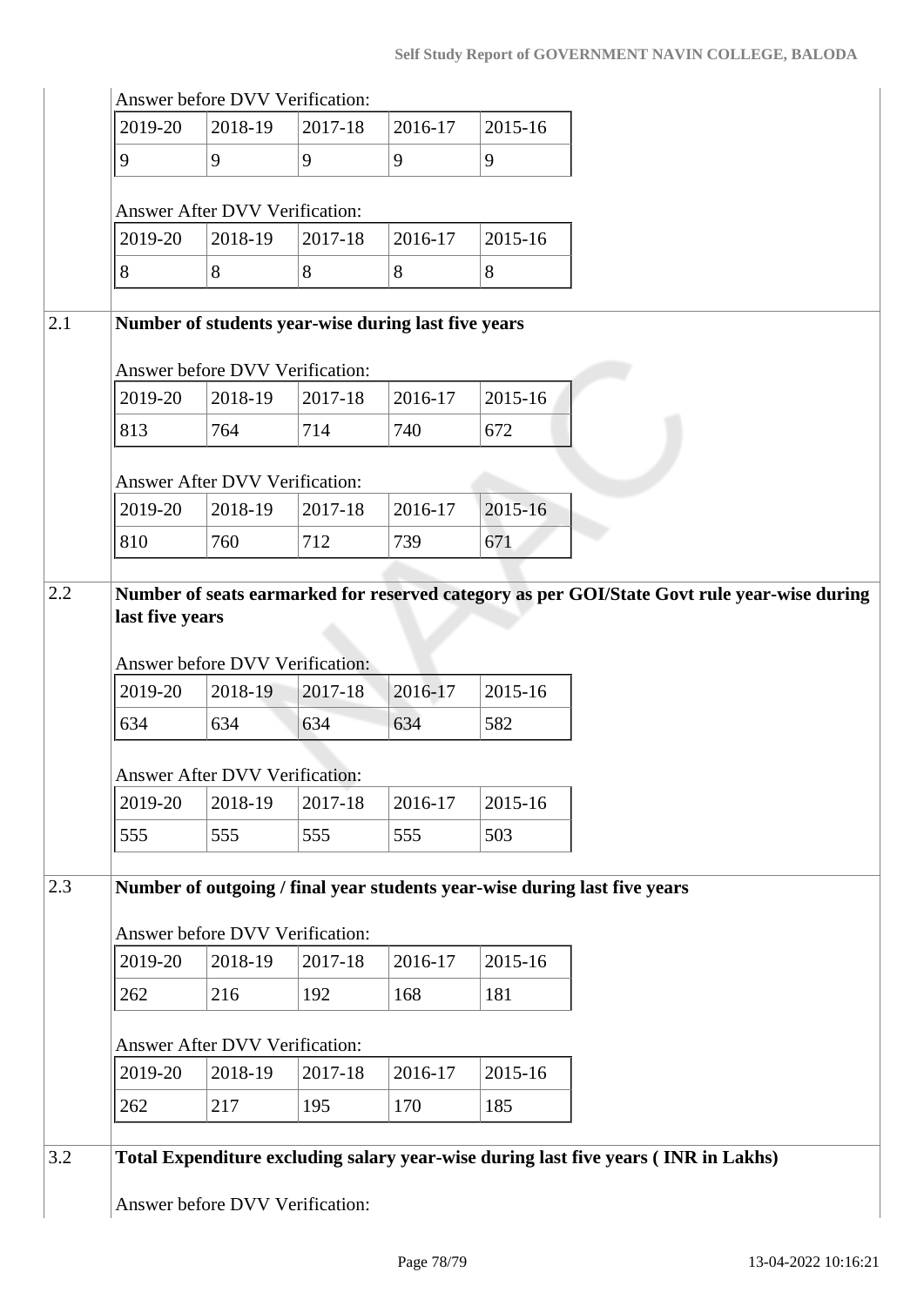Answer before DVV Verification:

| 2019-20 | 2018-19 | 2017-18 | 2016-17 | 2015-16 |
|---|---|---|---|---|
| 9 | 9 | 9 | 9 | 9 |

Answer After DVV Verification:

| 2019-20 | 2018-19 | 2017-18 | 2016-17 | 2015-16 |
|---|---|---|---|---|
| 8 | 8 | 8 | 8 | 8 |

**2.1 Number of students year-wise during last five years**

Answer before DVV Verification:

| 2019-20 | 2018-19 | 2017-18 | 2016-17 | 2015-16 |
|---|---|---|---|---|
| 813 | 764 | 714 | 740 | 672 |

Answer After DVV Verification:

| 2019-20 | 2018-19 | 2017-18 | 2016-17 | 2015-16 |
|---|---|---|---|---|
| 810 | 760 | 712 | 739 | 671 |

**2.2 Number of seats earmarked for reserved category as per GOI/State Govt rule year-wise during last five years**

Answer before DVV Verification:

| 2019-20 | 2018-19 | 2017-18 | 2016-17 | 2015-16 |
|---|---|---|---|---|
| 634 | 634 | 634 | 634 | 582 |

Answer After DVV Verification:

| 2019-20 | 2018-19 | 2017-18 | 2016-17 | 2015-16 |
|---|---|---|---|---|
| 555 | 555 | 555 | 555 | 503 |

**2.3 Number of outgoing / final year students year-wise during last five years**

Answer before DVV Verification:

| 2019-20 | 2018-19 | 2017-18 | 2016-17 | 2015-16 |
|---|---|---|---|---|
| 262 | 216 | 192 | 168 | 181 |

Answer After DVV Verification:

| 2019-20 | 2018-19 | 2017-18 | 2016-17 | 2015-16 |
|---|---|---|---|---|
| 262 | 217 | 195 | 170 | 185 |

**3.2 Total Expenditure excluding salary year-wise during last five years ( INR in Lakhs)**

Answer before DVV Verification: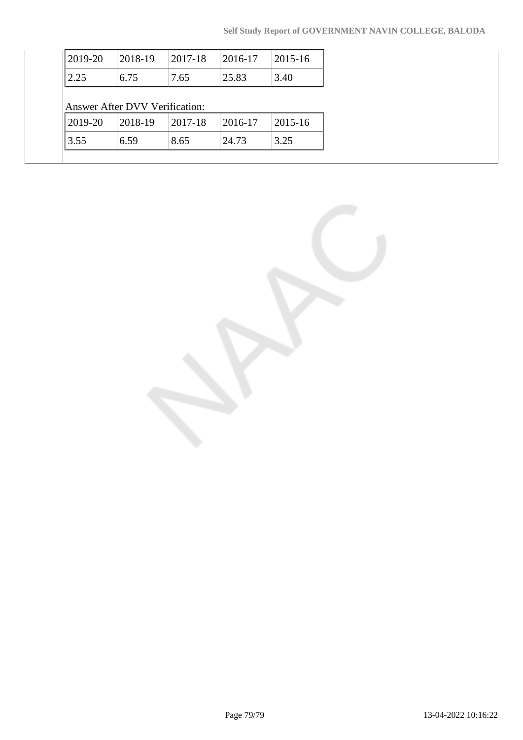| 2019-20 | 2018-19 | 2017-18 | 2016-17 | 2015-16 |
|---|---|---|---|---|
| 2.25 | 6.75 | 7.65 | 25.83 | 3.40 |

Answer After DVV Verification:

| 2019-20 | 2018-19 | 2017-18 | 2016-17 | 2015-16 |
|---|---|---|---|---|
| 3.55 | 6.59 | 8.65 | 24.73 | 3.25 |